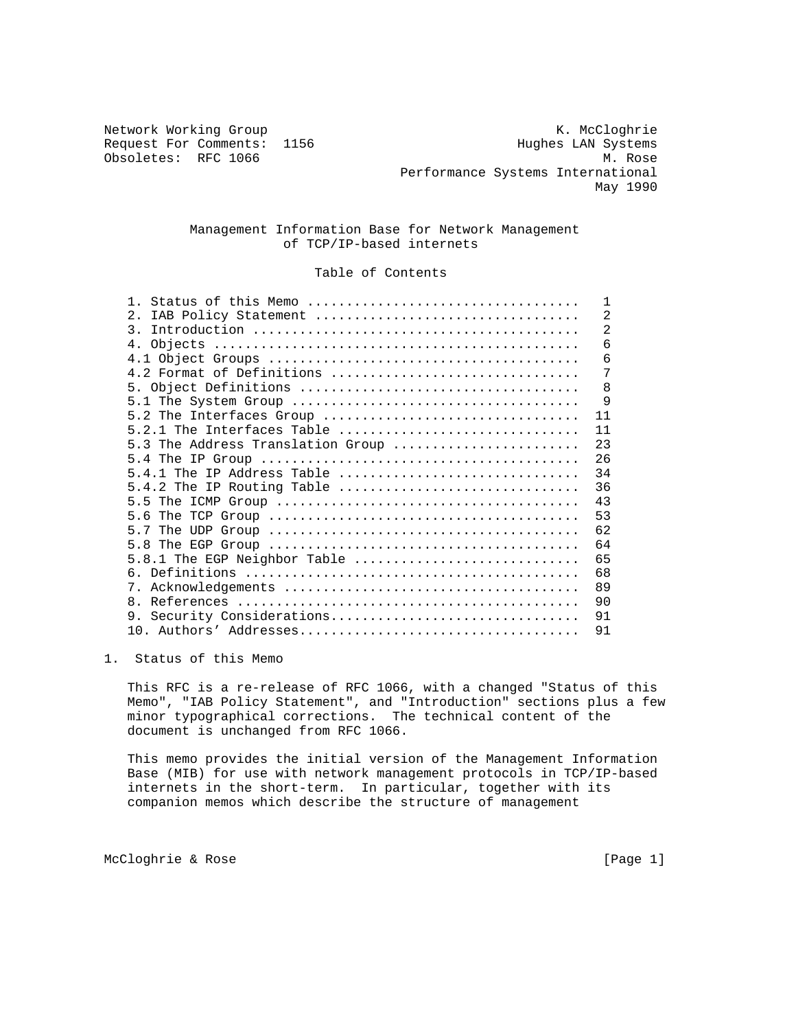Network Working Group K. McCloghrie
Request For Comments: 1156 Hughes LAN Systems
Obsoletes: RFC 1066 M. Rose
Performance Systems International
May 1990

# Management Information Base for Network Management of TCP/IP-based internets

## Table of Contents

| Section | Page |
|---|---|
| 1. Status of this Memo | 1 |
| 2. IAB Policy Statement | 2 |
| 3. Introduction | 2 |
| 4. Objects | 6 |
| 4.1 Object Groups | 6 |
| 4.2 Format of Definitions | 7 |
| 5. Object Definitions | 8 |
| 5.1 The System Group | 9 |
| 5.2 The Interfaces Group | 11 |
| 5.2.1 The Interfaces Table | 11 |
| 5.3 The Address Translation Group | 23 |
| 5.4 The IP Group | 26 |
| 5.4.1 The IP Address Table | 34 |
| 5.4.2 The IP Routing Table | 36 |
| 5.5 The ICMP Group | 43 |
| 5.6 The TCP Group | 53 |
| 5.7 The UDP Group | 62 |
| 5.8 The EGP Group | 64 |
| 5.8.1 The EGP Neighbor Table | 65 |
| 6. Definitions | 68 |
| 7. Acknowledgements | 89 |
| 8. References | 90 |
| 9. Security Considerations | 91 |
| 10. Authors' Addresses | 91 |

## 1. Status of this Memo

This RFC is a re-release of RFC 1066, with a changed "Status of this Memo", "IAB Policy Statement", and "Introduction" sections plus a few minor typographical corrections. The technical content of the document is unchanged from RFC 1066.

This memo provides the initial version of the Management Information Base (MIB) for use with network management protocols in TCP/IP-based internets in the short-term. In particular, together with its companion memos which describe the structure of management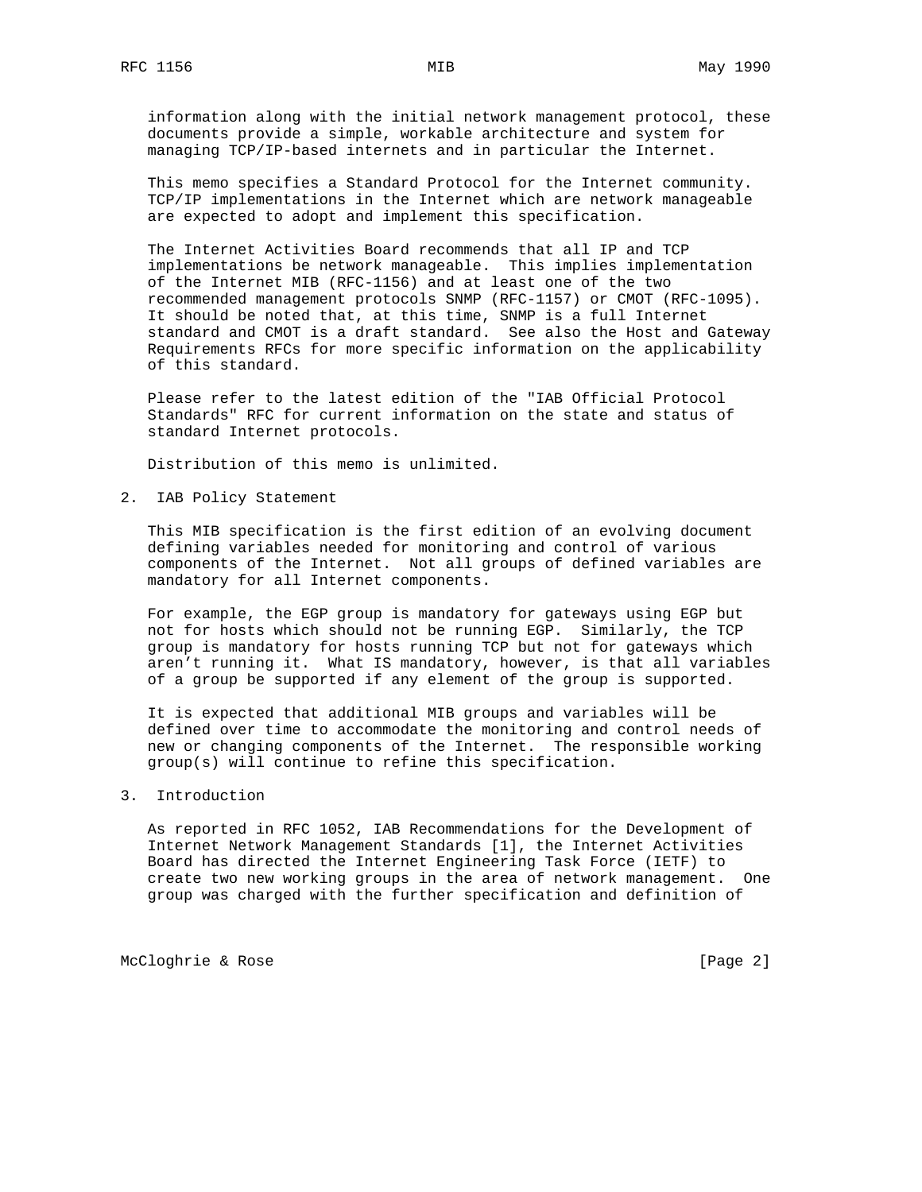information along with the initial network management protocol, these documents provide a simple, workable architecture and system for managing TCP/IP-based internets and in particular the Internet.

This memo specifies a Standard Protocol for the Internet community. TCP/IP implementations in the Internet which are network manageable are expected to adopt and implement this specification.

The Internet Activities Board recommends that all IP and TCP implementations be network manageable. This implies implementation of the Internet MIB (RFC-1156) and at least one of the two recommended management protocols SNMP (RFC-1157) or CMOT (RFC-1095). It should be noted that, at this time, SNMP is a full Internet standard and CMOT is a draft standard. See also the Host and Gateway Requirements RFCs for more specific information on the applicability of this standard.

Please refer to the latest edition of the "IAB Official Protocol Standards" RFC for current information on the state and status of standard Internet protocols.

Distribution of this memo is unlimited.

## 2. IAB Policy Statement

This MIB specification is the first edition of an evolving document defining variables needed for monitoring and control of various components of the Internet. Not all groups of defined variables are mandatory for all Internet components.

For example, the EGP group is mandatory for gateways using EGP but not for hosts which should not be running EGP. Similarly, the TCP group is mandatory for hosts running TCP but not for gateways which aren't running it. What IS mandatory, however, is that all variables of a group be supported if any element of the group is supported.

It is expected that additional MIB groups and variables will be defined over time to accommodate the monitoring and control needs of new or changing components of the Internet. The responsible working group(s) will continue to refine this specification.

## 3. Introduction

As reported in RFC 1052, IAB Recommendations for the Development of Internet Network Management Standards [1], the Internet Activities Board has directed the Internet Engineering Task Force (IETF) to create two new working groups in the area of network management. One group was charged with the further specification and definition of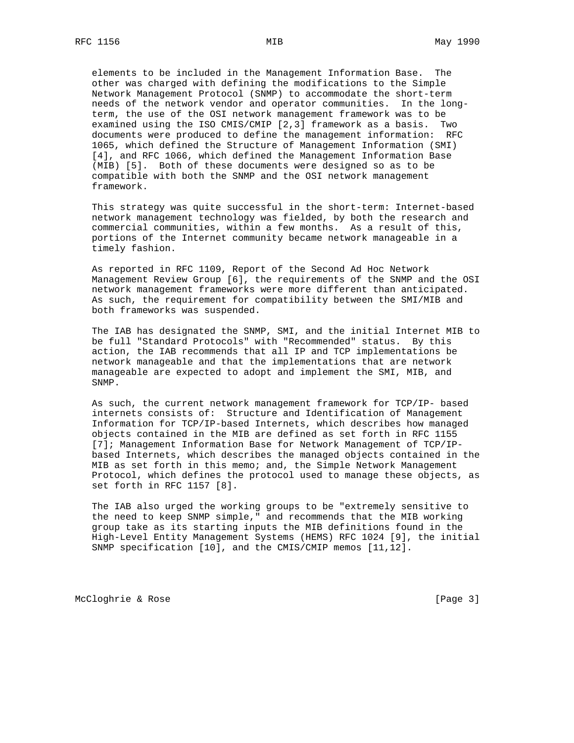elements to be included in the Management Information Base. The other was charged with defining the modifications to the Simple Network Management Protocol (SNMP) to accommodate the short-term needs of the network vendor and operator communities. In the long-term, the use of the OSI network management framework was to be examined using the ISO CMIS/CMIP [2,3] framework as a basis. Two documents were produced to define the management information: RFC 1065, which defined the Structure of Management Information (SMI) [4], and RFC 1066, which defined the Management Information Base (MIB) [5]. Both of these documents were designed so as to be compatible with both the SNMP and the OSI network management framework.

This strategy was quite successful in the short-term: Internet-based network management technology was fielded, by both the research and commercial communities, within a few months. As a result of this, portions of the Internet community became network manageable in a timely fashion.

As reported in RFC 1109, Report of the Second Ad Hoc Network Management Review Group [6], the requirements of the SNMP and the OSI network management frameworks were more different than anticipated. As such, the requirement for compatibility between the SMI/MIB and both frameworks was suspended.

The IAB has designated the SNMP, SMI, and the initial Internet MIB to be full "Standard Protocols" with "Recommended" status. By this action, the IAB recommends that all IP and TCP implementations be network manageable and that the implementations that are network manageable are expected to adopt and implement the SMI, MIB, and SNMP.

As such, the current network management framework for TCP/IP- based internets consists of: Structure and Identification of Management Information for TCP/IP-based Internets, which describes how managed objects contained in the MIB are defined as set forth in RFC 1155 [7]; Management Information Base for Network Management of TCP/IP-based Internets, which describes the managed objects contained in the MIB as set forth in this memo; and, the Simple Network Management Protocol, which defines the protocol used to manage these objects, as set forth in RFC 1157 [8].

The IAB also urged the working groups to be "extremely sensitive to the need to keep SNMP simple," and recommends that the MIB working group take as its starting inputs the MIB definitions found in the High-Level Entity Management Systems (HEMS) RFC 1024 [9], the initial SNMP specification [10], and the CMIS/CMIP memos [11,12].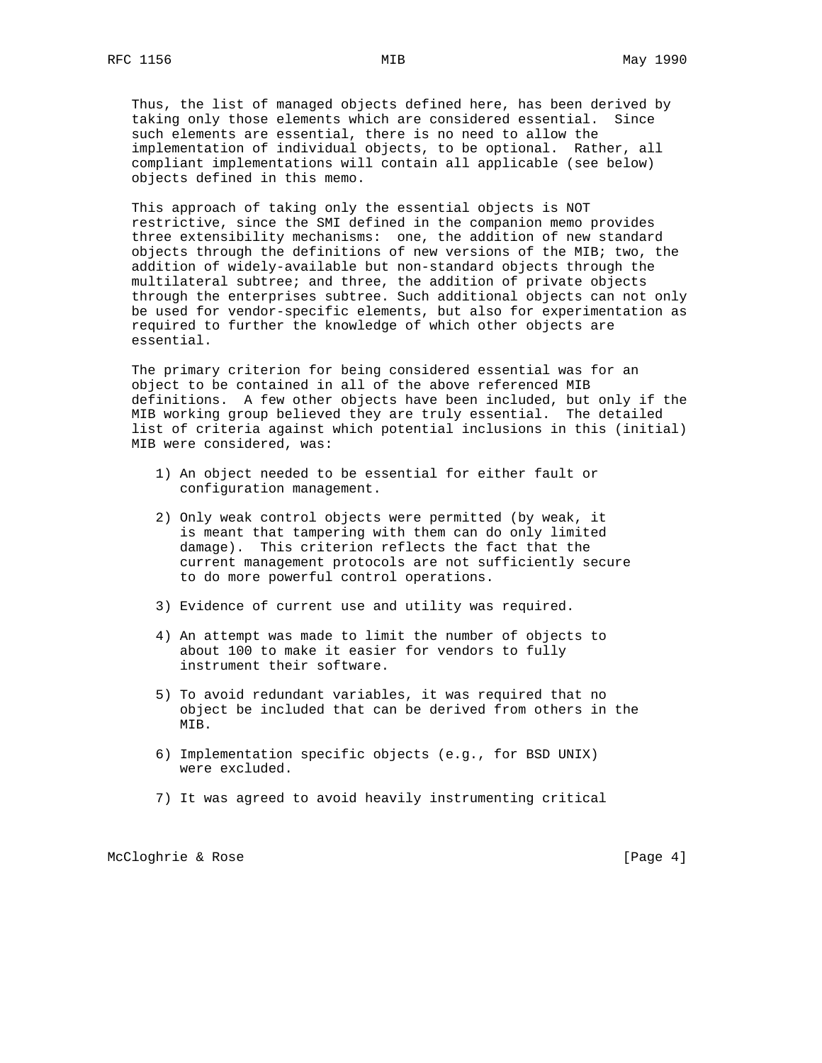Thus, the list of managed objects defined here, has been derived by taking only those elements which are considered essential. Since such elements are essential, there is no need to allow the implementation of individual objects, to be optional. Rather, all compliant implementations will contain all applicable (see below) objects defined in this memo.

This approach of taking only the essential objects is NOT restrictive, since the SMI defined in the companion memo provides three extensibility mechanisms: one, the addition of new standard objects through the definitions of new versions of the MIB; two, the addition of widely-available but non-standard objects through the multilateral subtree; and three, the addition of private objects through the enterprises subtree. Such additional objects can not only be used for vendor-specific elements, but also for experimentation as required to further the knowledge of which other objects are essential.

The primary criterion for being considered essential was for an object to be contained in all of the above referenced MIB definitions. A few other objects have been included, but only if the MIB working group believed they are truly essential. The detailed list of criteria against which potential inclusions in this (initial) MIB were considered, was:

1) An object needed to be essential for either fault or configuration management.

2) Only weak control objects were permitted (by weak, it is meant that tampering with them can do only limited damage). This criterion reflects the fact that the current management protocols are not sufficiently secure to do more powerful control operations.

3) Evidence of current use and utility was required.

4) An attempt was made to limit the number of objects to about 100 to make it easier for vendors to fully instrument their software.

5) To avoid redundant variables, it was required that no object be included that can be derived from others in the MIB.

6) Implementation specific objects (e.g., for BSD UNIX) were excluded.

7) It was agreed to avoid heavily instrumenting critical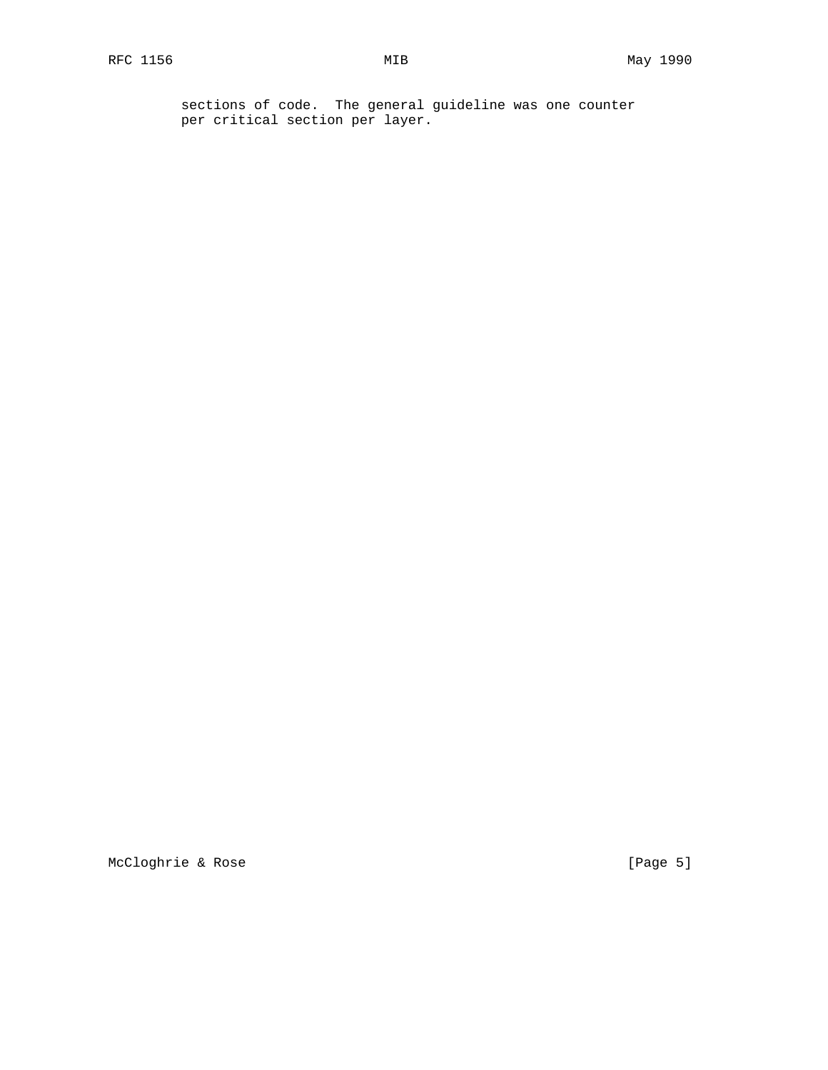sections of code. The general guideline was one counter per critical section per layer.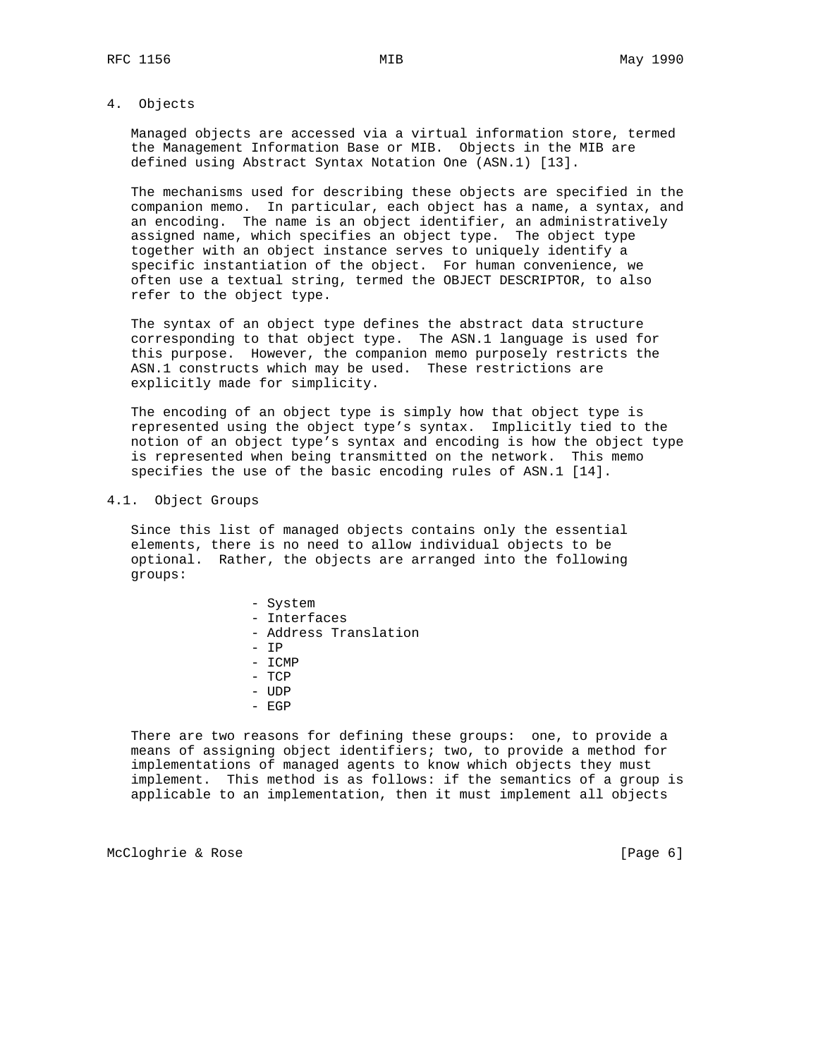# 4. Objects

Managed objects are accessed via a virtual information store, termed the Management Information Base or MIB. Objects in the MIB are defined using Abstract Syntax Notation One (ASN.1) [13].

The mechanisms used for describing these objects are specified in the companion memo. In particular, each object has a name, a syntax, and an encoding. The name is an object identifier, an administratively assigned name, which specifies an object type. The object type together with an object instance serves to uniquely identify a specific instantiation of the object. For human convenience, we often use a textual string, termed the OBJECT DESCRIPTOR, to also refer to the object type.

The syntax of an object type defines the abstract data structure corresponding to that object type. The ASN.1 language is used for this purpose. However, the companion memo purposely restricts the ASN.1 constructs which may be used. These restrictions are explicitly made for simplicity.

The encoding of an object type is simply how that object type is represented using the object type's syntax. Implicitly tied to the notion of an object type's syntax and encoding is how the object type is represented when being transmitted on the network. This memo specifies the use of the basic encoding rules of ASN.1 [14].

## 4.1. Object Groups

Since this list of managed objects contains only the essential elements, there is no need to allow individual objects to be optional. Rather, the objects are arranged into the following groups:

- System
- Interfaces
- Address Translation
- IP
- ICMP
- TCP
- UDP
- EGP

There are two reasons for defining these groups: one, to provide a means of assigning object identifiers; two, to provide a method for implementations of managed agents to know which objects they must implement. This method is as follows: if the semantics of a group is applicable to an implementation, then it must implement all objects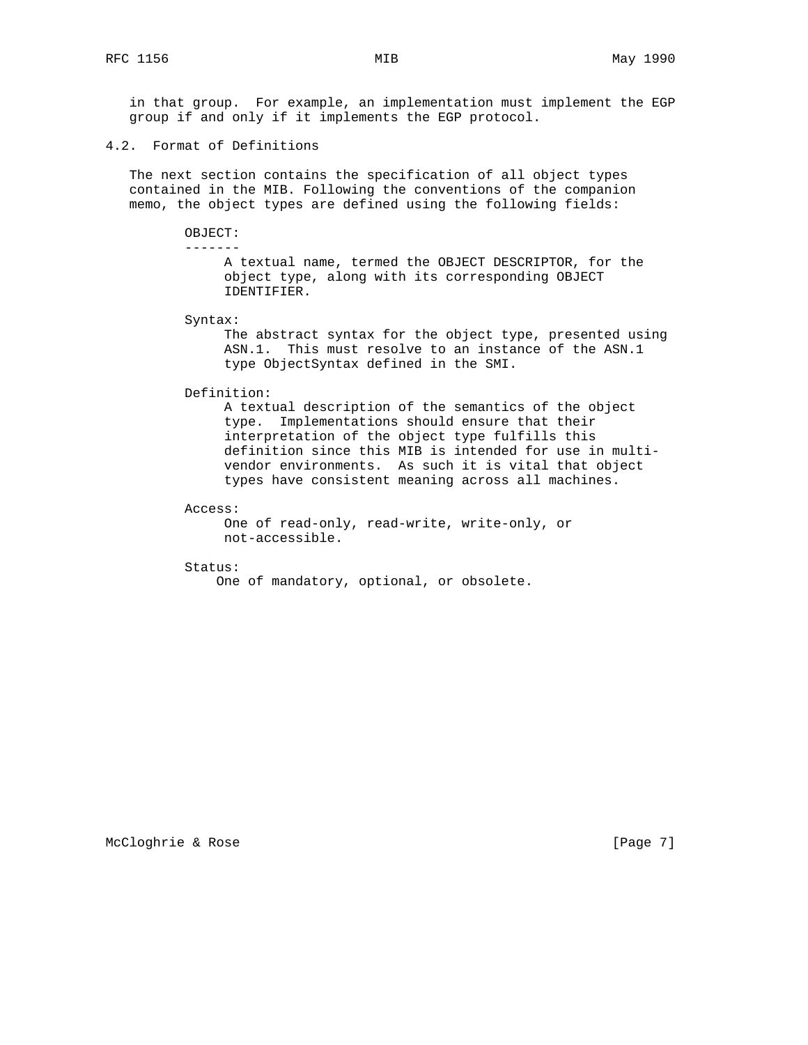in that group. For example, an implementation must implement the EGP group if and only if it implements the EGP protocol.

## 4.2. Format of Definitions

The next section contains the specification of all object types contained in the MIB. Following the conventions of the companion memo, the object types are defined using the following fields:

OBJECT:
-------
A textual name, termed the OBJECT DESCRIPTOR, for the object type, along with its corresponding OBJECT IDENTIFIER.

Syntax:
The abstract syntax for the object type, presented using ASN.1. This must resolve to an instance of the ASN.1 type ObjectSyntax defined in the SMI.

Definition:
A textual description of the semantics of the object type. Implementations should ensure that their interpretation of the object type fulfills this definition since this MIB is intended for use in multi-vendor environments. As such it is vital that object types have consistent meaning across all machines.

Access:
One of read-only, read-write, write-only, or not-accessible.

Status:
One of mandatory, optional, or obsolete.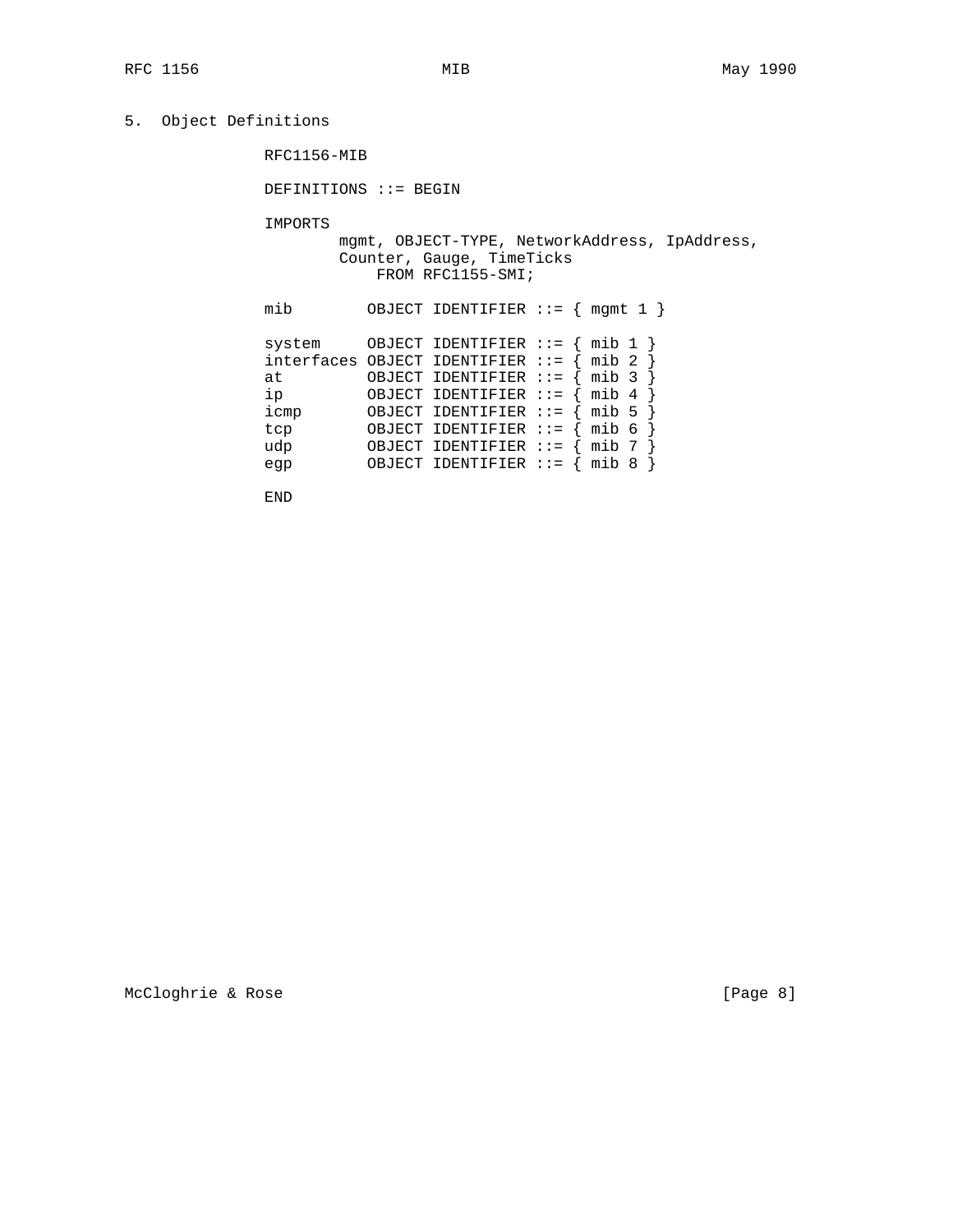## 5. Object Definitions

```
RFC1156-MIB

DEFINITIONS ::= BEGIN

IMPORTS
        mgmt, OBJECT-TYPE, NetworkAddress, IpAddress,
        Counter, Gauge, TimeTicks
            FROM RFC1155-SMI;

mib        OBJECT IDENTIFIER ::= { mgmt 1 }

system     OBJECT IDENTIFIER ::= { mib 1 }
interfaces OBJECT IDENTIFIER ::= { mib 2 }
at         OBJECT IDENTIFIER ::= { mib 3 }
ip         OBJECT IDENTIFIER ::= { mib 4 }
icmp       OBJECT IDENTIFIER ::= { mib 5 }
tcp        OBJECT IDENTIFIER ::= { mib 6 }
udp        OBJECT IDENTIFIER ::= { mib 7 }
egp        OBJECT IDENTIFIER ::= { mib 8 }

END
```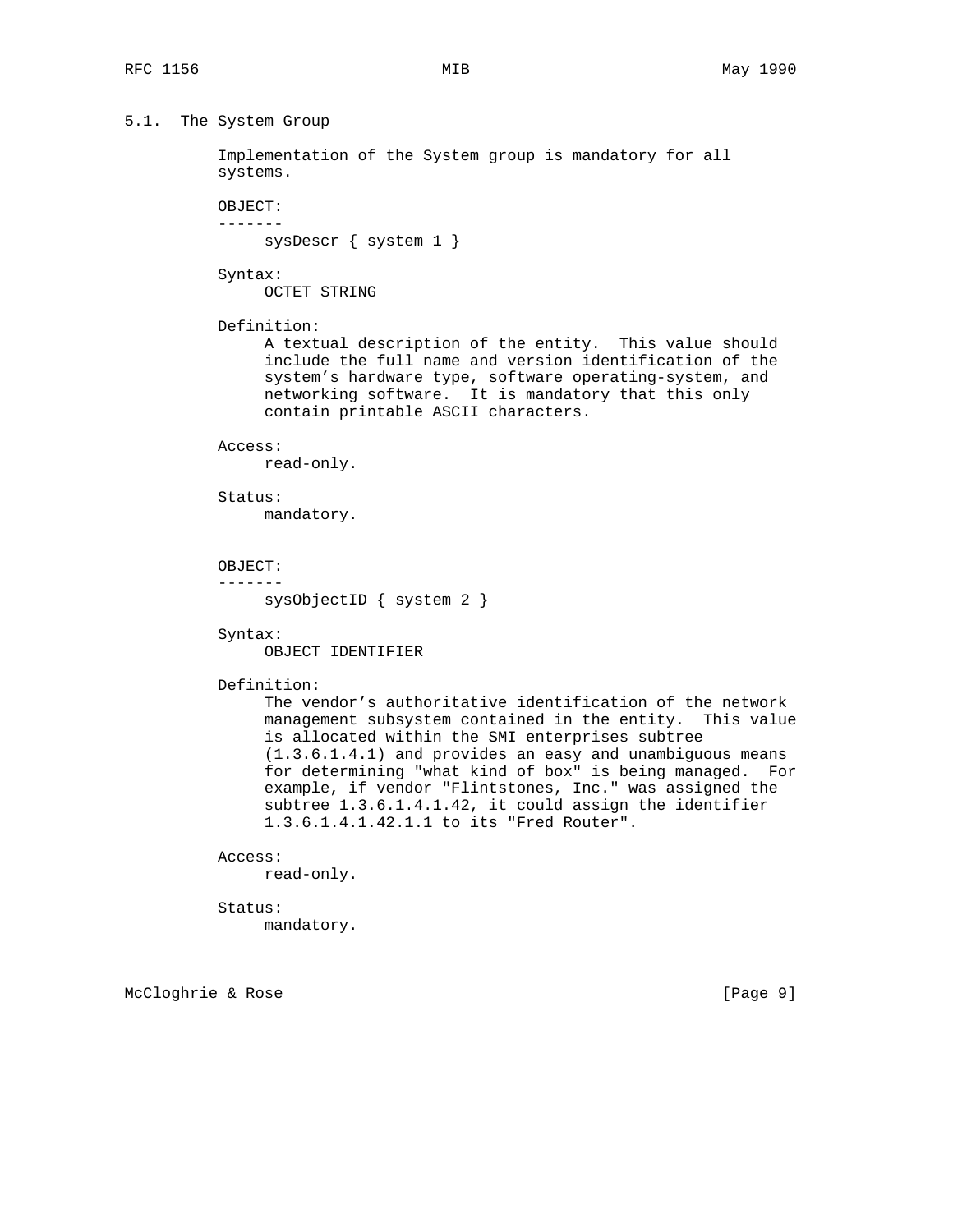## 5.1. The System Group

Implementation of the System group is mandatory for all systems.

OBJECT:

-------

sysDescr { system 1 }

Syntax:

OCTET STRING

Definition:

A textual description of the entity. This value should include the full name and version identification of the system's hardware type, software operating-system, and networking software. It is mandatory that this only contain printable ASCII characters.

Access:

read-only.

Status:

mandatory.

OBJECT:

-------

sysObjectID { system 2 }

Syntax:

OBJECT IDENTIFIER

Definition:

The vendor's authoritative identification of the network management subsystem contained in the entity. This value is allocated within the SMI enterprises subtree (1.3.6.1.4.1) and provides an easy and unambiguous means for determining "what kind of box" is being managed. For example, if vendor "Flintstones, Inc." was assigned the subtree 1.3.6.1.4.1.42, it could assign the identifier 1.3.6.1.4.1.42.1.1 to its "Fred Router".

Access:

read-only.

Status:

mandatory.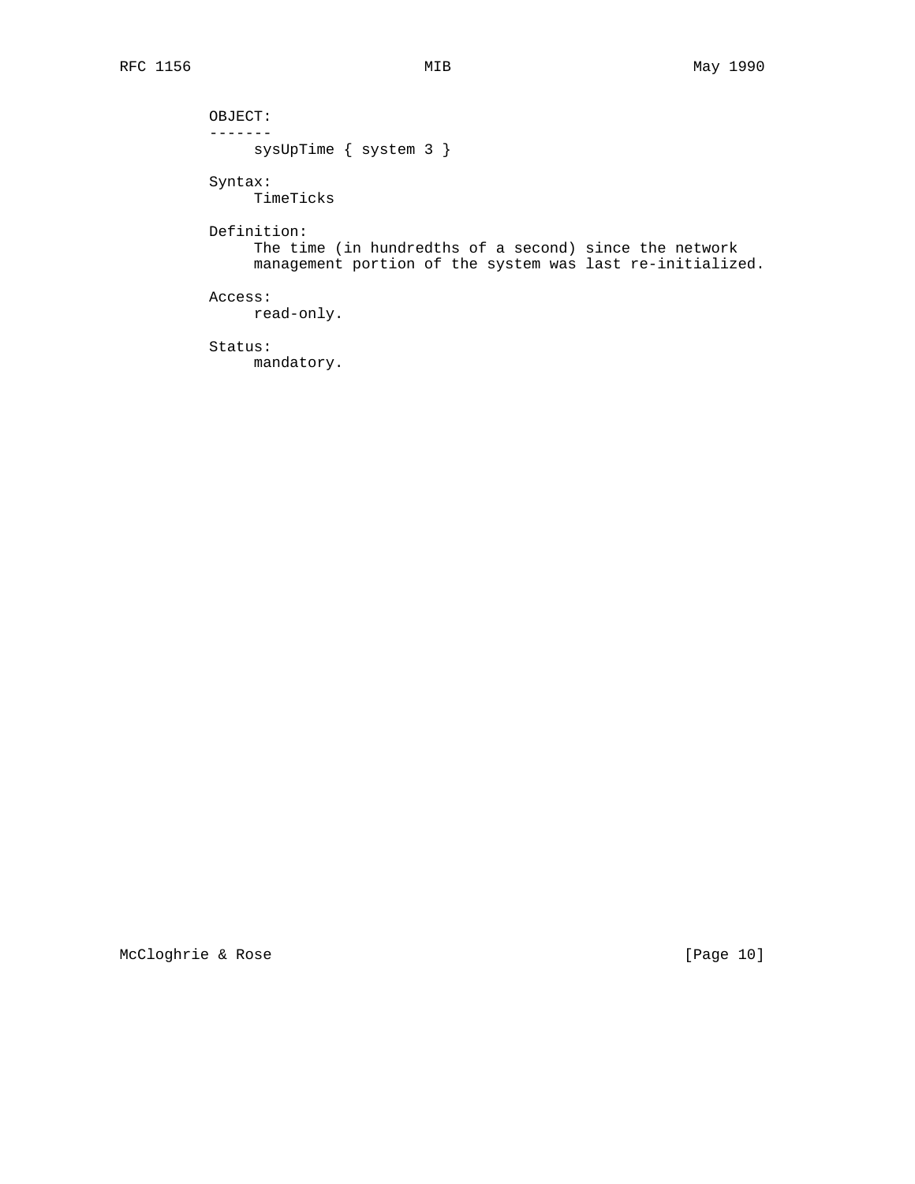OBJECT:
-------
sysUpTime { system 3 }

Syntax:
TimeTicks

Definition:
The time (in hundredths of a second) since the network management portion of the system was last re-initialized.

Access:
read-only.

Status:
mandatory.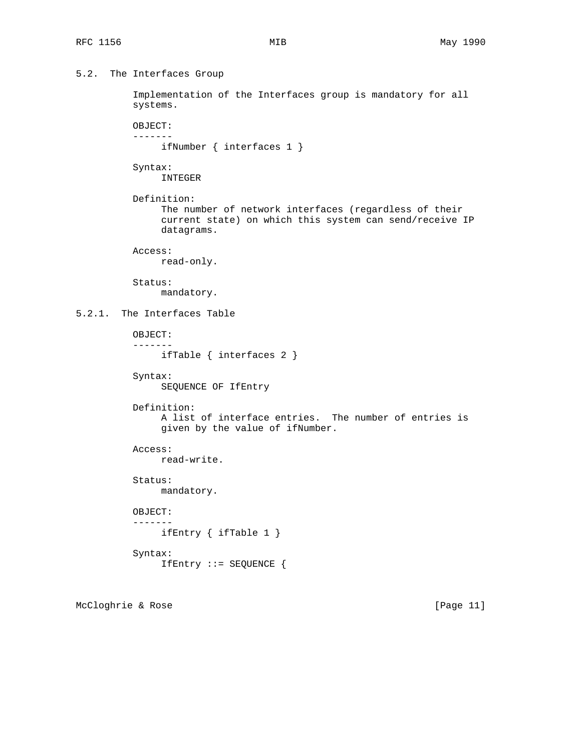## 5.2. The Interfaces Group

Implementation of the Interfaces group is mandatory for all systems.

```
OBJECT:
-------
     ifNumber { interfaces 1 }

Syntax:
     INTEGER

Definition:
     The number of network interfaces (regardless of their
     current state) on which this system can send/receive IP
     datagrams.

Access:
     read-only.

Status:
     mandatory.
```

### 5.2.1. The Interfaces Table

```
OBJECT:
-------
     ifTable { interfaces 2 }

Syntax:
     SEQUENCE OF IfEntry

Definition:
     A list of interface entries.  The number of entries is
     given by the value of ifNumber.

Access:
     read-write.

Status:
     mandatory.

OBJECT:
-------
     ifEntry { ifTable 1 }

Syntax:
     IfEntry ::= SEQUENCE {
```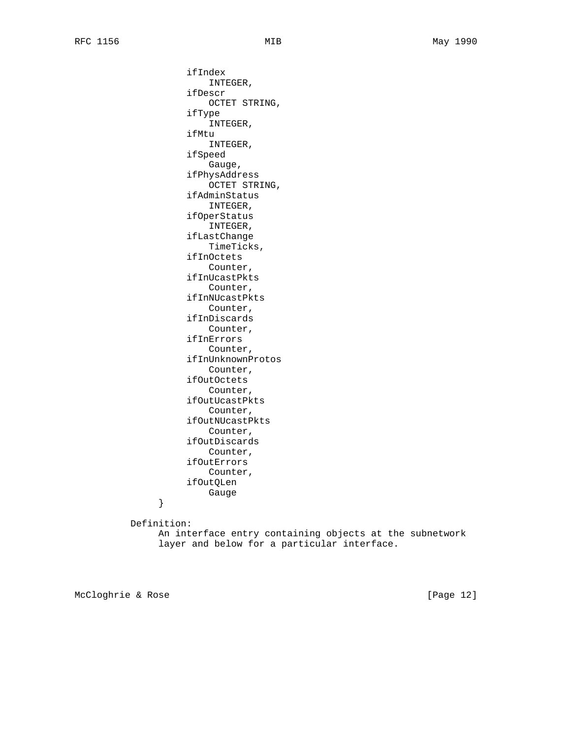```
        ifIndex
            INTEGER,
        ifDescr
            OCTET STRING,
        ifType
            INTEGER,
        ifMtu
            INTEGER,
        ifSpeed
            Gauge,
        ifPhysAddress
            OCTET STRING,
        ifAdminStatus
            INTEGER,
        ifOperStatus
            INTEGER,
        ifLastChange
            TimeTicks,
        ifInOctets
            Counter,
        ifInUcastPkts
            Counter,
        ifInNUcastPkts
            Counter,
        ifInDiscards
            Counter,
        ifInErrors
            Counter,
        ifInUnknownProtos
            Counter,
        ifOutOctets
            Counter,
        ifOutUcastPkts
            Counter,
        ifOutNUcastPkts
            Counter,
        ifOutDiscards
            Counter,
        ifOutErrors
            Counter,
        ifOutQLen
            Gauge
    }
```

Definition:
An interface entry containing objects at the subnetwork layer and below for a particular interface.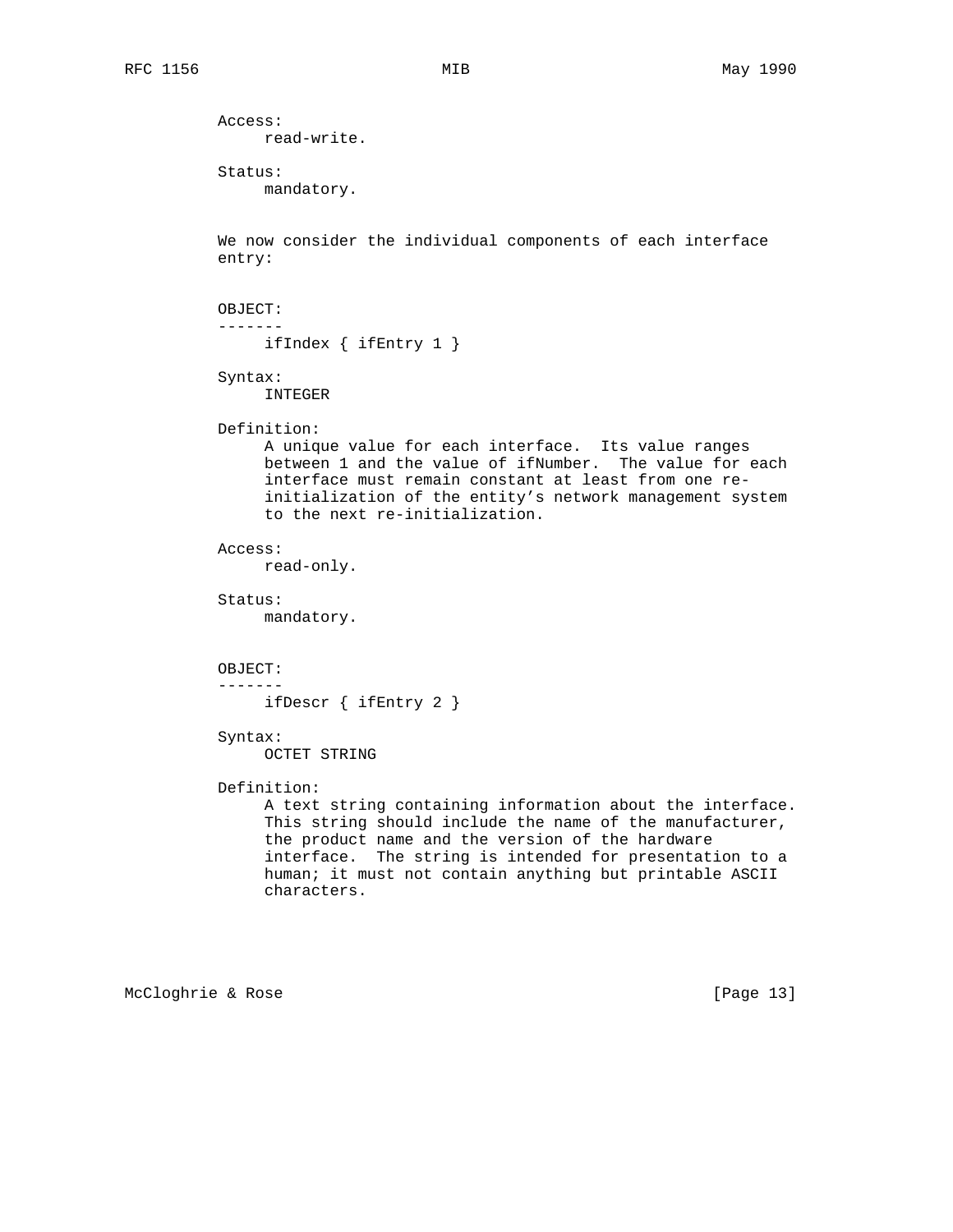Access:
read-write.

Status:
mandatory.

We now consider the individual components of each interface entry:

OBJECT:
-------
ifIndex { ifEntry 1 }

Syntax:
INTEGER

Definition:
A unique value for each interface. Its value ranges between 1 and the value of ifNumber. The value for each interface must remain constant at least from one re-initialization of the entity's network management system to the next re-initialization.

Access:
read-only.

Status:
mandatory.

OBJECT:
-------
ifDescr { ifEntry 2 }

Syntax:
OCTET STRING

Definition:
A text string containing information about the interface. This string should include the name of the manufacturer, the product name and the version of the hardware interface. The string is intended for presentation to a human; it must not contain anything but printable ASCII characters.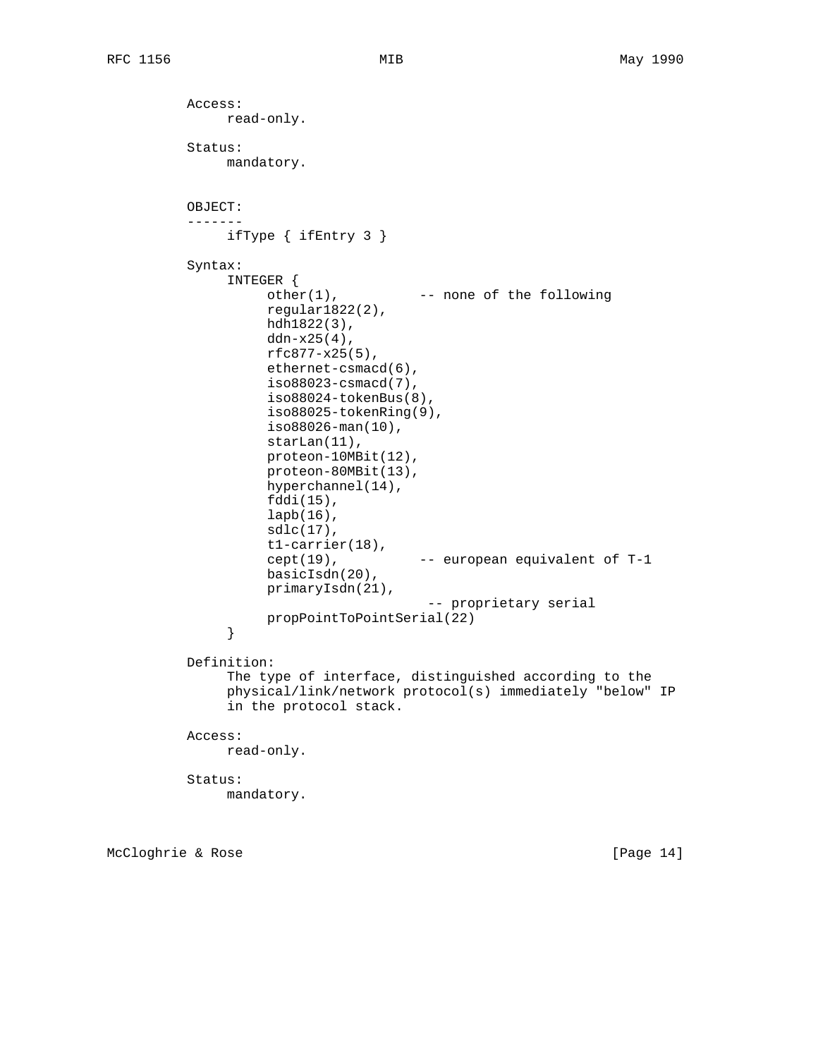Access:
     read-only.

Status:
     mandatory.

OBJECT:
-------
     ifType { ifEntry 3 }

Syntax:

```
INTEGER {
     other(1),          -- none of the following
     regular1822(2),
     hdh1822(3),
     ddn-x25(4),
     rfc877-x25(5),
     ethernet-csmacd(6),
     iso88023-csmacd(7),
     iso88024-tokenBus(8),
     iso88025-tokenRing(9),
     iso88026-man(10),
     starLan(11),
     proteon-10MBit(12),
     proteon-80MBit(13),
     hyperchannel(14),
     fddi(15),
     lapb(16),
     sdlc(17),
     t1-carrier(18),
     cept(19),          -- european equivalent of T-1
     basicIsdn(20),
     primaryIsdn(21),
                         -- proprietary serial
     propPointToPointSerial(22)
}
```

Definition:
     The type of interface, distinguished according to the physical/link/network protocol(s) immediately "below" IP in the protocol stack.

Access:
     read-only.

Status:
     mandatory.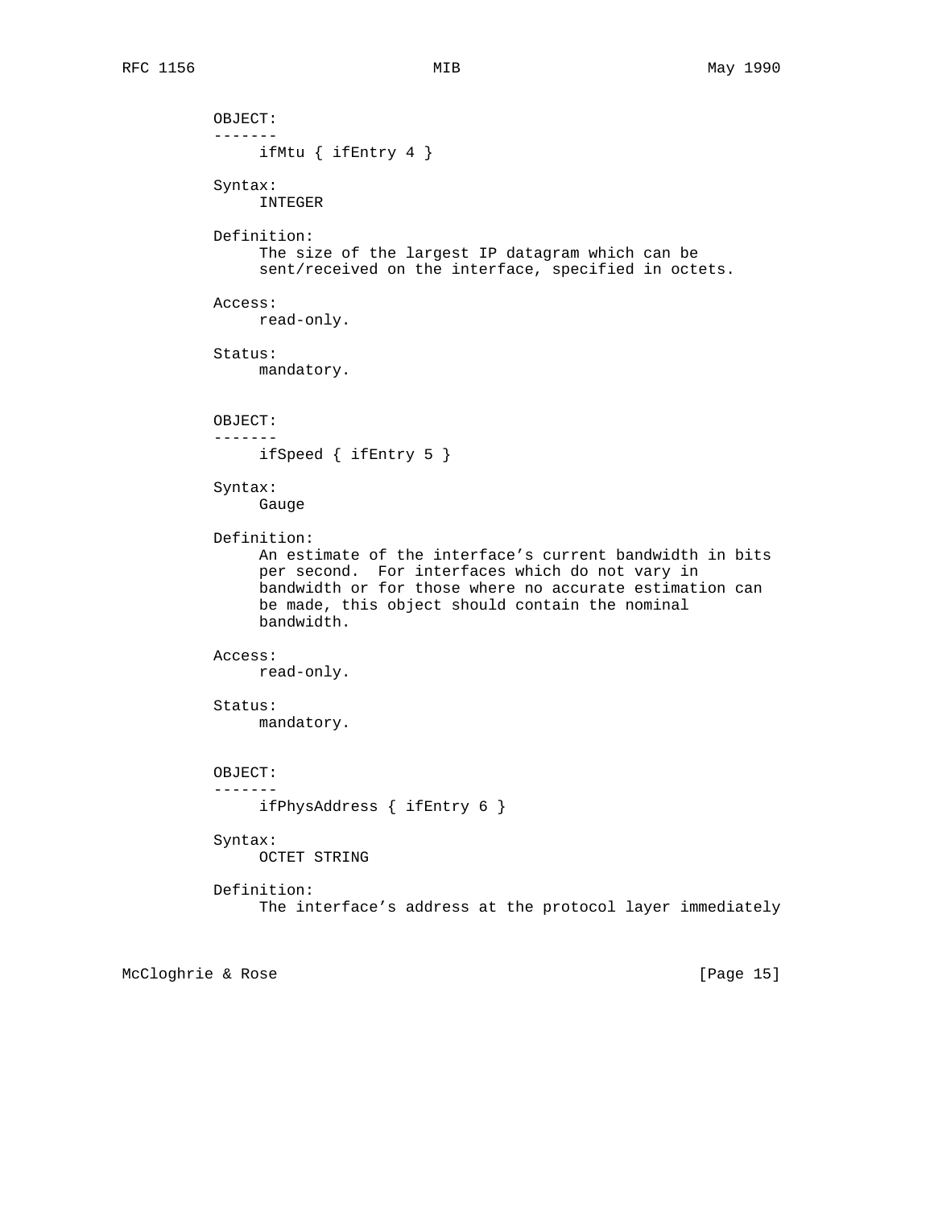OBJECT:
-------
ifMtu { ifEntry 4 }

Syntax:
INTEGER

Definition:
The size of the largest IP datagram which can be sent/received on the interface, specified in octets.

Access:
read-only.

Status:
mandatory.

OBJECT:
-------
ifSpeed { ifEntry 5 }

Syntax:
Gauge

Definition:
An estimate of the interface's current bandwidth in bits per second. For interfaces which do not vary in bandwidth or for those where no accurate estimation can be made, this object should contain the nominal bandwidth.

Access:
read-only.

Status:
mandatory.

OBJECT:
-------
ifPhysAddress { ifEntry 6 }

Syntax:
OCTET STRING

Definition:
The interface's address at the protocol layer immediately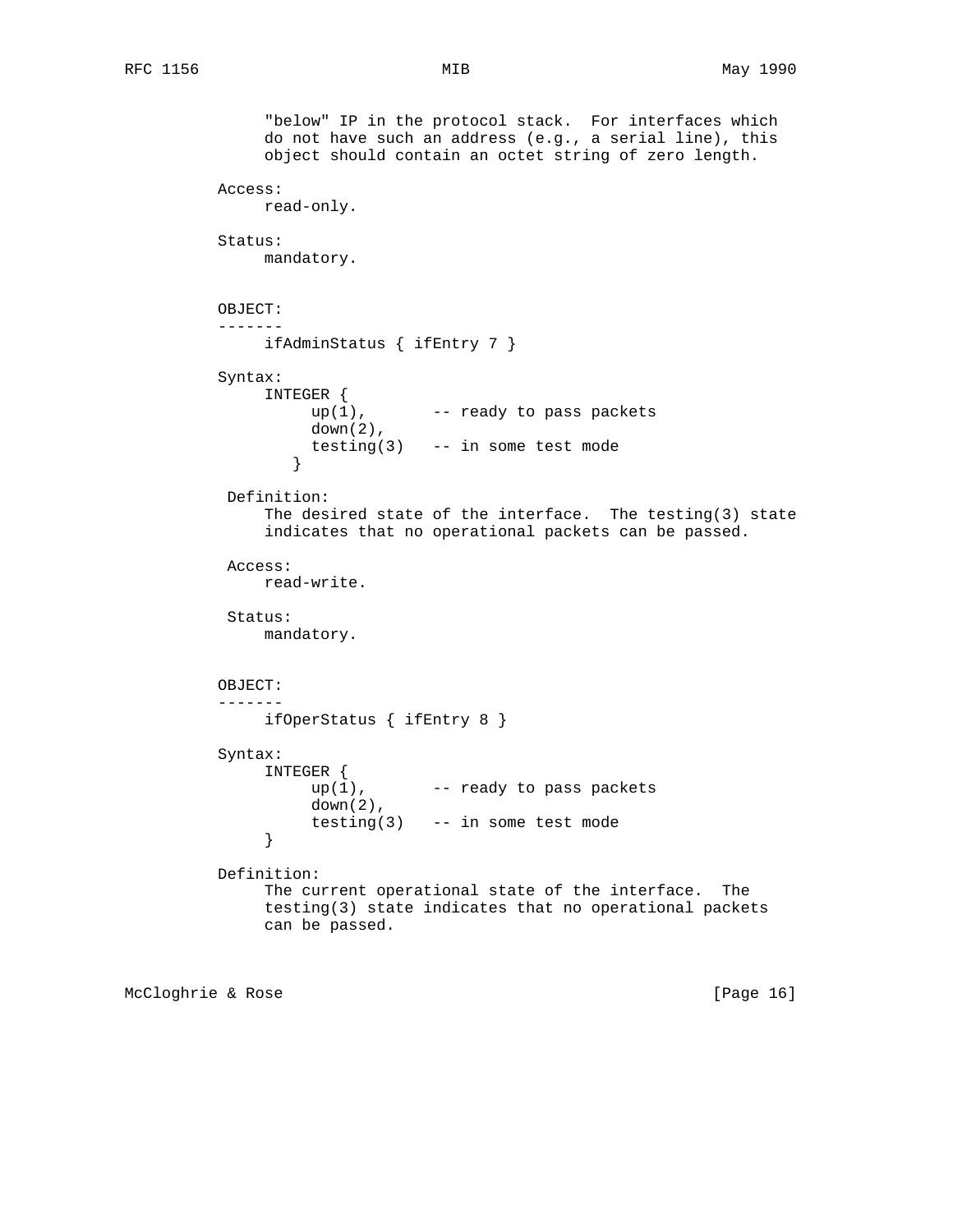"below" IP in the protocol stack. For interfaces which do not have such an address (e.g., a serial line), this object should contain an octet string of zero length.

Access:
read-only.

Status:
mandatory.

OBJECT:
-------
ifAdminStatus { ifEntry 7 }

Syntax:

```
INTEGER {
     up(1),       -- ready to pass packets
     down(2),
     testing(3)   -- in some test mode
   }
```

Definition:
The desired state of the interface. The testing(3) state indicates that no operational packets can be passed.

Access:
read-write.

Status:
mandatory.

OBJECT:
-------
ifOperStatus { ifEntry 8 }

Syntax:

```
INTEGER {
     up(1),       -- ready to pass packets
     down(2),
     testing(3)   -- in some test mode
}
```

Definition:
The current operational state of the interface. The testing(3) state indicates that no operational packets can be passed.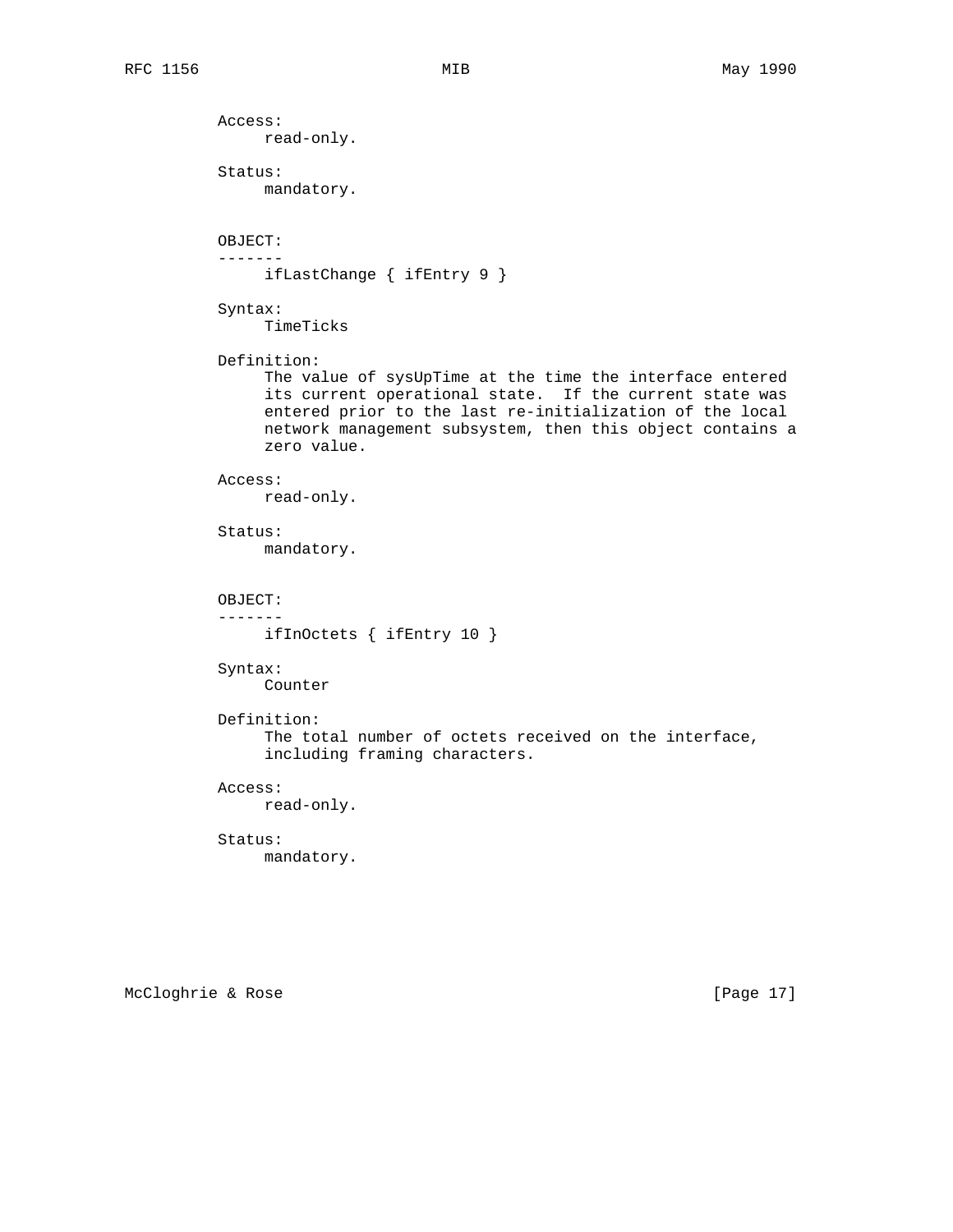Access:
     read-only.

Status:
     mandatory.

OBJECT:
-------
     ifLastChange { ifEntry 9 }

Syntax:
     TimeTicks

Definition:
     The value of sysUpTime at the time the interface entered its current operational state. If the current state was entered prior to the last re-initialization of the local network management subsystem, then this object contains a zero value.

Access:
     read-only.

Status:
     mandatory.

OBJECT:
-------
     ifInOctets { ifEntry 10 }

Syntax:
     Counter

Definition:
     The total number of octets received on the interface, including framing characters.

Access:
     read-only.

Status:
     mandatory.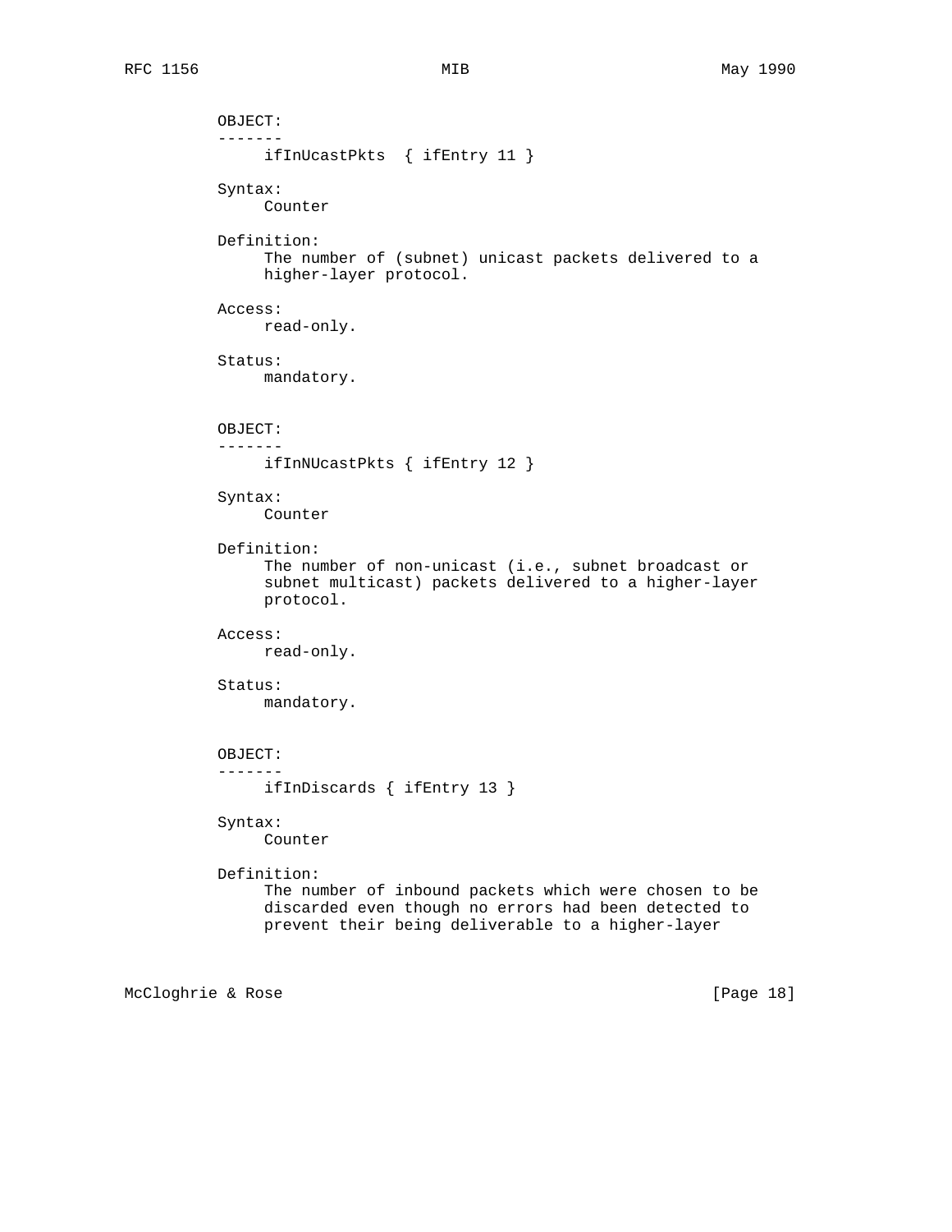OBJECT:
-------
ifInUcastPkts { ifEntry 11 }

Syntax:
Counter

Definition:
The number of (subnet) unicast packets delivered to a higher-layer protocol.

Access:
read-only.

Status:
mandatory.

OBJECT:
-------
ifInNUcastPkts { ifEntry 12 }

Syntax:
Counter

Definition:
The number of non-unicast (i.e., subnet broadcast or subnet multicast) packets delivered to a higher-layer protocol.

Access:
read-only.

Status:
mandatory.

OBJECT:
-------
ifInDiscards { ifEntry 13 }

Syntax:
Counter

Definition:
The number of inbound packets which were chosen to be discarded even though no errors had been detected to prevent their being deliverable to a higher-layer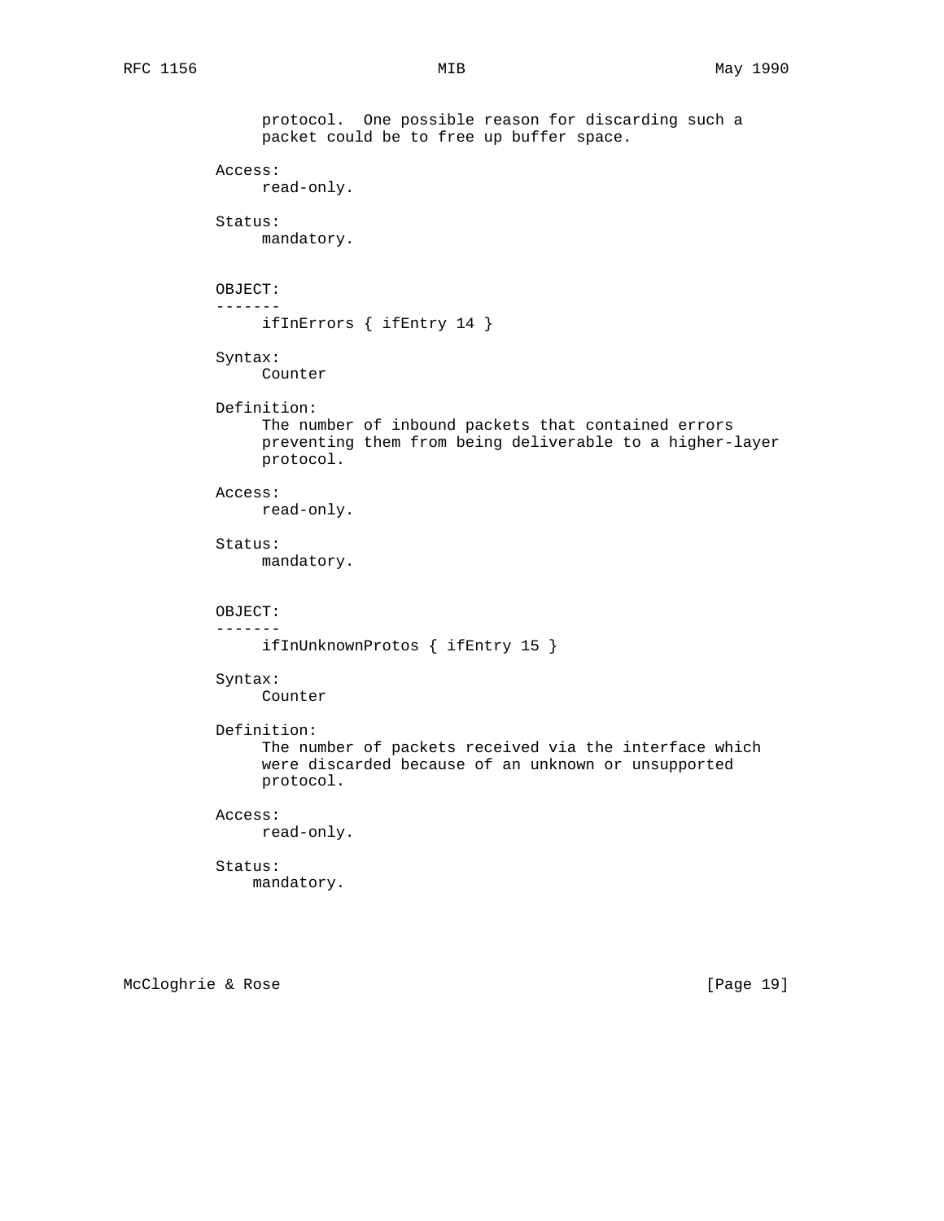protocol. One possible reason for discarding such a packet could be to free up buffer space.

Access:
read-only.

Status:
mandatory.

OBJECT:
-------
ifInErrors { ifEntry 14 }

Syntax:
Counter

Definition:
The number of inbound packets that contained errors preventing them from being deliverable to a higher-layer protocol.

Access:
read-only.

Status:
mandatory.

OBJECT:
-------
ifInUnknownProtos { ifEntry 15 }

Syntax:
Counter

Definition:
The number of packets received via the interface which were discarded because of an unknown or unsupported protocol.

Access:
read-only.

Status:
mandatory.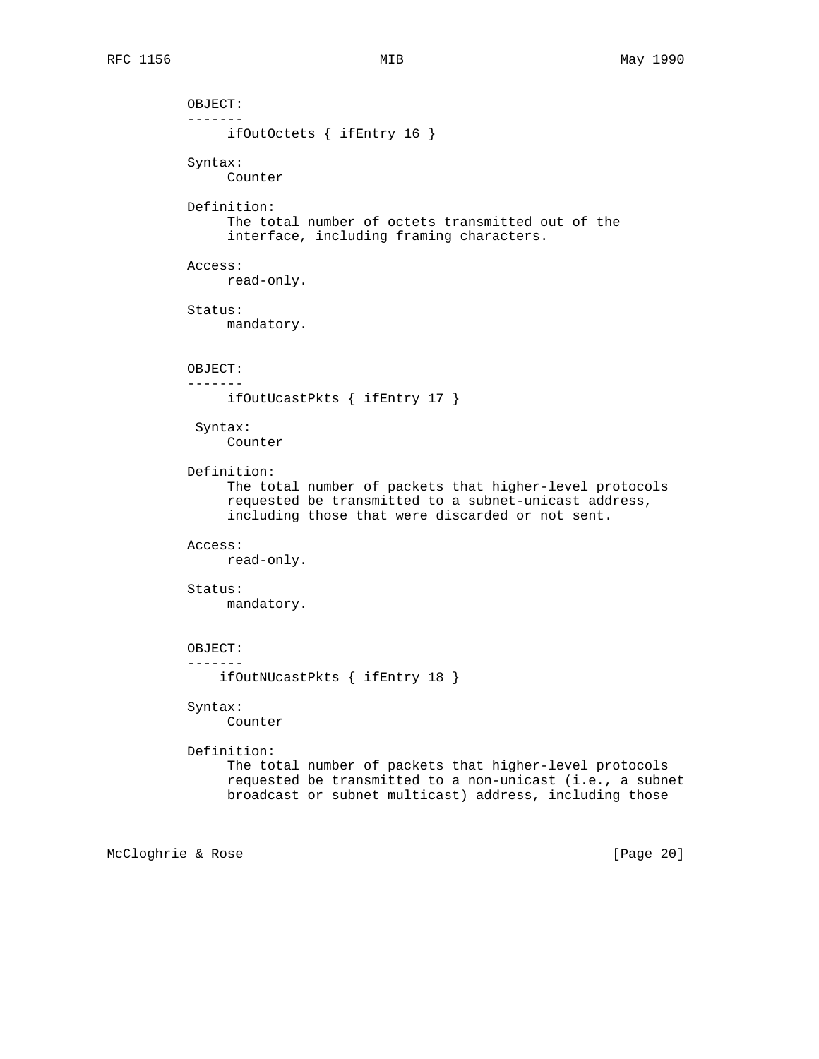```
OBJECT:
-------
     ifOutOctets { ifEntry 16 }

Syntax:
     Counter

Definition:
     The total number of octets transmitted out of the
     interface, including framing characters.

Access:
     read-only.

Status:
     mandatory.


OBJECT:
-------
     ifOutUcastPkts { ifEntry 17 }

 Syntax:
     Counter

Definition:
     The total number of packets that higher-level protocols
     requested be transmitted to a subnet-unicast address,
     including those that were discarded or not sent.

Access:
     read-only.

Status:
     mandatory.


OBJECT:
-------
    ifOutNUcastPkts { ifEntry 18 }

Syntax:
     Counter

Definition:
     The total number of packets that higher-level protocols
     requested be transmitted to a non-unicast (i.e., a subnet
     broadcast or subnet multicast) address, including those
```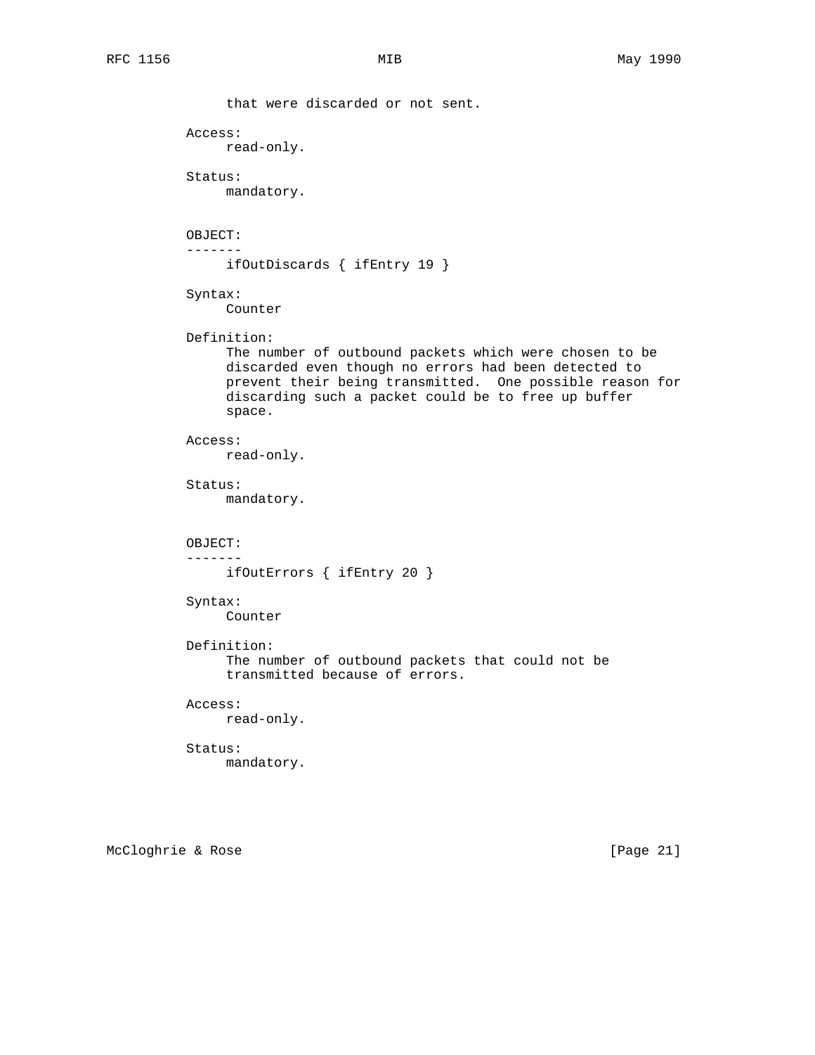that were discarded or not sent.

Access:
read-only.

Status:
mandatory.

OBJECT:
-------
ifOutDiscards { ifEntry 19 }

Syntax:
Counter

Definition:
The number of outbound packets which were chosen to be discarded even though no errors had been detected to prevent their being transmitted.  One possible reason for discarding such a packet could be to free up buffer space.

Access:
read-only.

Status:
mandatory.

OBJECT:
-------
ifOutErrors { ifEntry 20 }

Syntax:
Counter

Definition:
The number of outbound packets that could not be transmitted because of errors.

Access:
read-only.

Status:
mandatory.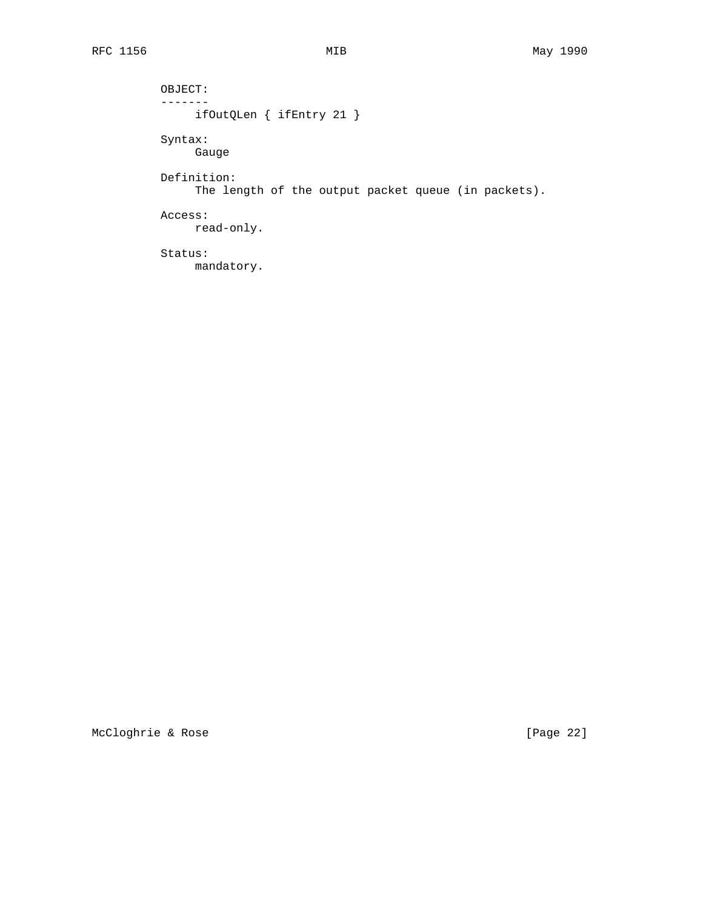OBJECT:
-------
ifOutQLen { ifEntry 21 }

Syntax:
Gauge

Definition:
The length of the output packet queue (in packets).

Access:
read-only.

Status:
mandatory.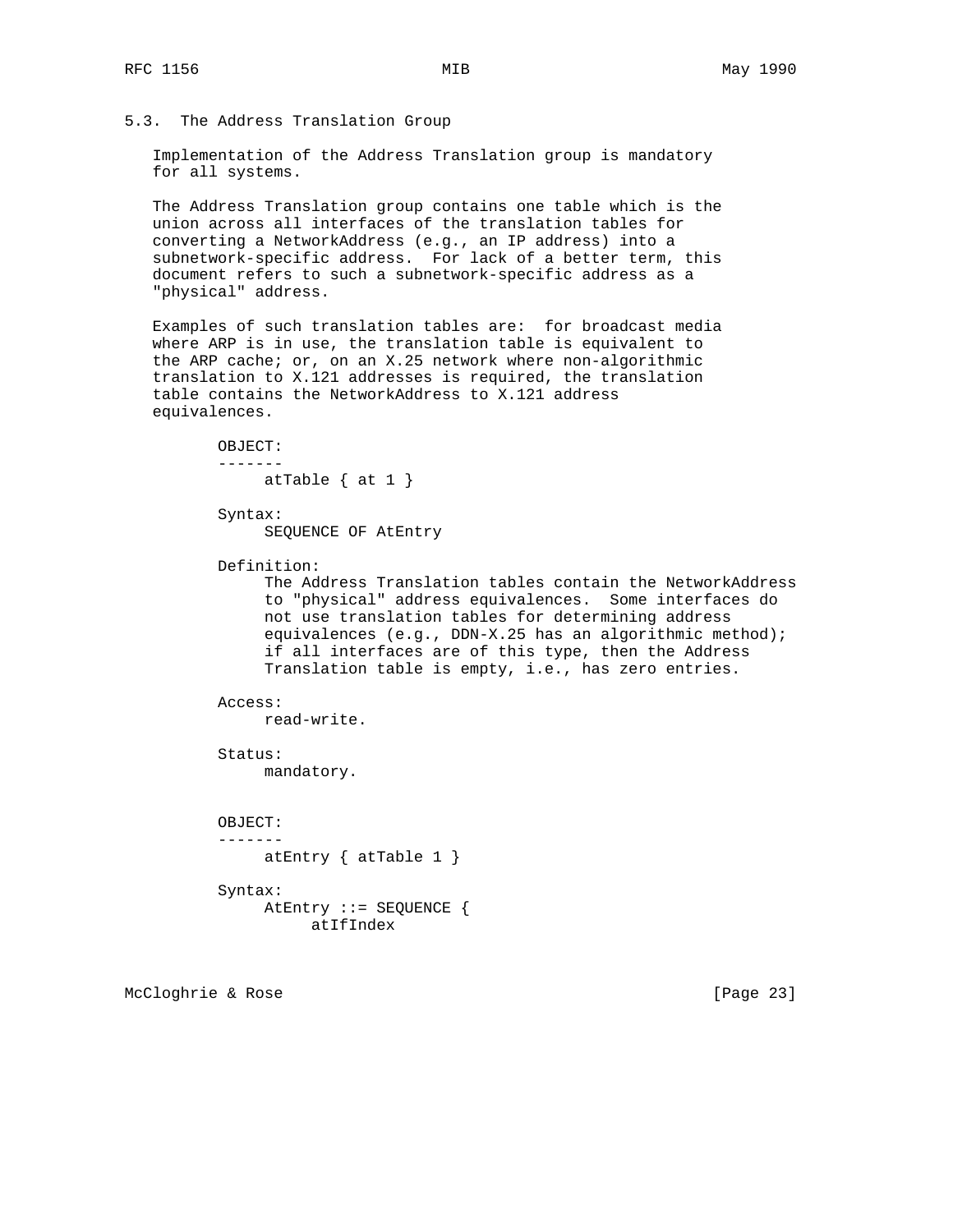## 5.3. The Address Translation Group

Implementation of the Address Translation group is mandatory for all systems.

The Address Translation group contains one table which is the union across all interfaces of the translation tables for converting a NetworkAddress (e.g., an IP address) into a subnetwork-specific address. For lack of a better term, this document refers to such a subnetwork-specific address as a "physical" address.

Examples of such translation tables are: for broadcast media where ARP is in use, the translation table is equivalent to the ARP cache; or, on an X.25 network where non-algorithmic translation to X.121 addresses is required, the translation table contains the NetworkAddress to X.121 address equivalences.

```
        OBJECT:
        -------
             atTable { at 1 }

        Syntax:
             SEQUENCE OF AtEntry

        Definition:
             The Address Translation tables contain the NetworkAddress
             to "physical" address equivalences.  Some interfaces do
             not use translation tables for determining address
             equivalences (e.g., DDN-X.25 has an algorithmic method);
             if all interfaces are of this type, then the Address
             Translation table is empty, i.e., has zero entries.

        Access:
             read-write.

        Status:
             mandatory.


        OBJECT:
        -------
             atEntry { atTable 1 }

        Syntax:
             AtEntry ::= SEQUENCE {
                  atIfIndex
```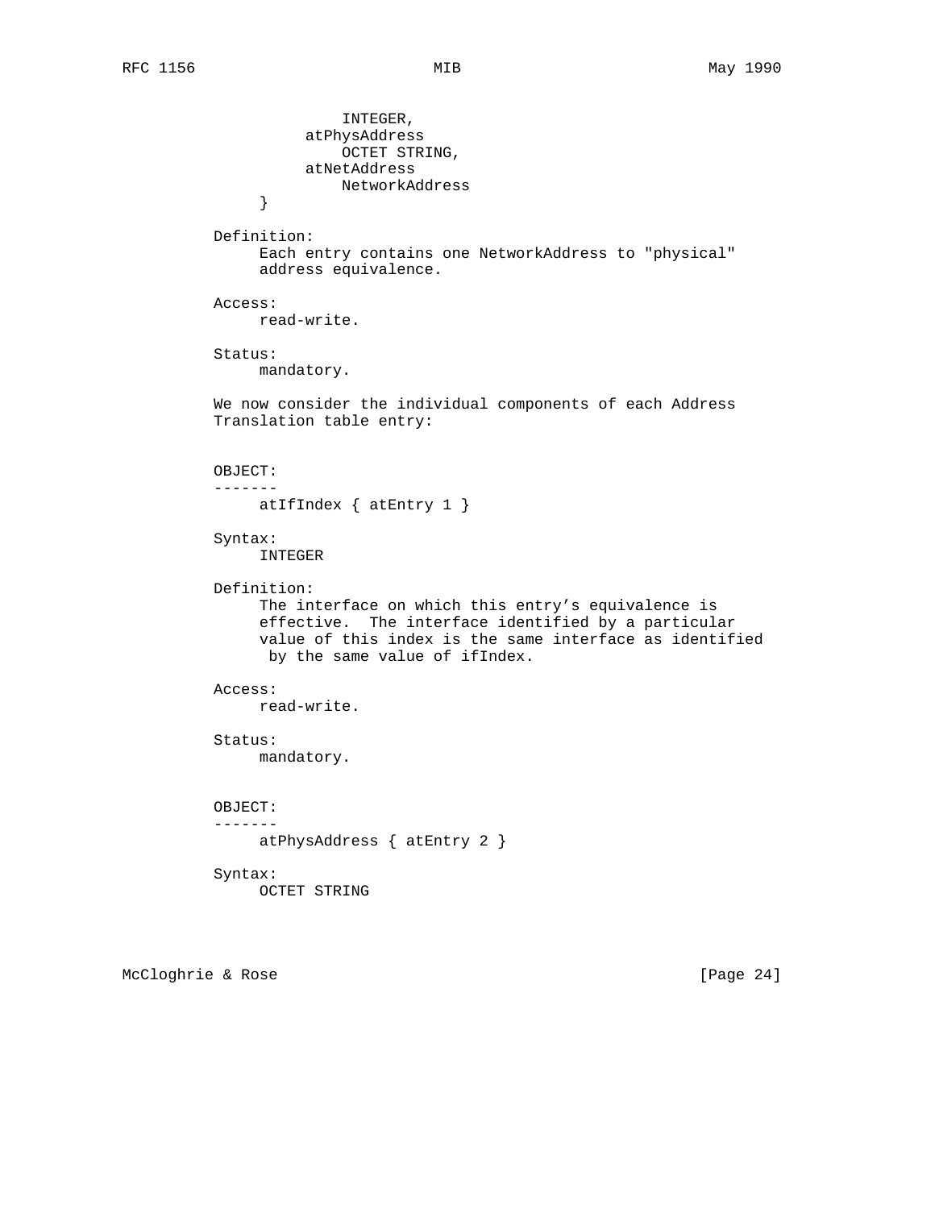```
                   INTEGER,
               atPhysAddress
                   OCTET STRING,
               atNetAddress
                   NetworkAddress
           }
```

Definition:
Each entry contains one NetworkAddress to "physical" address equivalence.

Access:
read-write.

Status:
mandatory.

We now consider the individual components of each Address Translation table entry:

OBJECT:
-------
atIfIndex { atEntry 1 }

Syntax:
INTEGER

Definition:
The interface on which this entry's equivalence is effective. The interface identified by a particular value of this index is the same interface as identified by the same value of ifIndex.

Access:
read-write.

Status:
mandatory.

OBJECT:
-------
atPhysAddress { atEntry 2 }

Syntax:
OCTET STRING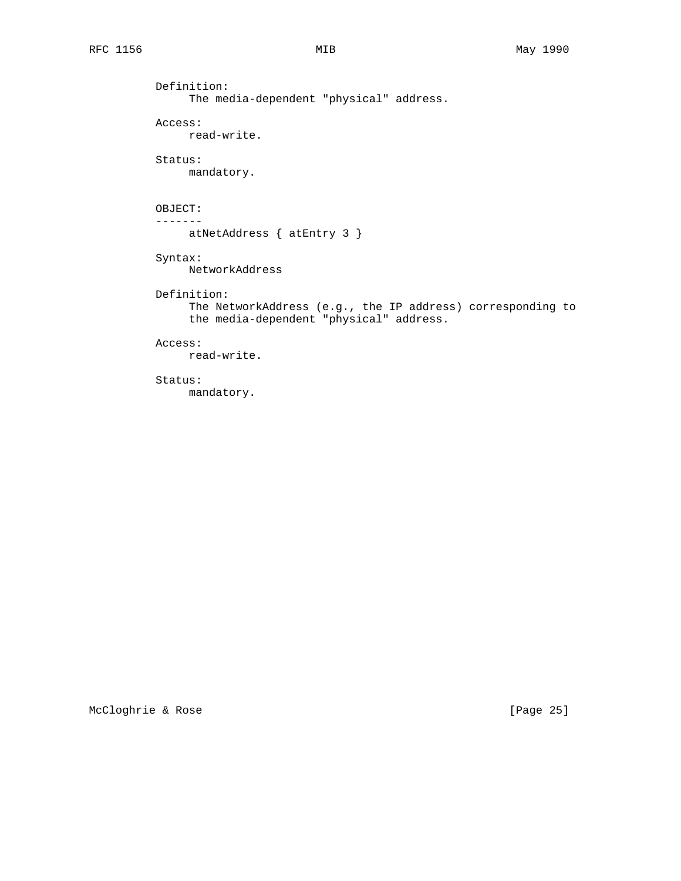Definition:
     The media-dependent "physical" address.

Access:
     read-write.

Status:
     mandatory.

OBJECT:
-------
     atNetAddress { atEntry 3 }

Syntax:
     NetworkAddress

Definition:
     The NetworkAddress (e.g., the IP address) corresponding to
     the media-dependent "physical" address.

Access:
     read-write.

Status:
     mandatory.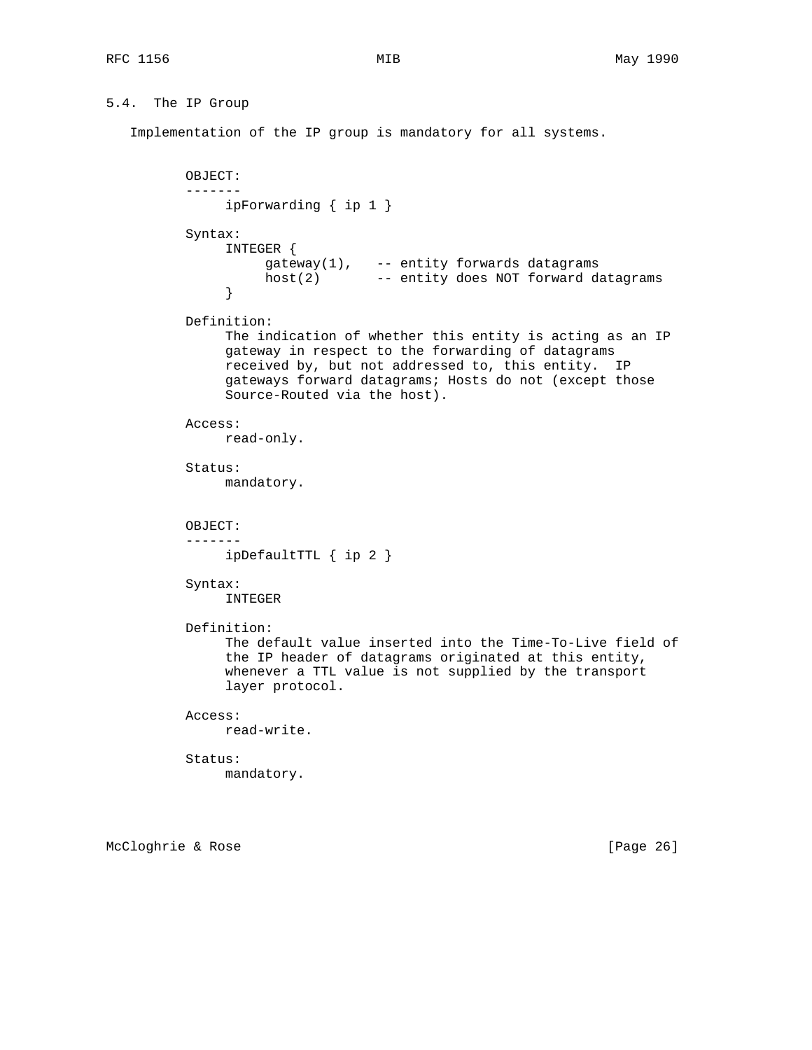## 5.4. The IP Group

Implementation of the IP group is mandatory for all systems.

```
OBJECT:
-------
     ipForwarding { ip 1 }

Syntax:
     INTEGER {
          gateway(1),   -- entity forwards datagrams
          host(2)       -- entity does NOT forward datagrams
     }

Definition:
     The indication of whether this entity is acting as an IP
     gateway in respect to the forwarding of datagrams
     received by, but not addressed to, this entity.  IP
     gateways forward datagrams; Hosts do not (except those
     Source-Routed via the host).

Access:
     read-only.

Status:
     mandatory.


OBJECT:
-------
     ipDefaultTTL { ip 2 }

Syntax:
     INTEGER

Definition:
     The default value inserted into the Time-To-Live field of
     the IP header of datagrams originated at this entity,
     whenever a TTL value is not supplied by the transport
     layer protocol.

Access:
     read-write.

Status:
     mandatory.
```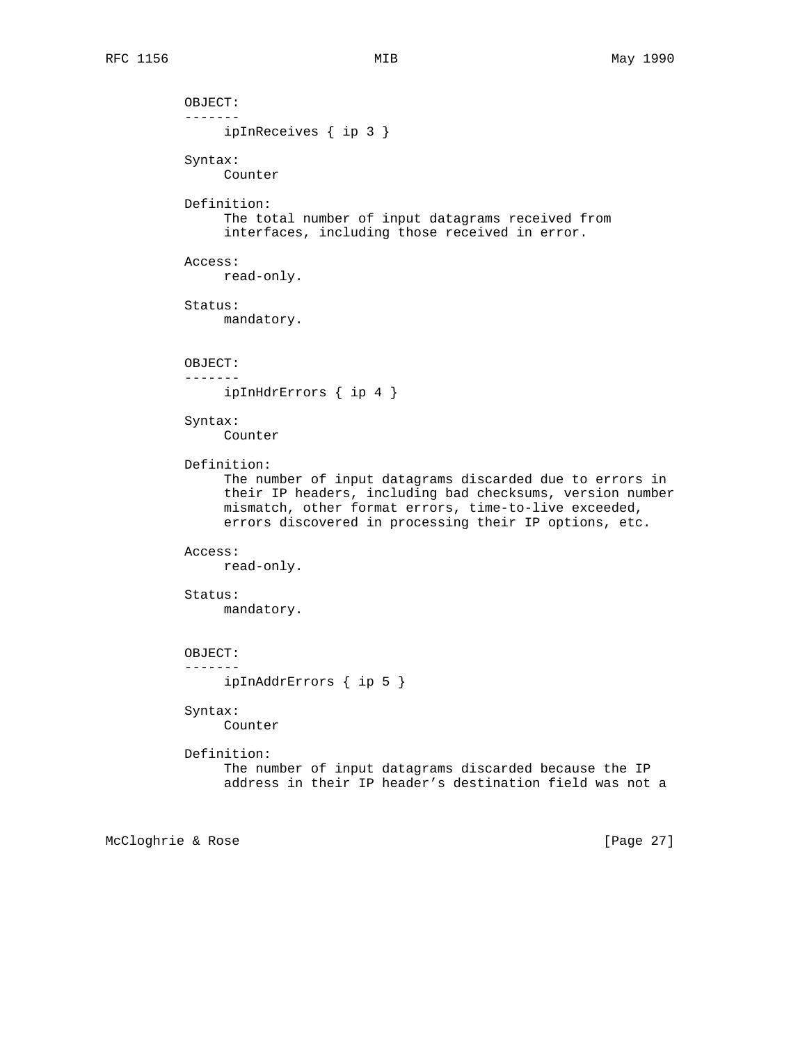```
OBJECT:
-------
     ipInReceives { ip 3 }

Syntax:
     Counter

Definition:
     The total number of input datagrams received from
     interfaces, including those received in error.

Access:
     read-only.

Status:
     mandatory.


OBJECT:
-------
     ipInHdrErrors { ip 4 }

Syntax:
     Counter

Definition:
     The number of input datagrams discarded due to errors in
     their IP headers, including bad checksums, version number
     mismatch, other format errors, time-to-live exceeded,
     errors discovered in processing their IP options, etc.

Access:
     read-only.

Status:
     mandatory.


OBJECT:
-------
     ipInAddrErrors { ip 5 }

Syntax:
     Counter

Definition:
     The number of input datagrams discarded because the IP
     address in their IP header's destination field was not a
```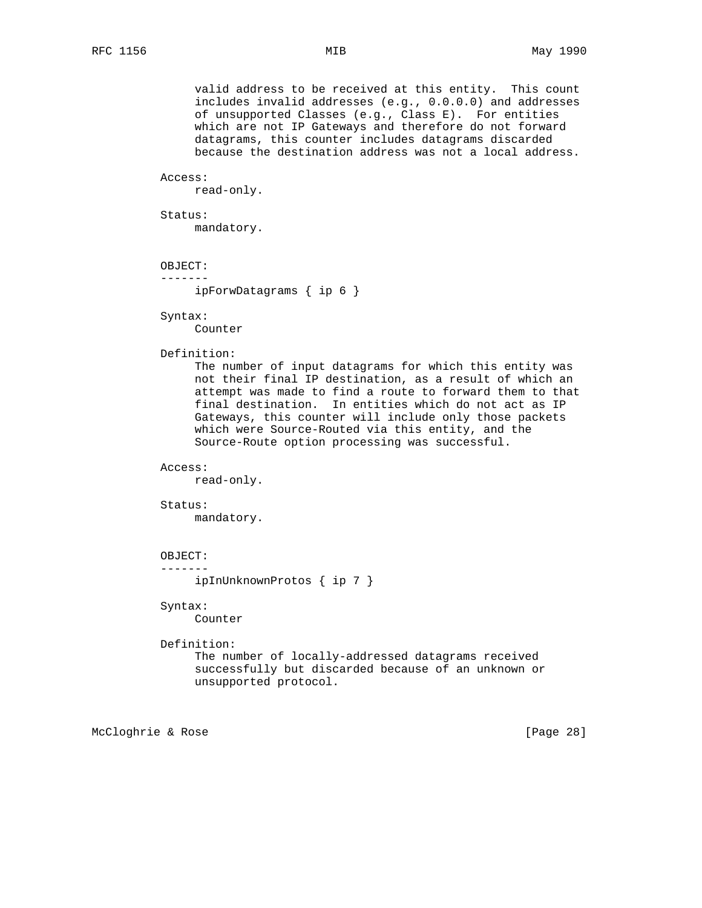valid address to be received at this entity. This count includes invalid addresses (e.g., 0.0.0.0) and addresses of unsupported Classes (e.g., Class E). For entities which are not IP Gateways and therefore do not forward datagrams, this counter includes datagrams discarded because the destination address was not a local address.

Access:
read-only.

Status:
mandatory.

OBJECT:
-------
ipForwDatagrams { ip 6 }

Syntax:
Counter

Definition:
The number of input datagrams for which this entity was not their final IP destination, as a result of which an attempt was made to find a route to forward them to that final destination. In entities which do not act as IP Gateways, this counter will include only those packets which were Source-Routed via this entity, and the Source-Route option processing was successful.

Access:
read-only.

Status:
mandatory.

OBJECT:
-------
ipInUnknownProtos { ip 7 }

Syntax:
Counter

Definition:
The number of locally-addressed datagrams received successfully but discarded because of an unknown or unsupported protocol.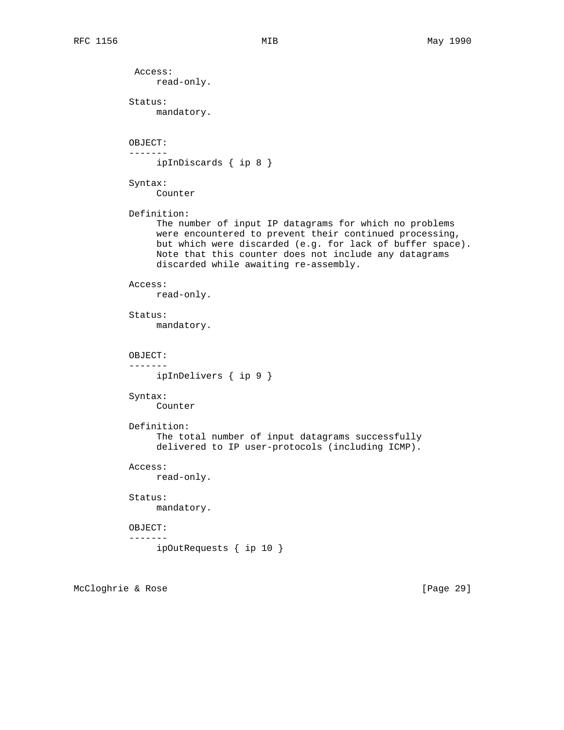Access:
     read-only.

Status:
     mandatory.

OBJECT:
-------
     ipInDiscards { ip 8 }

Syntax:
     Counter

Definition:
     The number of input IP datagrams for which no problems
     were encountered to prevent their continued processing,
     but which were discarded (e.g. for lack of buffer space).
     Note that this counter does not include any datagrams
     discarded while awaiting re-assembly.

Access:
     read-only.

Status:
     mandatory.

OBJECT:
-------
     ipInDelivers { ip 9 }

Syntax:
     Counter

Definition:
     The total number of input datagrams successfully
     delivered to IP user-protocols (including ICMP).

Access:
     read-only.

Status:
     mandatory.

OBJECT:
-------
     ipOutRequests { ip 10 }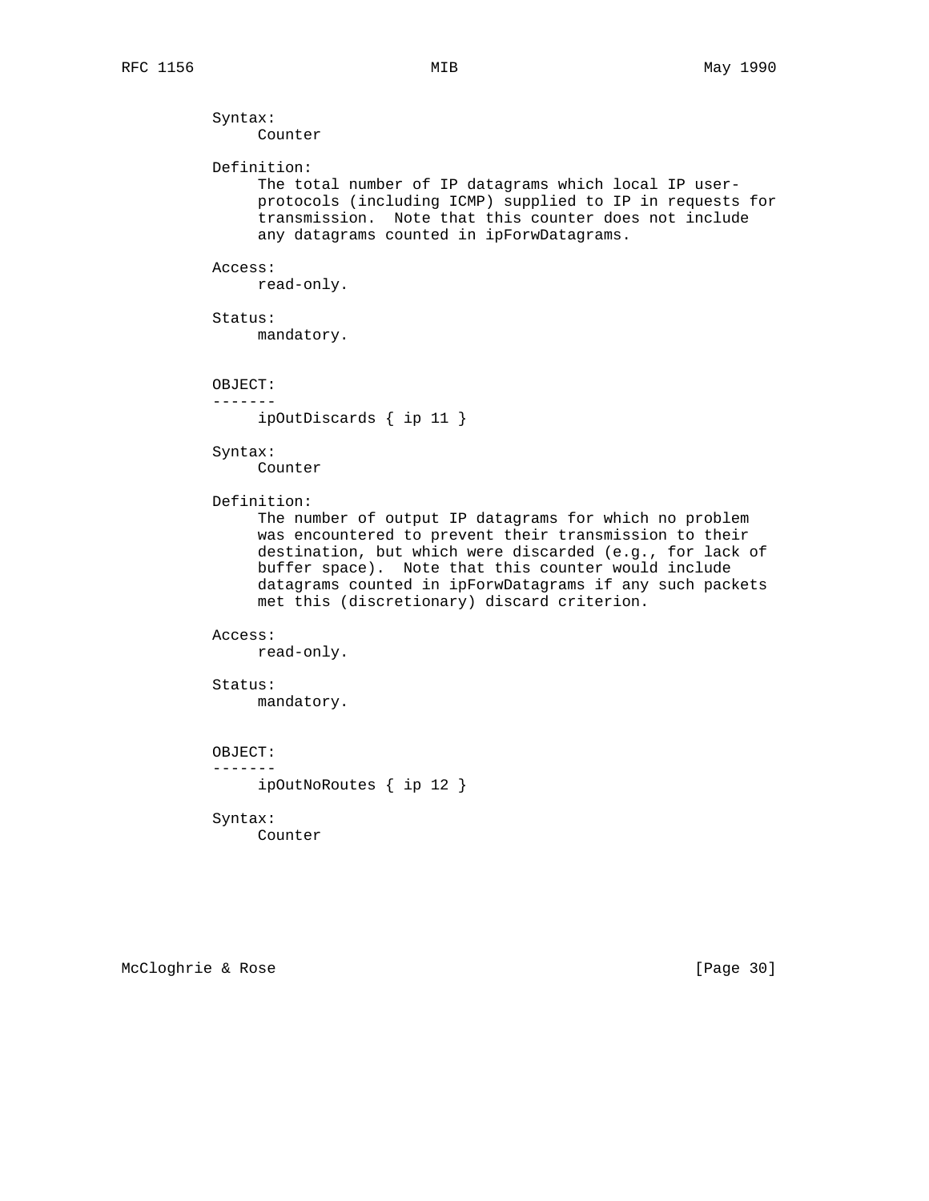Syntax:
     Counter

Definition:
     The total number of IP datagrams which local IP user-protocols (including ICMP) supplied to IP in requests for transmission.  Note that this counter does not include any datagrams counted in ipForwDatagrams.

Access:
     read-only.

Status:
     mandatory.

OBJECT:
-------
     ipOutDiscards { ip 11 }

Syntax:
     Counter

Definition:
     The number of output IP datagrams for which no problem was encountered to prevent their transmission to their destination, but which were discarded (e.g., for lack of buffer space).  Note that this counter would include datagrams counted in ipForwDatagrams if any such packets met this (discretionary) discard criterion.

Access:
     read-only.

Status:
     mandatory.

OBJECT:
-------
     ipOutNoRoutes { ip 12 }

Syntax:
     Counter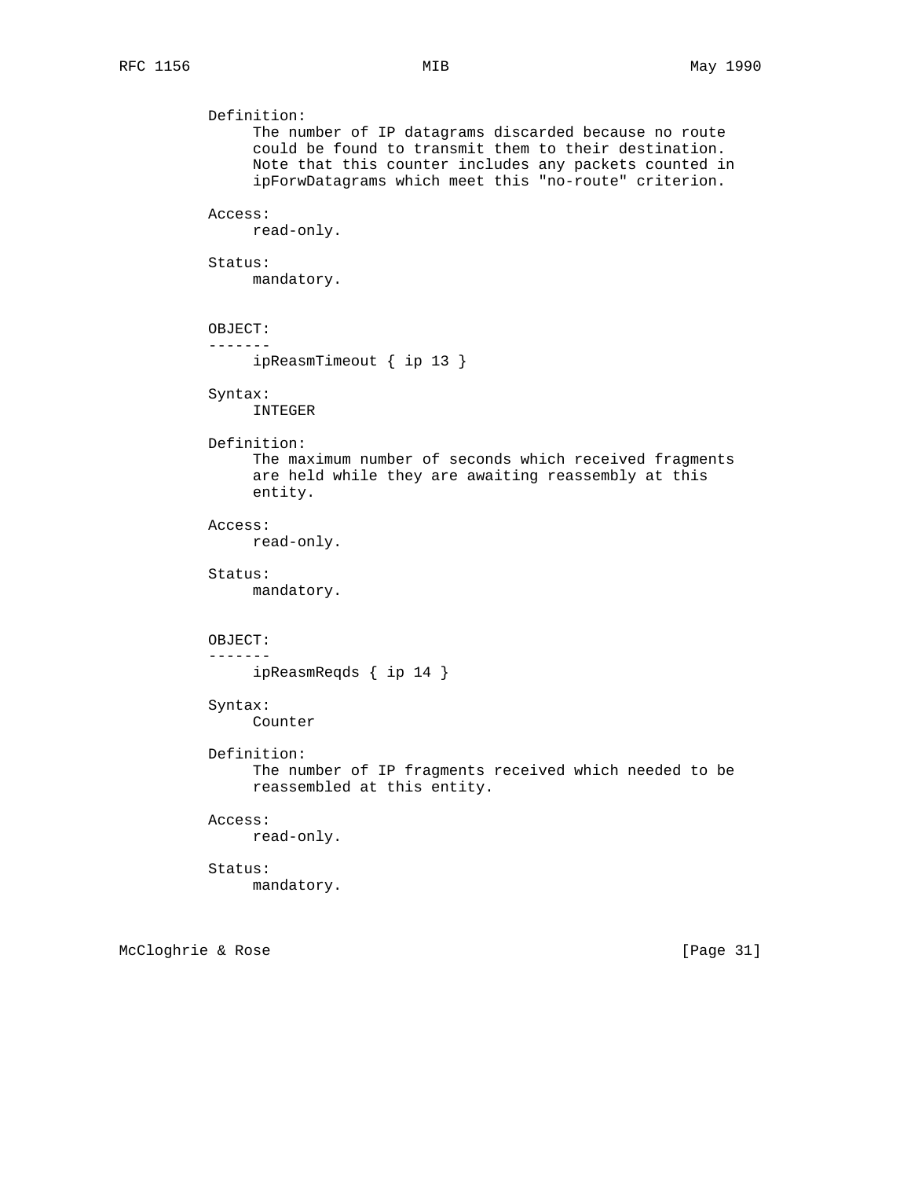Definition:
The number of IP datagrams discarded because no route could be found to transmit them to their destination. Note that this counter includes any packets counted in ipForwDatagrams which meet this "no-route" criterion.

Access:
read-only.

Status:
mandatory.

OBJECT:
-------
ipReasmTimeout { ip 13 }

Syntax:
INTEGER

Definition:
The maximum number of seconds which received fragments are held while they are awaiting reassembly at this entity.

Access:
read-only.

Status:
mandatory.

OBJECT:
-------
ipReasmReqds { ip 14 }

Syntax:
Counter

Definition:
The number of IP fragments received which needed to be reassembled at this entity.

Access:
read-only.

Status:
mandatory.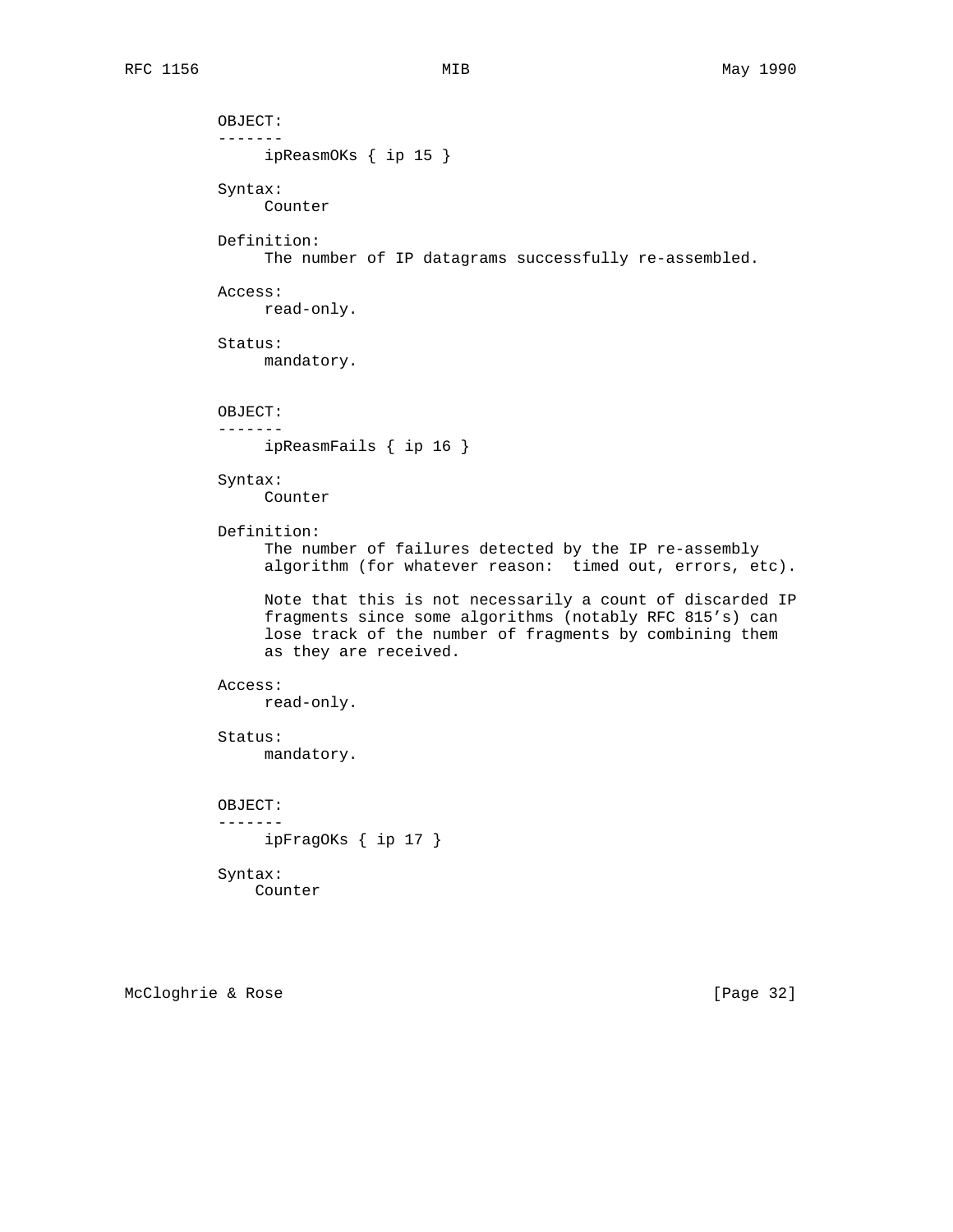OBJECT:
-------
     ipReasmOKs { ip 15 }

Syntax:
     Counter

Definition:
     The number of IP datagrams successfully re-assembled.

Access:
     read-only.

Status:
     mandatory.

OBJECT:
-------
     ipReasmFails { ip 16 }

Syntax:
     Counter

Definition:
     The number of failures detected by the IP re-assembly algorithm (for whatever reason:  timed out, errors, etc).

     Note that this is not necessarily a count of discarded IP fragments since some algorithms (notably RFC 815's) can lose track of the number of fragments by combining them as they are received.

Access:
     read-only.

Status:
     mandatory.

OBJECT:
-------
     ipFragOKs { ip 17 }

Syntax:
     Counter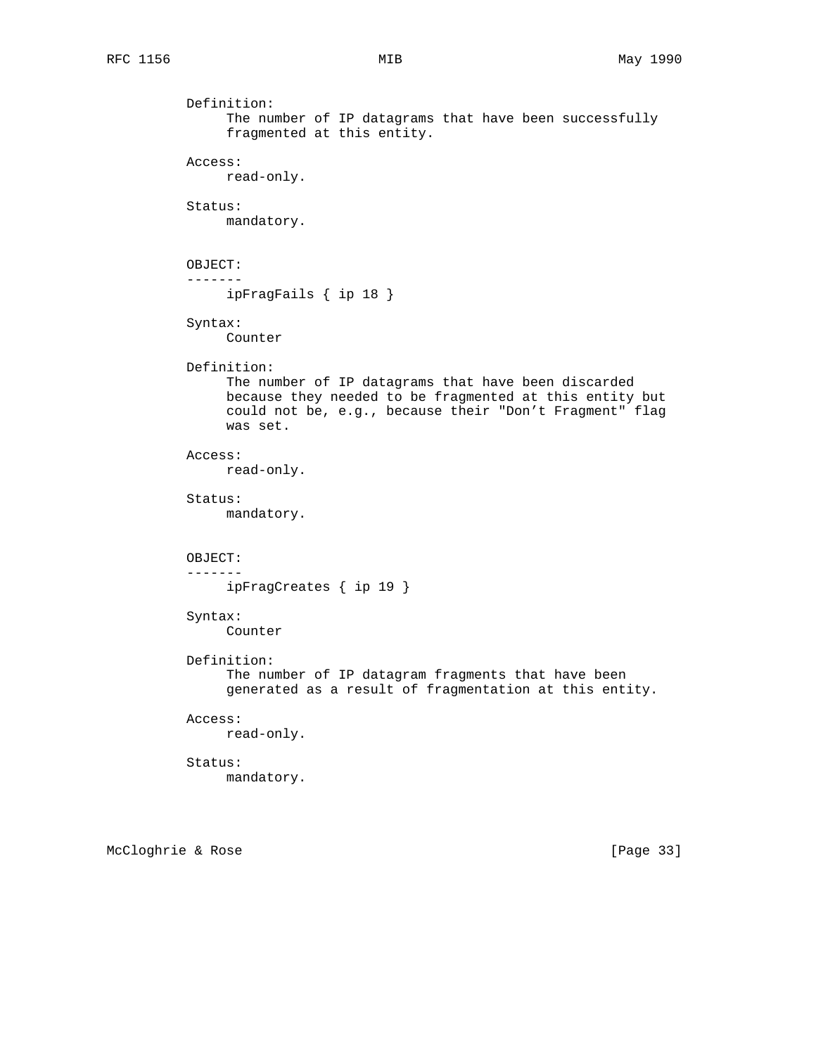Definition:
     The number of IP datagrams that have been successfully
     fragmented at this entity.

Access:
     read-only.

Status:
     mandatory.

OBJECT:
-------
     ipFragFails { ip 18 }

Syntax:
     Counter

Definition:
     The number of IP datagrams that have been discarded
     because they needed to be fragmented at this entity but
     could not be, e.g., because their "Don't Fragment" flag
     was set.

Access:
     read-only.

Status:
     mandatory.

OBJECT:
-------
     ipFragCreates { ip 19 }

Syntax:
     Counter

Definition:
     The number of IP datagram fragments that have been
     generated as a result of fragmentation at this entity.

Access:
     read-only.

Status:
     mandatory.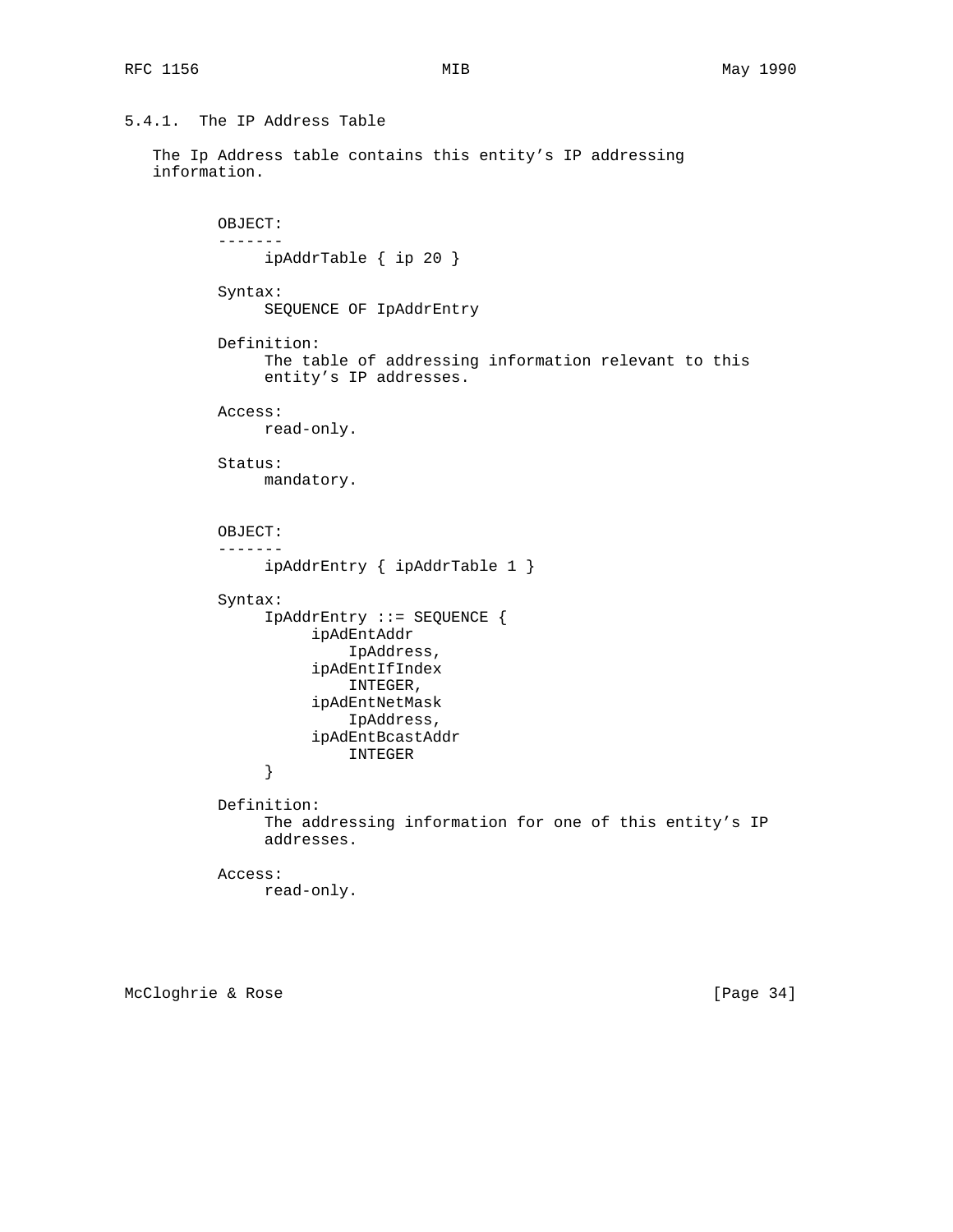### 5.4.1. The IP Address Table

The Ip Address table contains this entity's IP addressing information.

```
OBJECT:
-------
     ipAddrTable { ip 20 }

Syntax:
     SEQUENCE OF IpAddrEntry

Definition:
     The table of addressing information relevant to this
     entity's IP addresses.

Access:
     read-only.

Status:
     mandatory.


OBJECT:
-------
     ipAddrEntry { ipAddrTable 1 }

Syntax:
     IpAddrEntry ::= SEQUENCE {
          ipAdEntAddr
              IpAddress,
          ipAdEntIfIndex
              INTEGER,
          ipAdEntNetMask
              IpAddress,
          ipAdEntBcastAddr
              INTEGER
     }

Definition:
     The addressing information for one of this entity's IP
     addresses.

Access:
     read-only.
```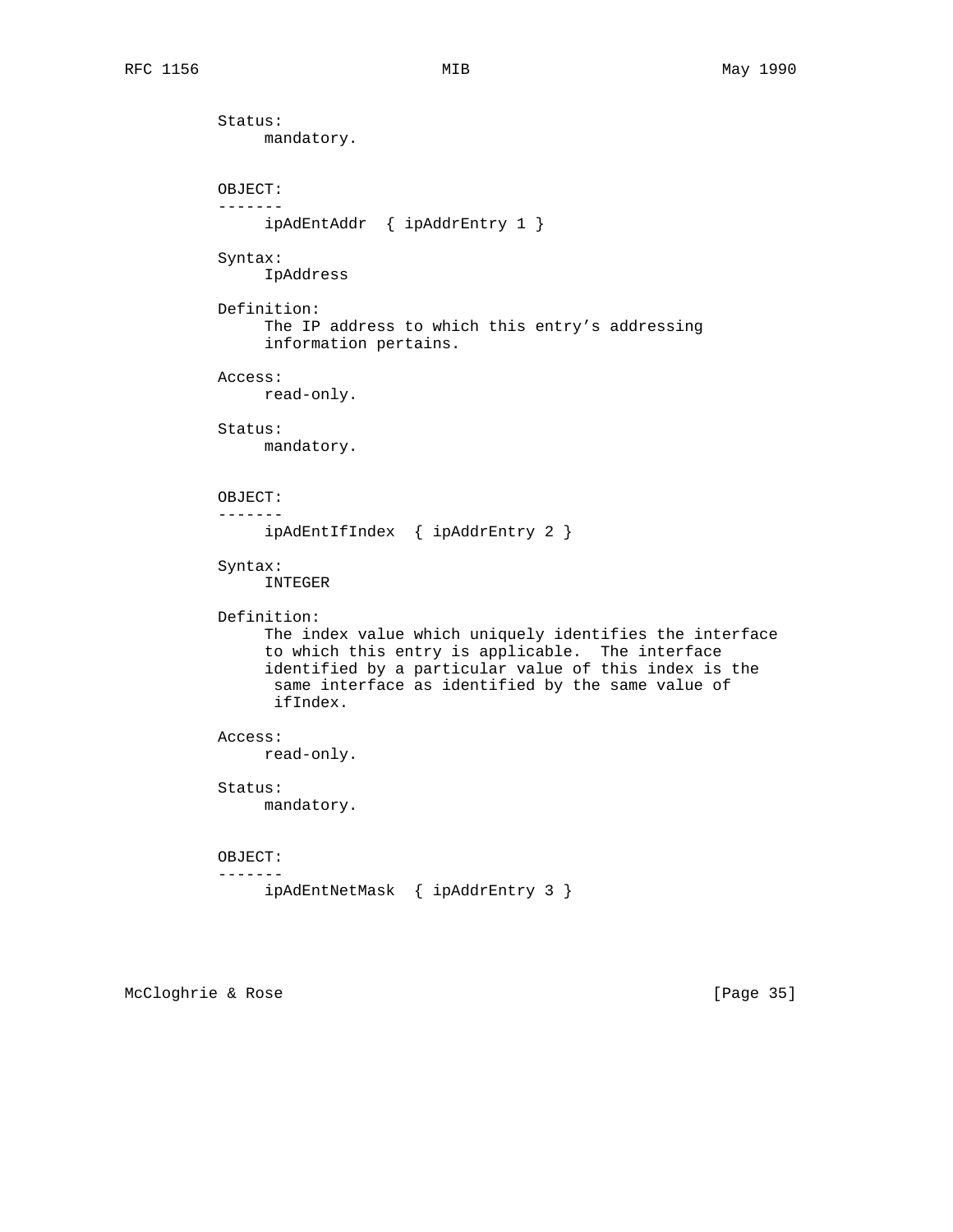```
Status:
     mandatory.


OBJECT:
-------
     ipAdEntAddr  { ipAddrEntry 1 }

Syntax:
     IpAddress

Definition:
     The IP address to which this entry's addressing
     information pertains.

Access:
     read-only.

Status:
     mandatory.


OBJECT:
-------
     ipAdEntIfIndex  { ipAddrEntry 2 }

Syntax:
     INTEGER

Definition:
     The index value which uniquely identifies the interface
     to which this entry is applicable.  The interface
     identified by a particular value of this index is the
      same interface as identified by the same value of
      ifIndex.

Access:
     read-only.

Status:
     mandatory.


OBJECT:
-------
     ipAdEntNetMask  { ipAddrEntry 3 }
```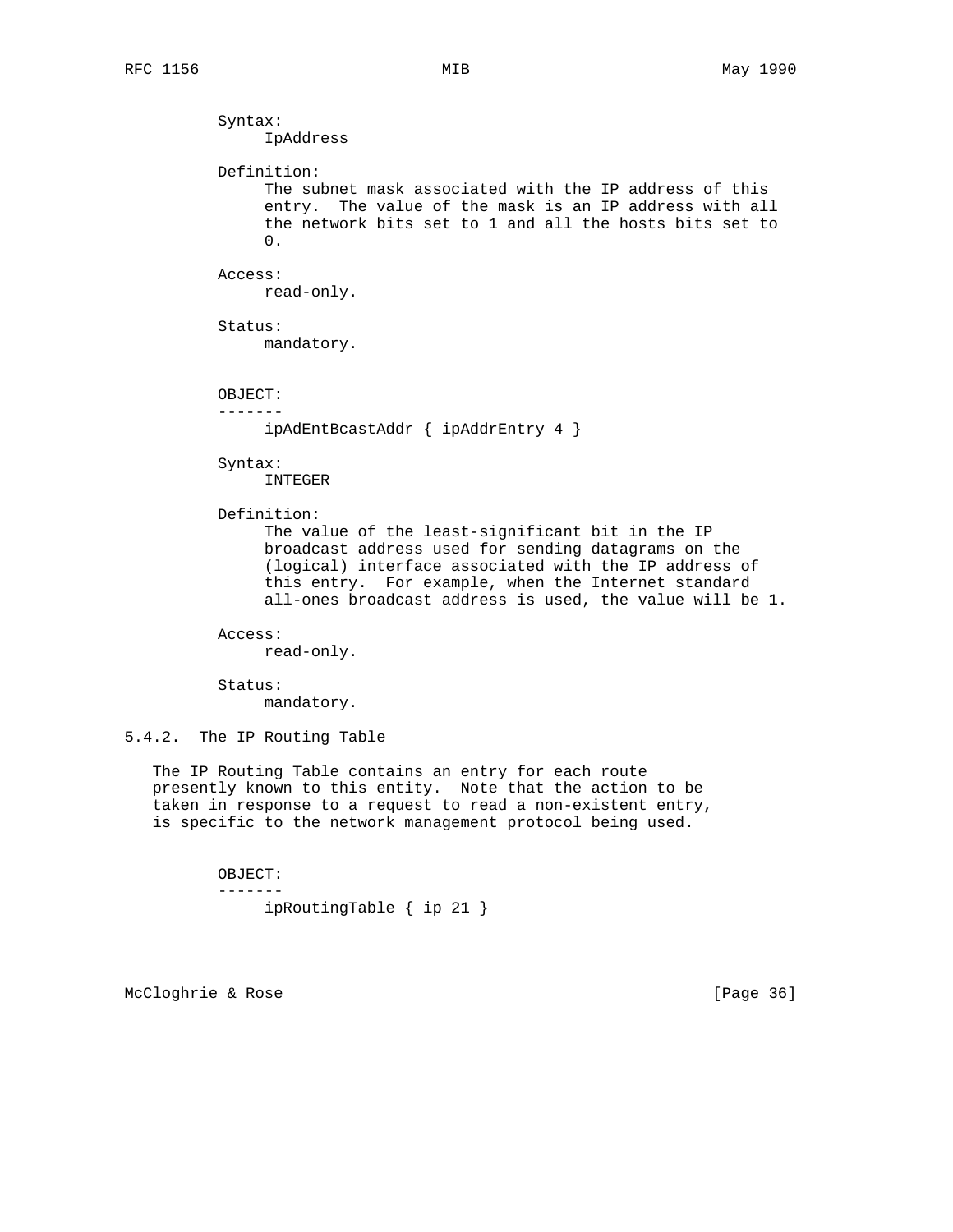Syntax:
IpAddress

Definition:
The subnet mask associated with the IP address of this entry. The value of the mask is an IP address with all the network bits set to 1 and all the hosts bits set to 0.

Access:
read-only.

Status:
mandatory.

OBJECT:
-------
ipAdEntBcastAddr { ipAddrEntry 4 }

Syntax:
INTEGER

Definition:
The value of the least-significant bit in the IP broadcast address used for sending datagrams on the (logical) interface associated with the IP address of this entry. For example, when the Internet standard all-ones broadcast address is used, the value will be 1.

Access:
read-only.

Status:
mandatory.

### 5.4.2. The IP Routing Table

The IP Routing Table contains an entry for each route presently known to this entity. Note that the action to be taken in response to a request to read a non-existent entry, is specific to the network management protocol being used.

OBJECT:
-------
ipRoutingTable { ip 21 }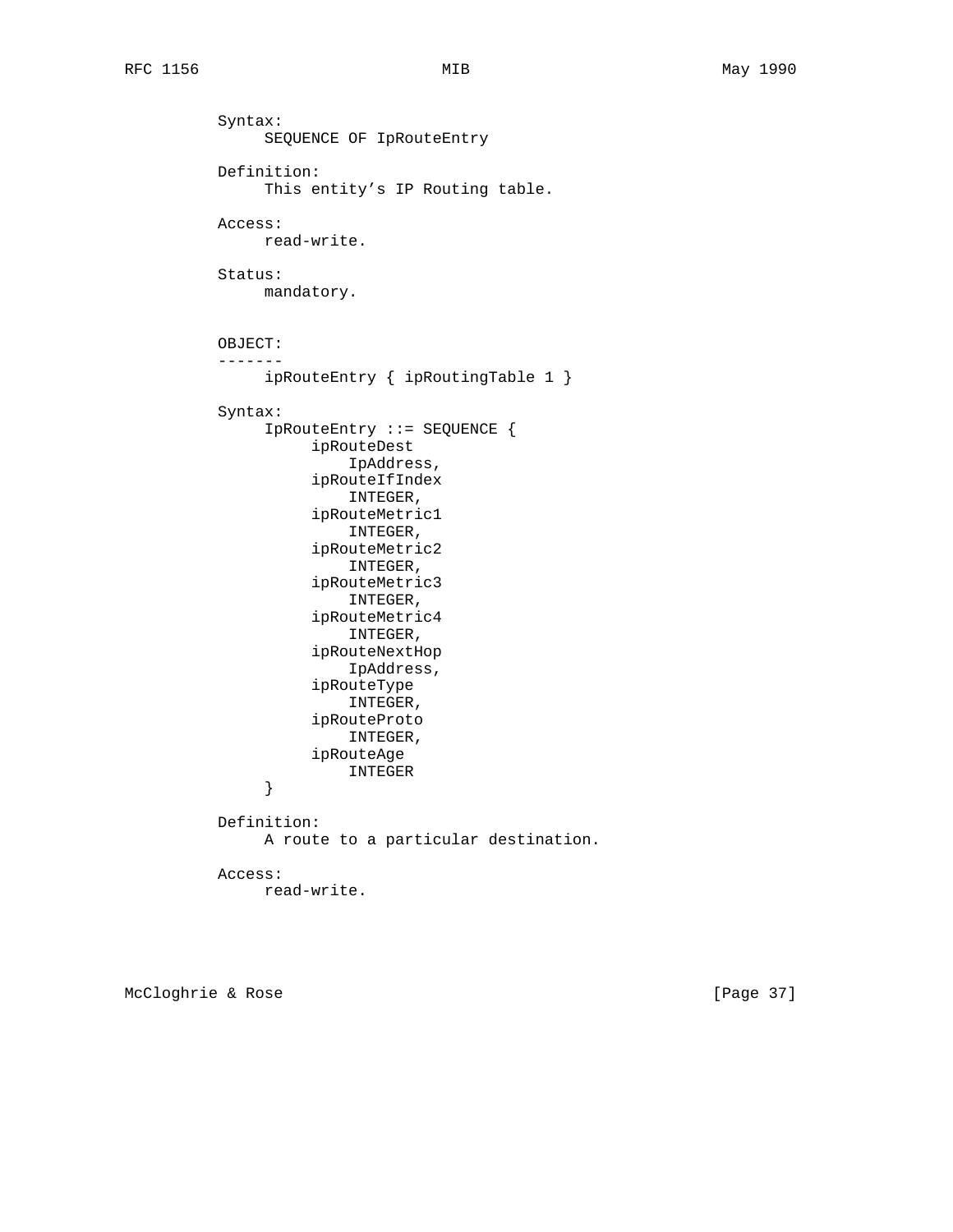Syntax:
     SEQUENCE OF IpRouteEntry

Definition:
     This entity's IP Routing table.

Access:
     read-write.

Status:
     mandatory.

OBJECT:
-------
     ipRouteEntry { ipRoutingTable 1 }

Syntax:

```
IpRouteEntry ::= SEQUENCE {
     ipRouteDest
         IpAddress,
     ipRouteIfIndex
         INTEGER,
     ipRouteMetric1
         INTEGER,
     ipRouteMetric2
         INTEGER,
     ipRouteMetric3
         INTEGER,
     ipRouteMetric4
         INTEGER,
     ipRouteNextHop
         IpAddress,
     ipRouteType
         INTEGER,
     ipRouteProto
         INTEGER,
     ipRouteAge
         INTEGER
}
```

Definition:
     A route to a particular destination.

Access:
     read-write.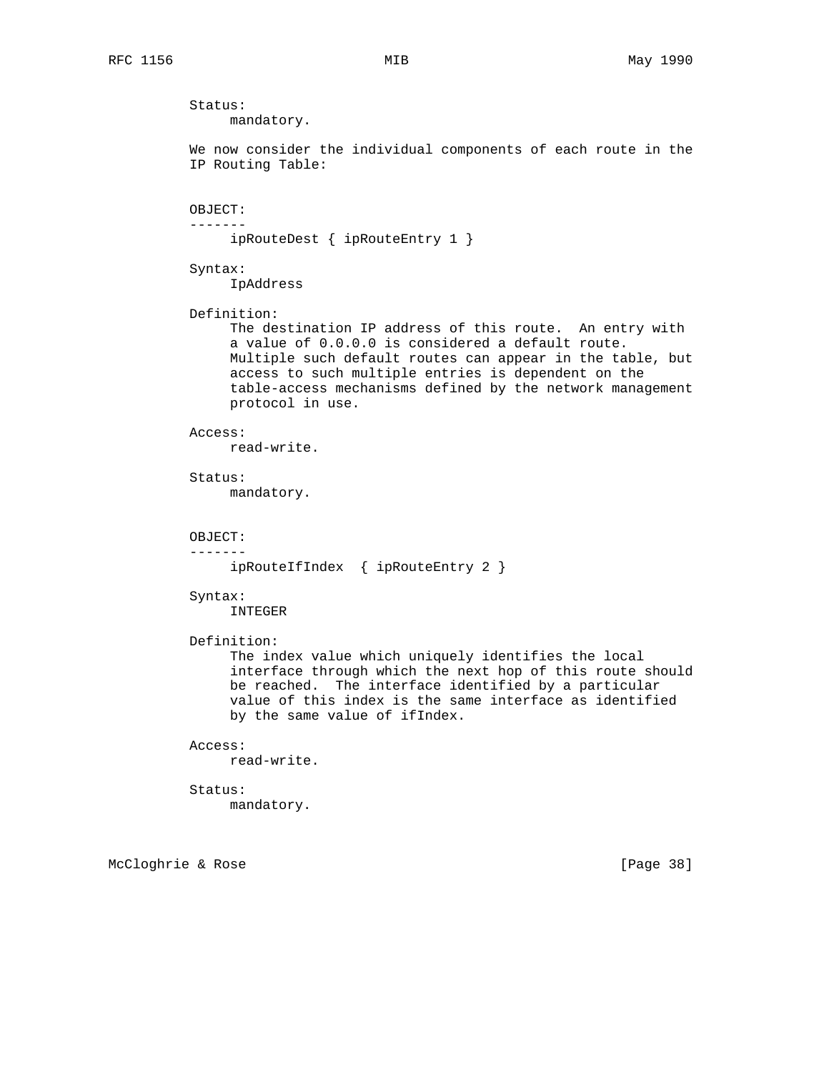Status:
     mandatory.

We now consider the individual components of each route in the IP Routing Table:

OBJECT:
-------
     ipRouteDest { ipRouteEntry 1 }

Syntax:
     IpAddress

Definition:
     The destination IP address of this route.  An entry with a value of 0.0.0.0 is considered a default route. Multiple such default routes can appear in the table, but access to such multiple entries is dependent on the table-access mechanisms defined by the network management protocol in use.

Access:
     read-write.

Status:
     mandatory.

OBJECT:
-------
     ipRouteIfIndex  { ipRouteEntry 2 }

Syntax:
     INTEGER

Definition:
     The index value which uniquely identifies the local interface through which the next hop of this route should be reached.  The interface identified by a particular value of this index is the same interface as identified by the same value of ifIndex.

Access:
     read-write.

Status:
     mandatory.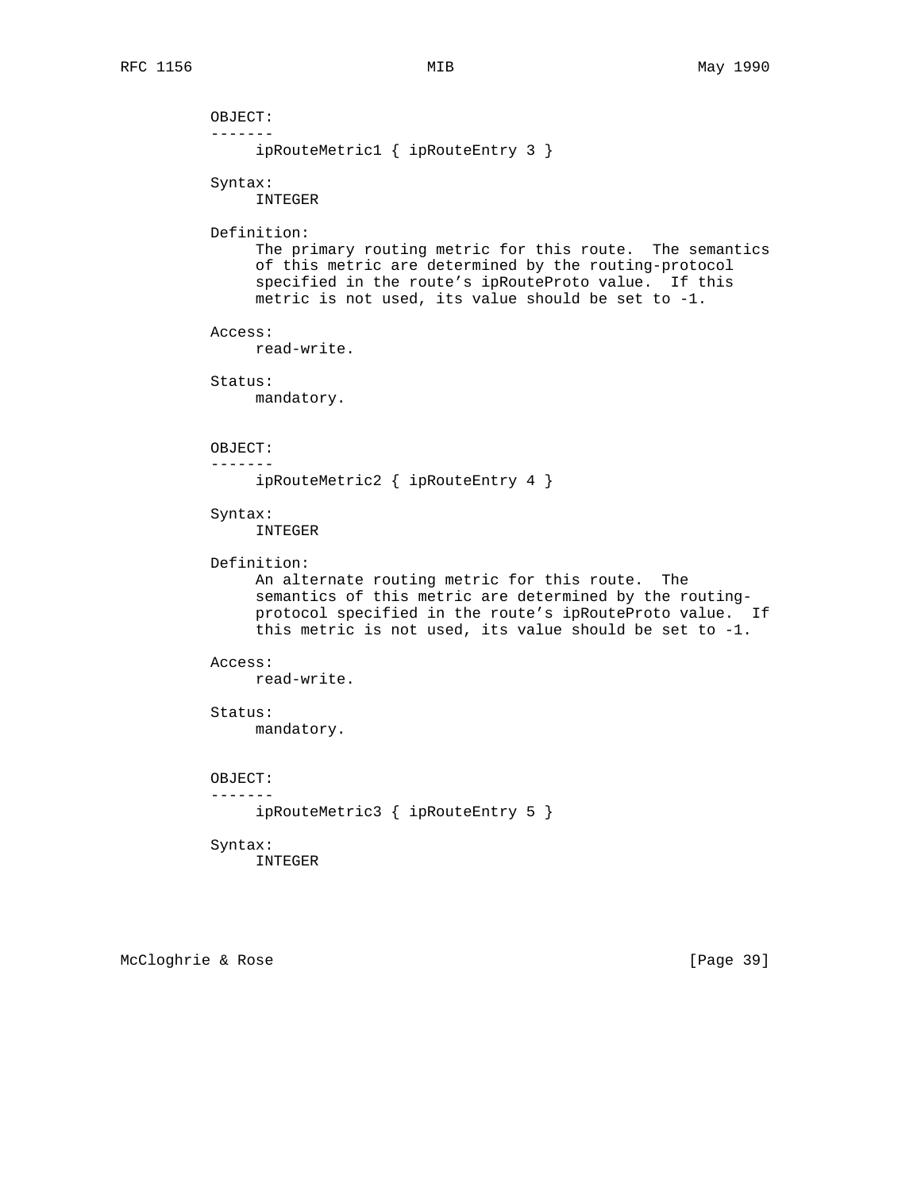OBJECT:
-------
     ipRouteMetric1 { ipRouteEntry 3 }

Syntax:
     INTEGER

Definition:
     The primary routing metric for this route. The semantics of this metric are determined by the routing-protocol specified in the route's ipRouteProto value. If this metric is not used, its value should be set to -1.

Access:
     read-write.

Status:
     mandatory.

OBJECT:
-------
     ipRouteMetric2 { ipRouteEntry 4 }

Syntax:
     INTEGER

Definition:
     An alternate routing metric for this route. The semantics of this metric are determined by the routing-protocol specified in the route's ipRouteProto value. If this metric is not used, its value should be set to -1.

Access:
     read-write.

Status:
     mandatory.

OBJECT:
-------
     ipRouteMetric3 { ipRouteEntry 5 }

Syntax:
     INTEGER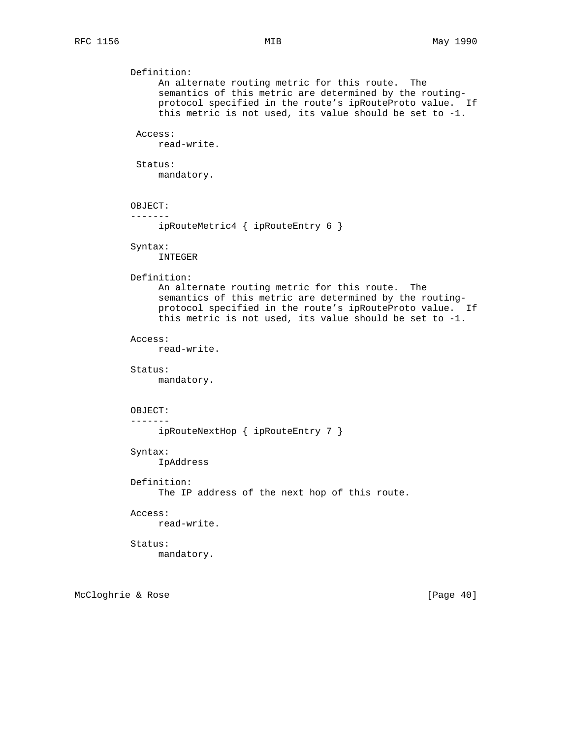Definition:
     An alternate routing metric for this route.  The
     semantics of this metric are determined by the routing-
     protocol specified in the route's ipRouteProto value.  If
     this metric is not used, its value should be set to -1.

Access:
     read-write.

Status:
     mandatory.

OBJECT:
-------
     ipRouteMetric4 { ipRouteEntry 6 }

Syntax:
     INTEGER

Definition:
     An alternate routing metric for this route.  The
     semantics of this metric are determined by the routing-
     protocol specified in the route's ipRouteProto value.  If
     this metric is not used, its value should be set to -1.

Access:
     read-write.

Status:
     mandatory.

OBJECT:
-------
     ipRouteNextHop { ipRouteEntry 7 }

Syntax:
     IpAddress

Definition:
     The IP address of the next hop of this route.

Access:
     read-write.

Status:
     mandatory.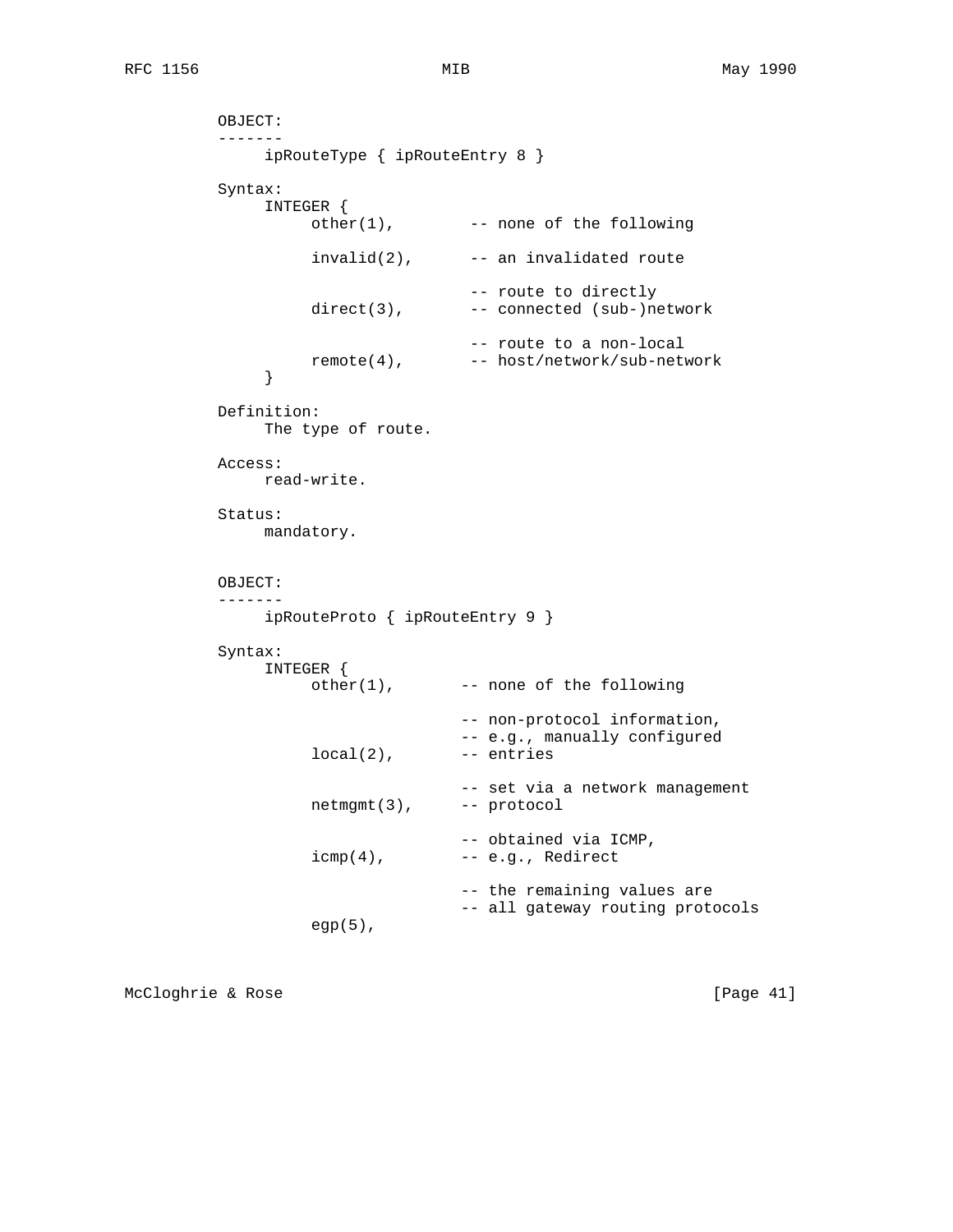```
OBJECT:
-------
     ipRouteType { ipRouteEntry 8 }

Syntax:
     INTEGER {
          other(1),        -- none of the following

          invalid(2),      -- an invalidated route

                           -- route to directly
          direct(3),       -- connected (sub-)network

                           -- route to a non-local
          remote(4),       -- host/network/sub-network
     }

Definition:
     The type of route.

Access:
     read-write.

Status:
     mandatory.


OBJECT:
-------
     ipRouteProto { ipRouteEntry 9 }

Syntax:
     INTEGER {
          other(1),       -- none of the following

                          -- non-protocol information,
                          -- e.g., manually configured
          local(2),       -- entries

                          -- set via a network management
          netmgmt(3),     -- protocol

                          -- obtained via ICMP,
          icmp(4),        -- e.g., Redirect

                          -- the remaining values are
                          -- all gateway routing protocols
          egp(5),
```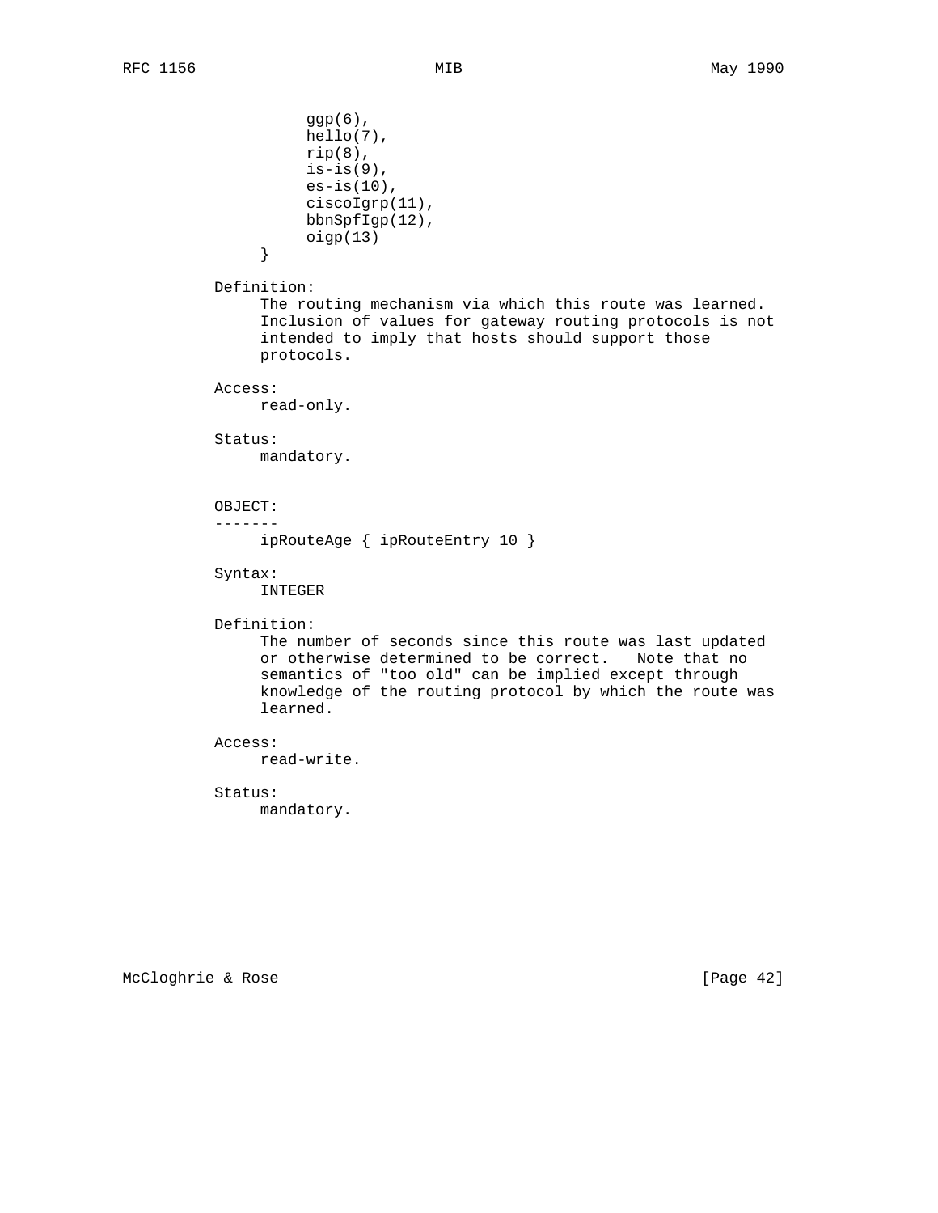```
                    ggp(6),
                    hello(7),
                    rip(8),
                    is-is(9),
                    es-is(10),
                    ciscoIgrp(11),
                    bbnSpfIgp(12),
                    oigp(13)
               }
```

Definition:
The routing mechanism via which this route was learned. Inclusion of values for gateway routing protocols is not intended to imply that hosts should support those protocols.

Access:
read-only.

Status:
mandatory.

OBJECT:
-------
ipRouteAge { ipRouteEntry 10 }

Syntax:
INTEGER

Definition:
The number of seconds since this route was last updated or otherwise determined to be correct. Note that no semantics of "too old" can be implied except through knowledge of the routing protocol by which the route was learned.

Access:
read-write.

Status:
mandatory.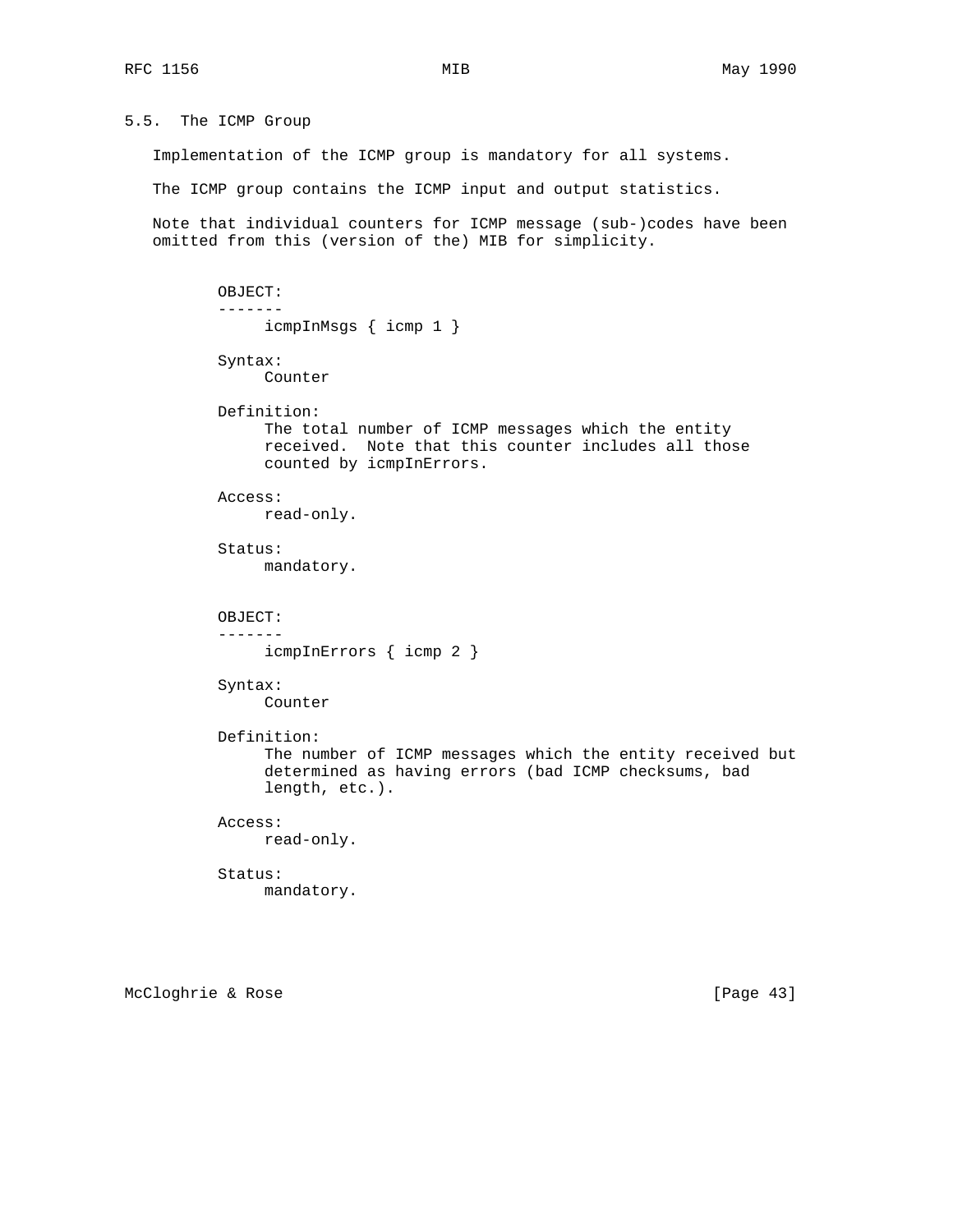## 5.5. The ICMP Group

Implementation of the ICMP group is mandatory for all systems.

The ICMP group contains the ICMP input and output statistics.

Note that individual counters for ICMP message (sub-)codes have been omitted from this (version of the) MIB for simplicity.

```
OBJECT:
-------
     icmpInMsgs { icmp 1 }

Syntax:
     Counter

Definition:
     The total number of ICMP messages which the entity
     received.  Note that this counter includes all those
     counted by icmpInErrors.

Access:
     read-only.

Status:
     mandatory.


OBJECT:
-------
     icmpInErrors { icmp 2 }

Syntax:
     Counter

Definition:
     The number of ICMP messages which the entity received but
     determined as having errors (bad ICMP checksums, bad
     length, etc.).

Access:
     read-only.

Status:
     mandatory.
```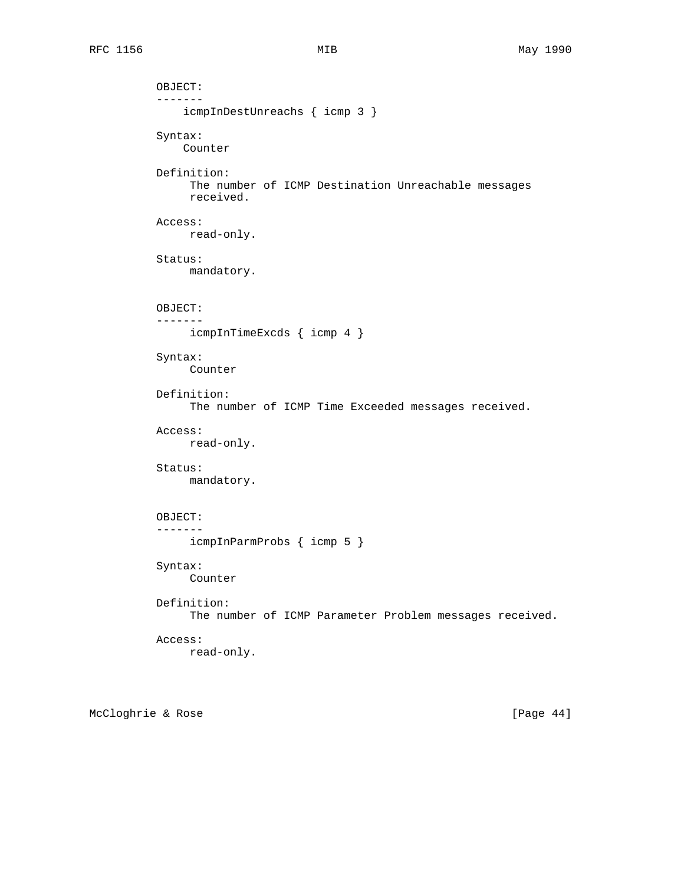```
OBJECT:
-------
    icmpInDestUnreachs { icmp 3 }

Syntax:
    Counter

Definition:
     The number of ICMP Destination Unreachable messages
     received.

Access:
     read-only.

Status:
     mandatory.


OBJECT:
-------
     icmpInTimeExcds { icmp 4 }

Syntax:
     Counter

Definition:
     The number of ICMP Time Exceeded messages received.

Access:
     read-only.

Status:
     mandatory.


OBJECT:
-------
     icmpInParmProbs { icmp 5 }

Syntax:
     Counter

Definition:
     The number of ICMP Parameter Problem messages received.

Access:
     read-only.
```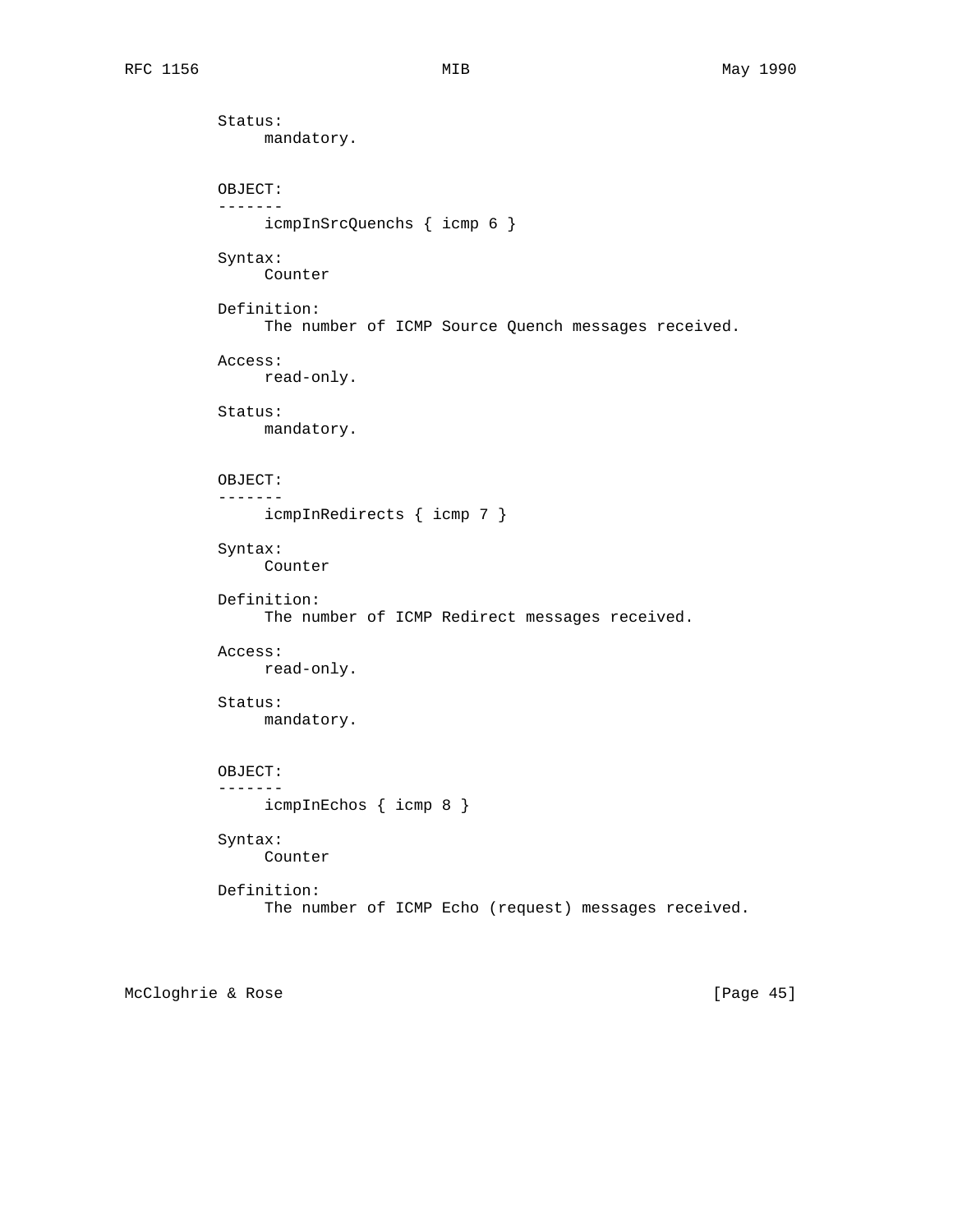Status:
mandatory.

OBJECT:
-------
icmpInSrcQuenchs { icmp 6 }

Syntax:
Counter

Definition:
The number of ICMP Source Quench messages received.

Access:
read-only.

Status:
mandatory.

OBJECT:
-------
icmpInRedirects { icmp 7 }

Syntax:
Counter

Definition:
The number of ICMP Redirect messages received.

Access:
read-only.

Status:
mandatory.

OBJECT:
-------
icmpInEchos { icmp 8 }

Syntax:
Counter

Definition:
The number of ICMP Echo (request) messages received.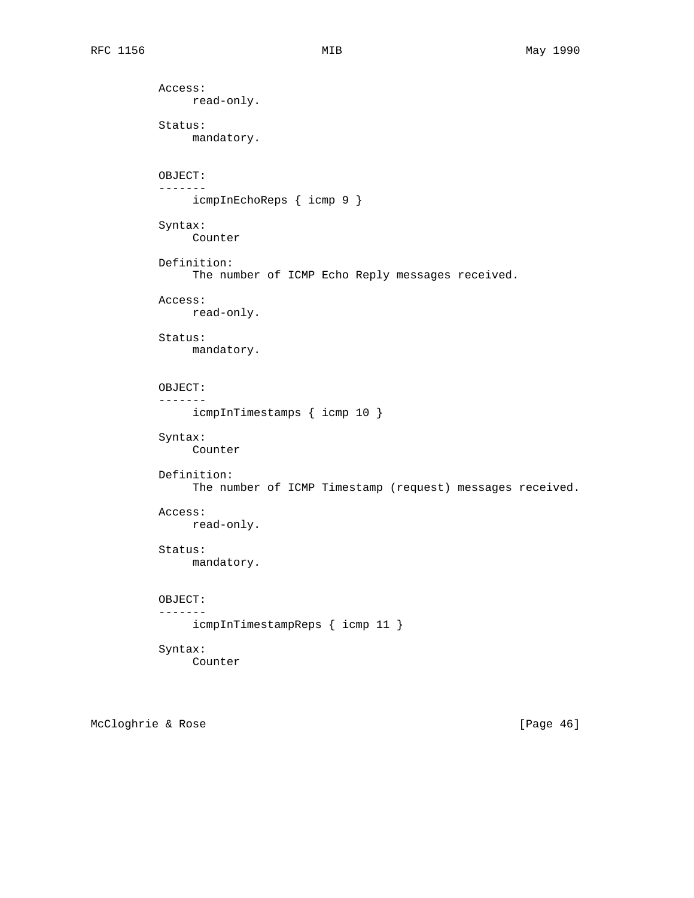```
          Access:
               read-only.

          Status:
               mandatory.


          OBJECT:
          -------
               icmpInEchoReps { icmp 9 }

          Syntax:
               Counter

          Definition:
               The number of ICMP Echo Reply messages received.

          Access:
               read-only.

          Status:
               mandatory.


          OBJECT:
          -------
               icmpInTimestamps { icmp 10 }

          Syntax:
               Counter

          Definition:
               The number of ICMP Timestamp (request) messages received.

          Access:
               read-only.

          Status:
               mandatory.


          OBJECT:
          -------
               icmpInTimestampReps { icmp 11 }

          Syntax:
               Counter
```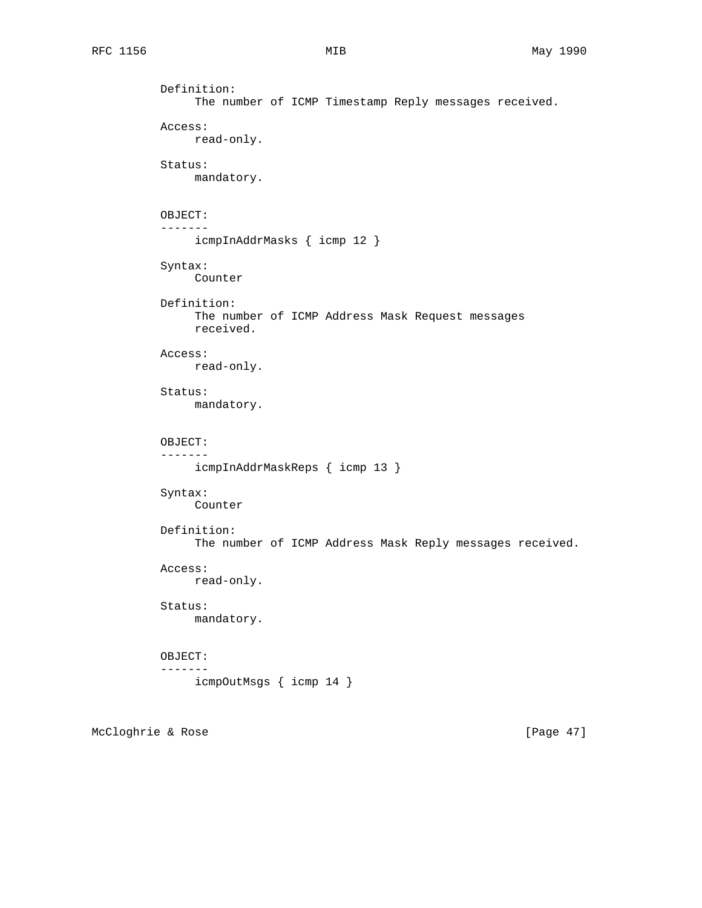```
Definition:
     The number of ICMP Timestamp Reply messages received.

Access:
     read-only.

Status:
     mandatory.


OBJECT:
-------
     icmpInAddrMasks { icmp 12 }

Syntax:
     Counter

Definition:
     The number of ICMP Address Mask Request messages
     received.

Access:
     read-only.

Status:
     mandatory.


OBJECT:
-------
     icmpInAddrMaskReps { icmp 13 }

Syntax:
     Counter

Definition:
     The number of ICMP Address Mask Reply messages received.

Access:
     read-only.

Status:
     mandatory.


OBJECT:
-------
     icmpOutMsgs { icmp 14 }
```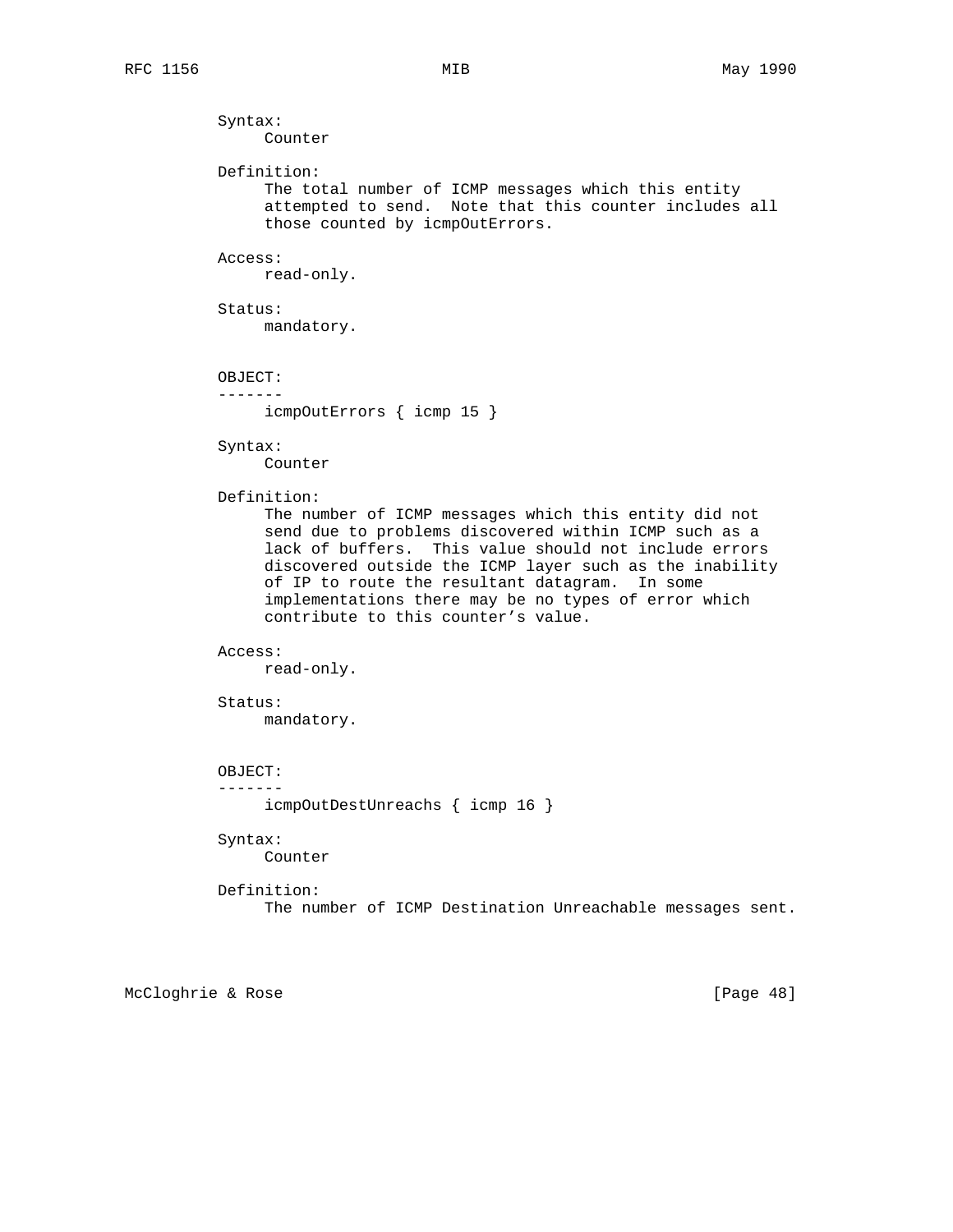Syntax:
     Counter

Definition:
     The total number of ICMP messages which this entity attempted to send.  Note that this counter includes all those counted by icmpOutErrors.

Access:
     read-only.

Status:
     mandatory.

OBJECT:
-------
     icmpOutErrors { icmp 15 }

Syntax:
     Counter

Definition:
     The number of ICMP messages which this entity did not send due to problems discovered within ICMP such as a lack of buffers.  This value should not include errors discovered outside the ICMP layer such as the inability of IP to route the resultant datagram.  In some implementations there may be no types of error which contribute to this counter's value.

Access:
     read-only.

Status:
     mandatory.

OBJECT:
-------
     icmpOutDestUnreachs { icmp 16 }

Syntax:
     Counter

Definition:
     The number of ICMP Destination Unreachable messages sent.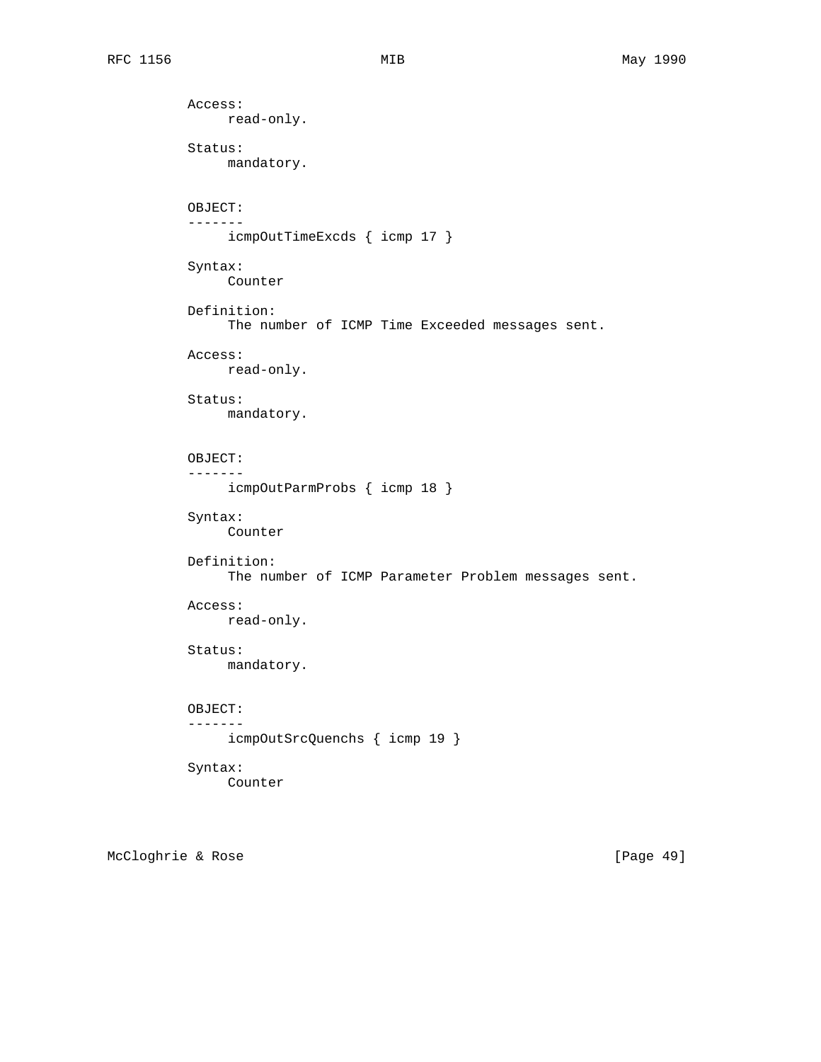```
          Access:
               read-only.

          Status:
               mandatory.


          OBJECT:
          -------
               icmpOutTimeExcds { icmp 17 }

          Syntax:
               Counter

          Definition:
               The number of ICMP Time Exceeded messages sent.

          Access:
               read-only.

          Status:
               mandatory.


          OBJECT:
          -------
               icmpOutParmProbs { icmp 18 }

          Syntax:
               Counter

          Definition:
               The number of ICMP Parameter Problem messages sent.

          Access:
               read-only.

          Status:
               mandatory.


          OBJECT:
          -------
               icmpOutSrcQuenchs { icmp 19 }

          Syntax:
               Counter
```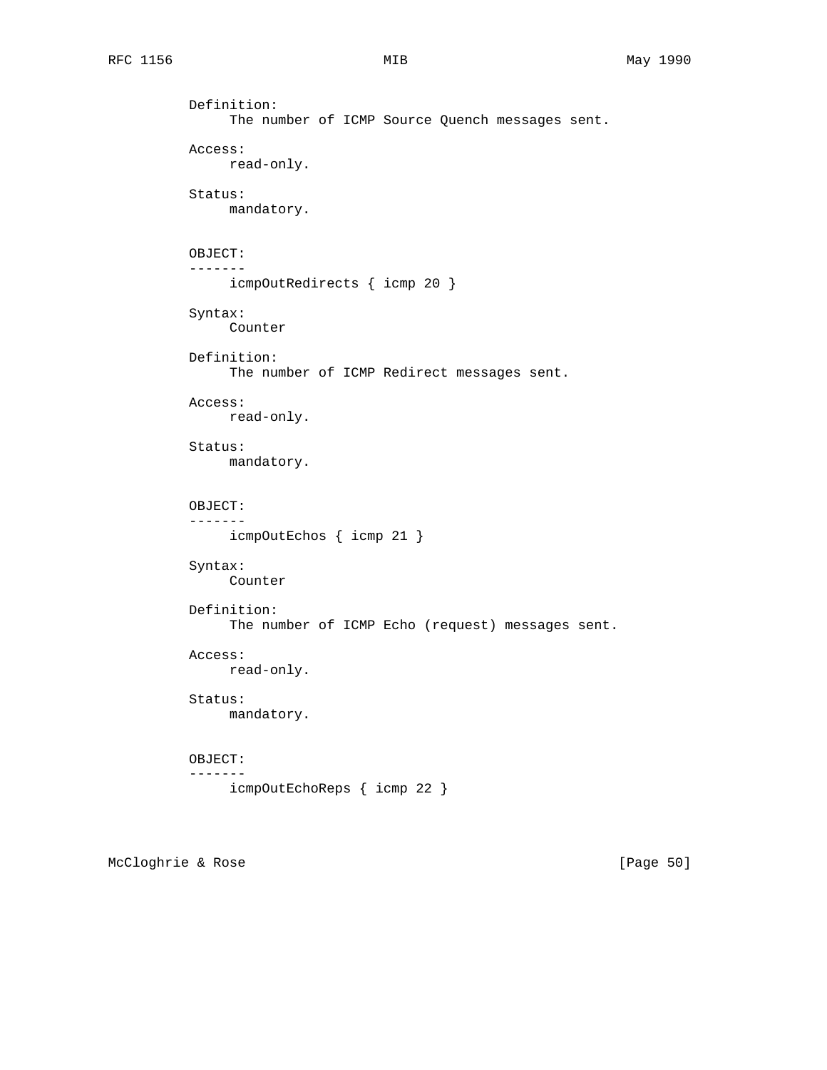Definition:
     The number of ICMP Source Quench messages sent.

Access:
     read-only.

Status:
     mandatory.

OBJECT:
-------
     icmpOutRedirects { icmp 20 }

Syntax:
     Counter

Definition:
     The number of ICMP Redirect messages sent.

Access:
     read-only.

Status:
     mandatory.

OBJECT:
-------
     icmpOutEchos { icmp 21 }

Syntax:
     Counter

Definition:
     The number of ICMP Echo (request) messages sent.

Access:
     read-only.

Status:
     mandatory.

OBJECT:
-------
     icmpOutEchoReps { icmp 22 }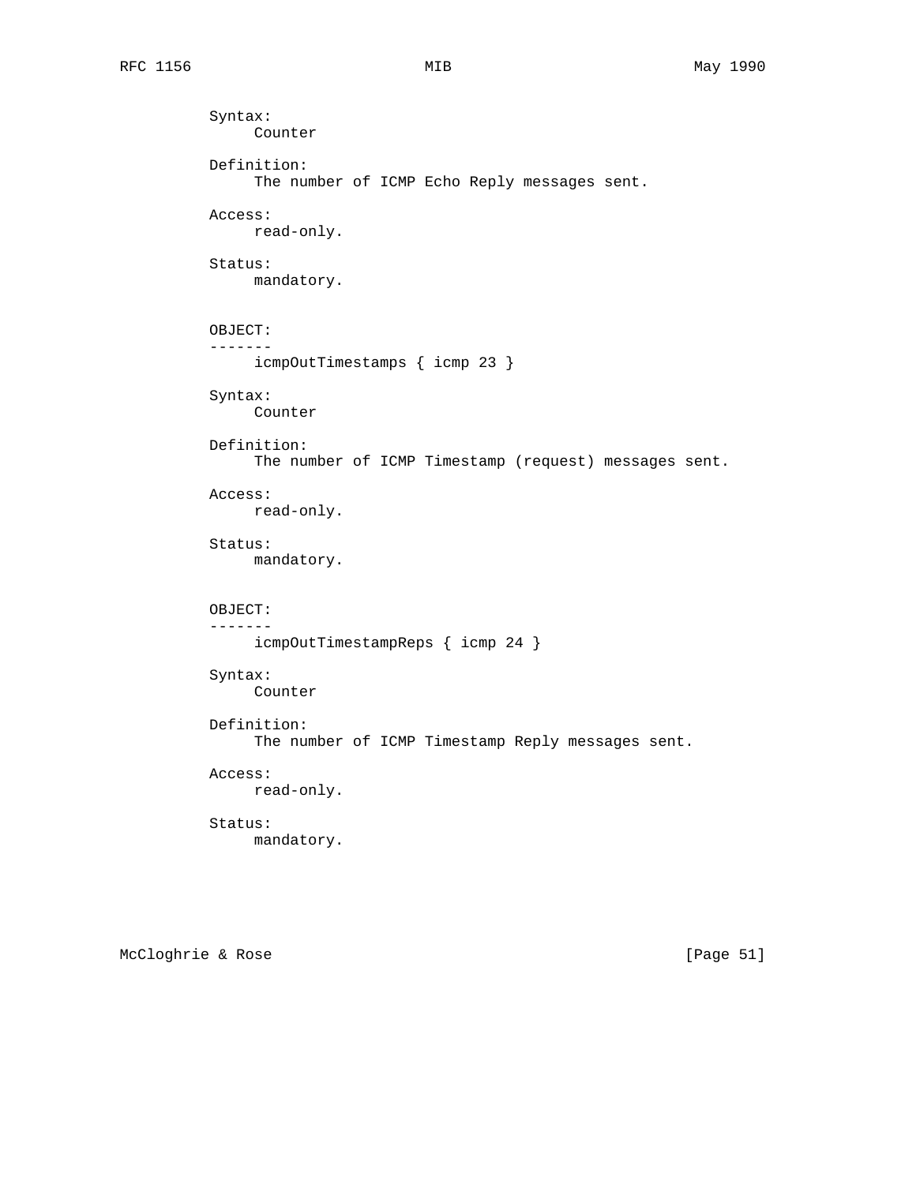Syntax:
     Counter

Definition:
     The number of ICMP Echo Reply messages sent.

Access:
     read-only.

Status:
     mandatory.

OBJECT:
-------
     icmpOutTimestamps { icmp 23 }

Syntax:
     Counter

Definition:
     The number of ICMP Timestamp (request) messages sent.

Access:
     read-only.

Status:
     mandatory.

OBJECT:
-------
     icmpOutTimestampReps { icmp 24 }

Syntax:
     Counter

Definition:
     The number of ICMP Timestamp Reply messages sent.

Access:
     read-only.

Status:
     mandatory.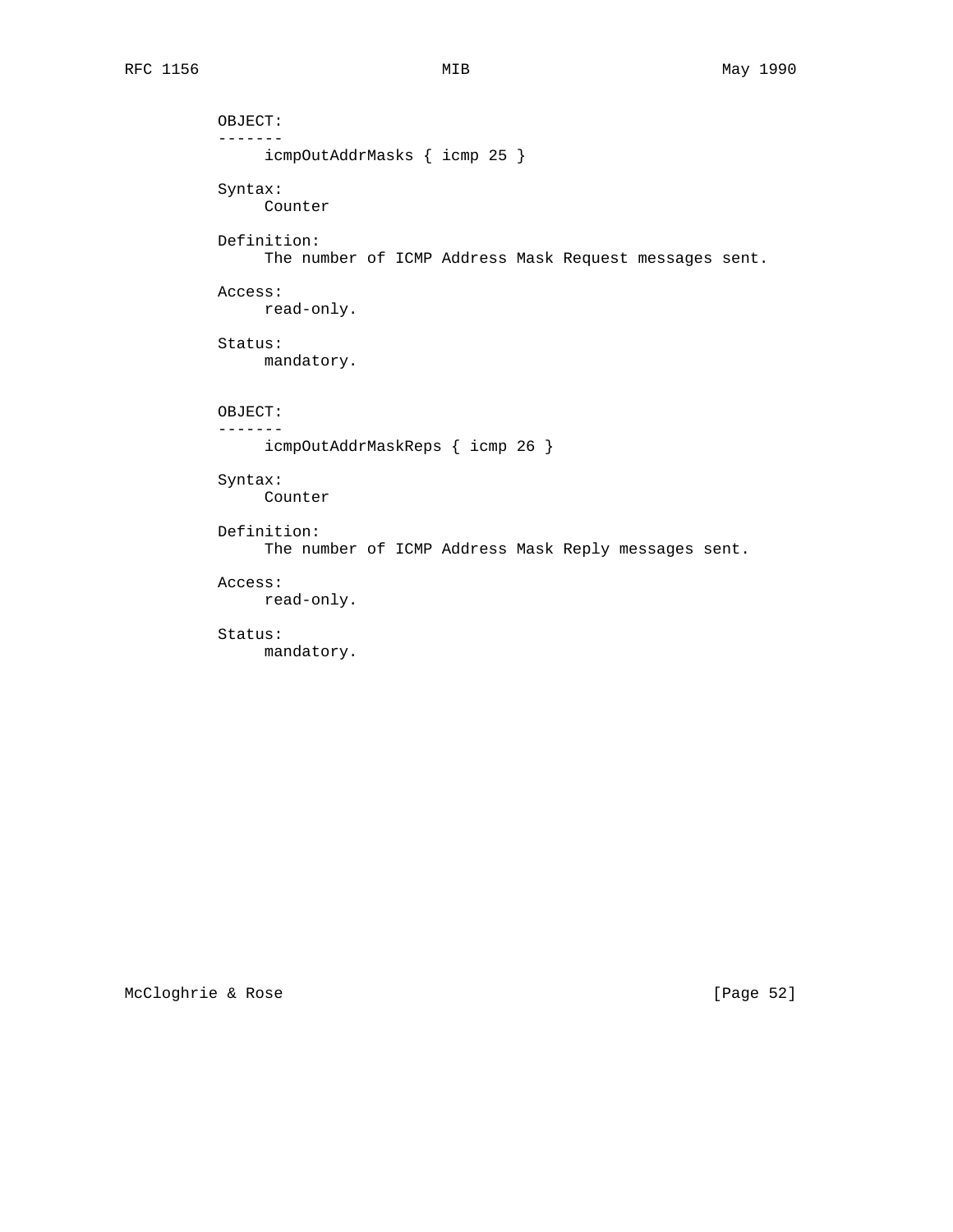OBJECT:
-------
icmpOutAddrMasks { icmp 25 }

Syntax:
Counter

Definition:
The number of ICMP Address Mask Request messages sent.

Access:
read-only.

Status:
mandatory.

OBJECT:
-------
icmpOutAddrMaskReps { icmp 26 }

Syntax:
Counter

Definition:
The number of ICMP Address Mask Reply messages sent.

Access:
read-only.

Status:
mandatory.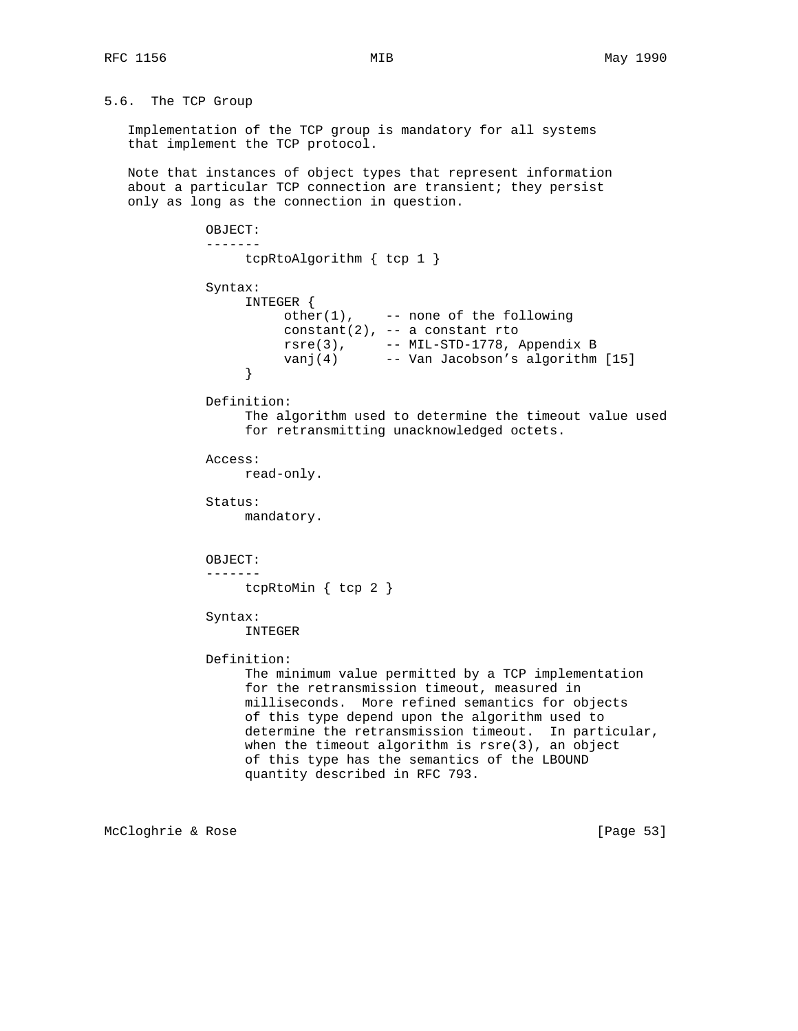## 5.6. The TCP Group

Implementation of the TCP group is mandatory for all systems that implement the TCP protocol.

Note that instances of object types that represent information about a particular TCP connection are transient; they persist only as long as the connection in question.

```
OBJECT:
-------
     tcpRtoAlgorithm { tcp 1 }

Syntax:
     INTEGER {
          other(1),    -- none of the following
          constant(2), -- a constant rto
          rsre(3),     -- MIL-STD-1778, Appendix B
          vanj(4)      -- Van Jacobson's algorithm [15]
     }

Definition:
     The algorithm used to determine the timeout value used
     for retransmitting unacknowledged octets.

Access:
     read-only.

Status:
     mandatory.


OBJECT:
-------
     tcpRtoMin { tcp 2 }

Syntax:
     INTEGER

Definition:
     The minimum value permitted by a TCP implementation
     for the retransmission timeout, measured in
     milliseconds.  More refined semantics for objects
     of this type depend upon the algorithm used to
     determine the retransmission timeout.  In particular,
     when the timeout algorithm is rsre(3), an object
     of this type has the semantics of the LBOUND
     quantity described in RFC 793.
```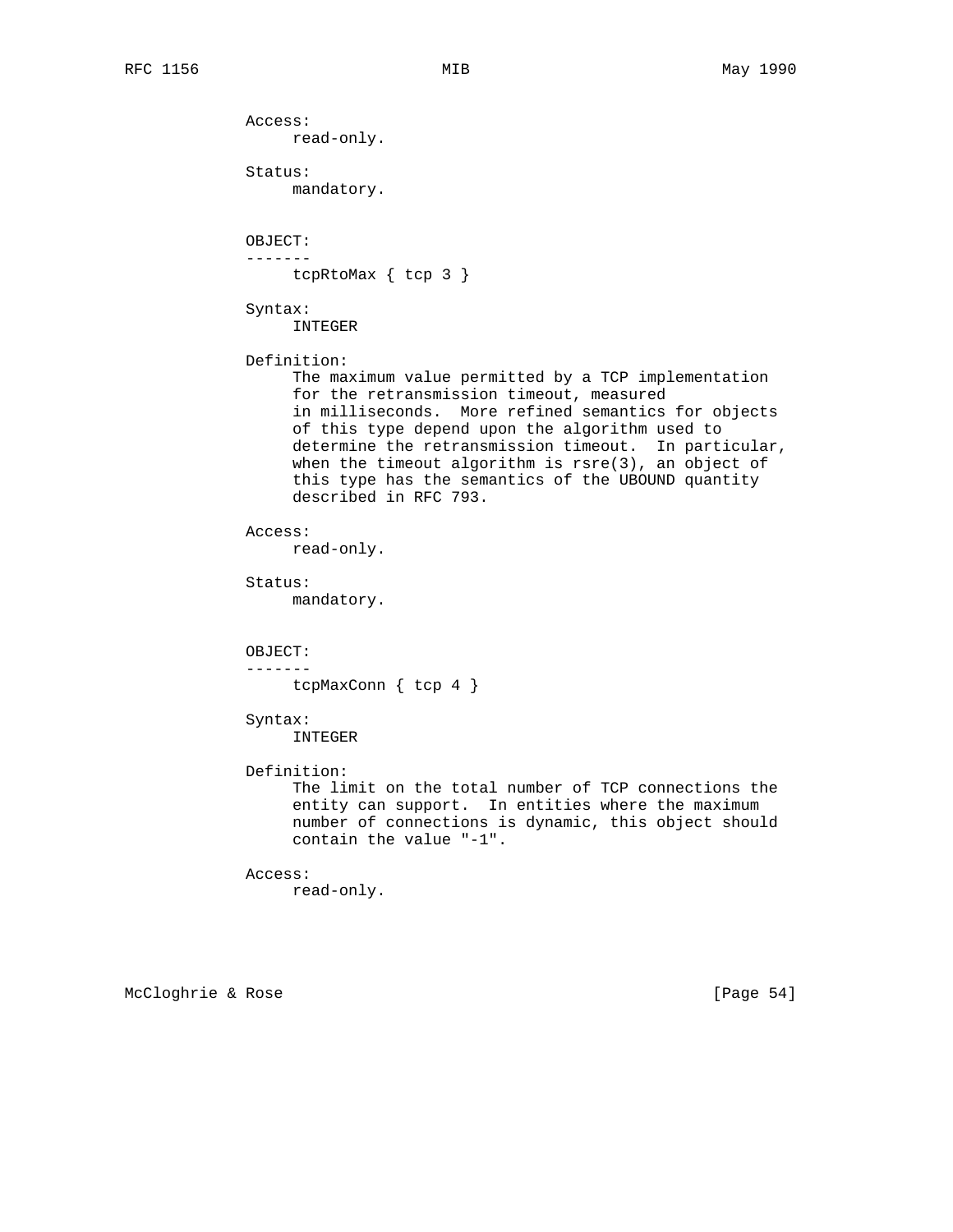Access:
     read-only.

Status:
     mandatory.

OBJECT:
-------
     tcpRtoMax { tcp 3 }

Syntax:
     INTEGER

Definition:
     The maximum value permitted by a TCP implementation
     for the retransmission timeout, measured
     in milliseconds.  More refined semantics for objects
     of this type depend upon the algorithm used to
     determine the retransmission timeout.  In particular,
     when the timeout algorithm is rsre(3), an object of
     this type has the semantics of the UBOUND quantity
     described in RFC 793.

Access:
     read-only.

Status:
     mandatory.

OBJECT:
-------
     tcpMaxConn { tcp 4 }

Syntax:
     INTEGER

Definition:
     The limit on the total number of TCP connections the
     entity can support.  In entities where the maximum
     number of connections is dynamic, this object should
     contain the value "-1".

Access:
     read-only.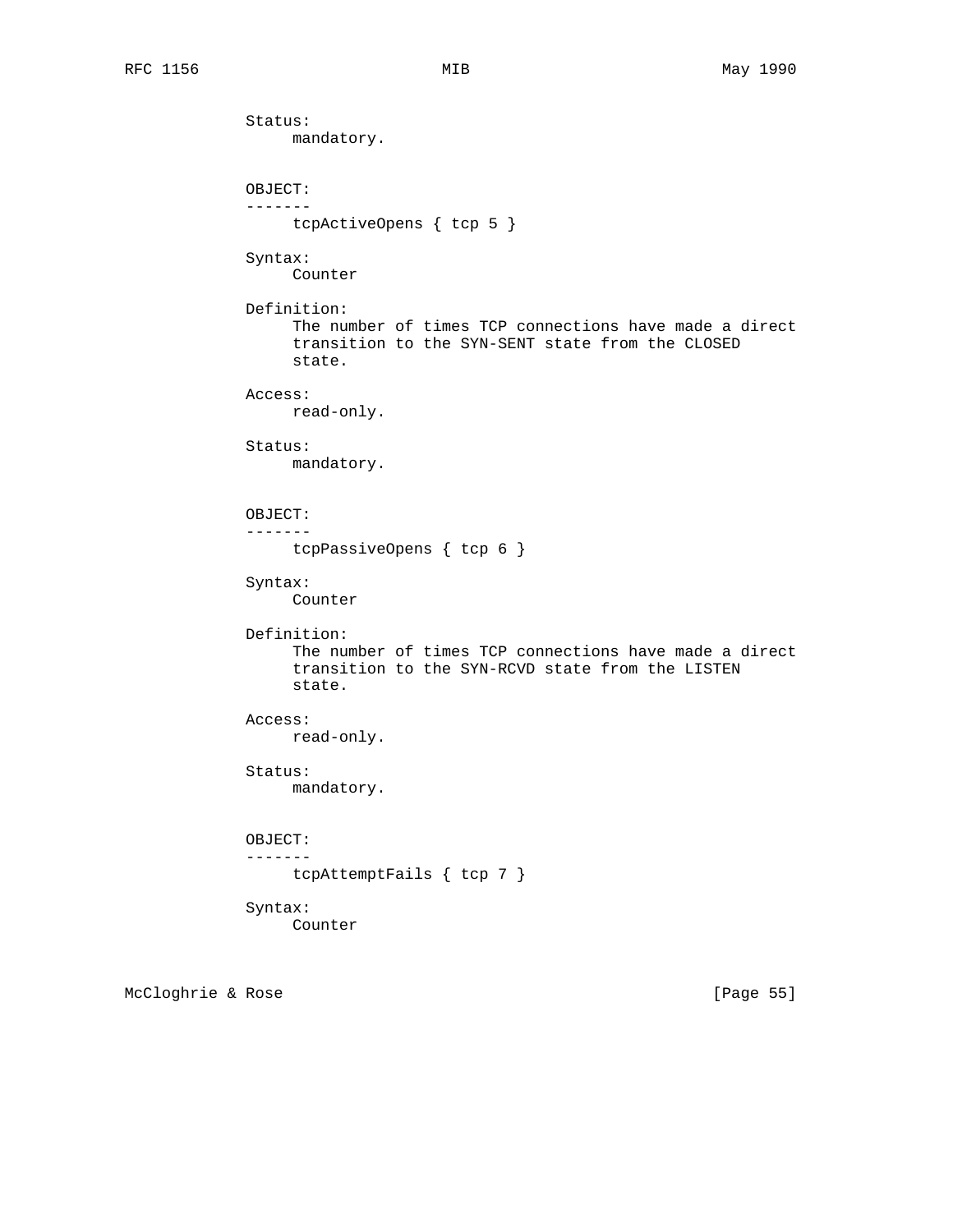Status:
     mandatory.

OBJECT:
-------
     tcpActiveOpens { tcp 5 }

Syntax:
     Counter

Definition:
     The number of times TCP connections have made a direct
     transition to the SYN-SENT state from the CLOSED
     state.

Access:
     read-only.

Status:
     mandatory.

OBJECT:
-------
     tcpPassiveOpens { tcp 6 }

Syntax:
     Counter

Definition:
     The number of times TCP connections have made a direct
     transition to the SYN-RCVD state from the LISTEN
     state.

Access:
     read-only.

Status:
     mandatory.

OBJECT:
-------
     tcpAttemptFails { tcp 7 }

Syntax:
     Counter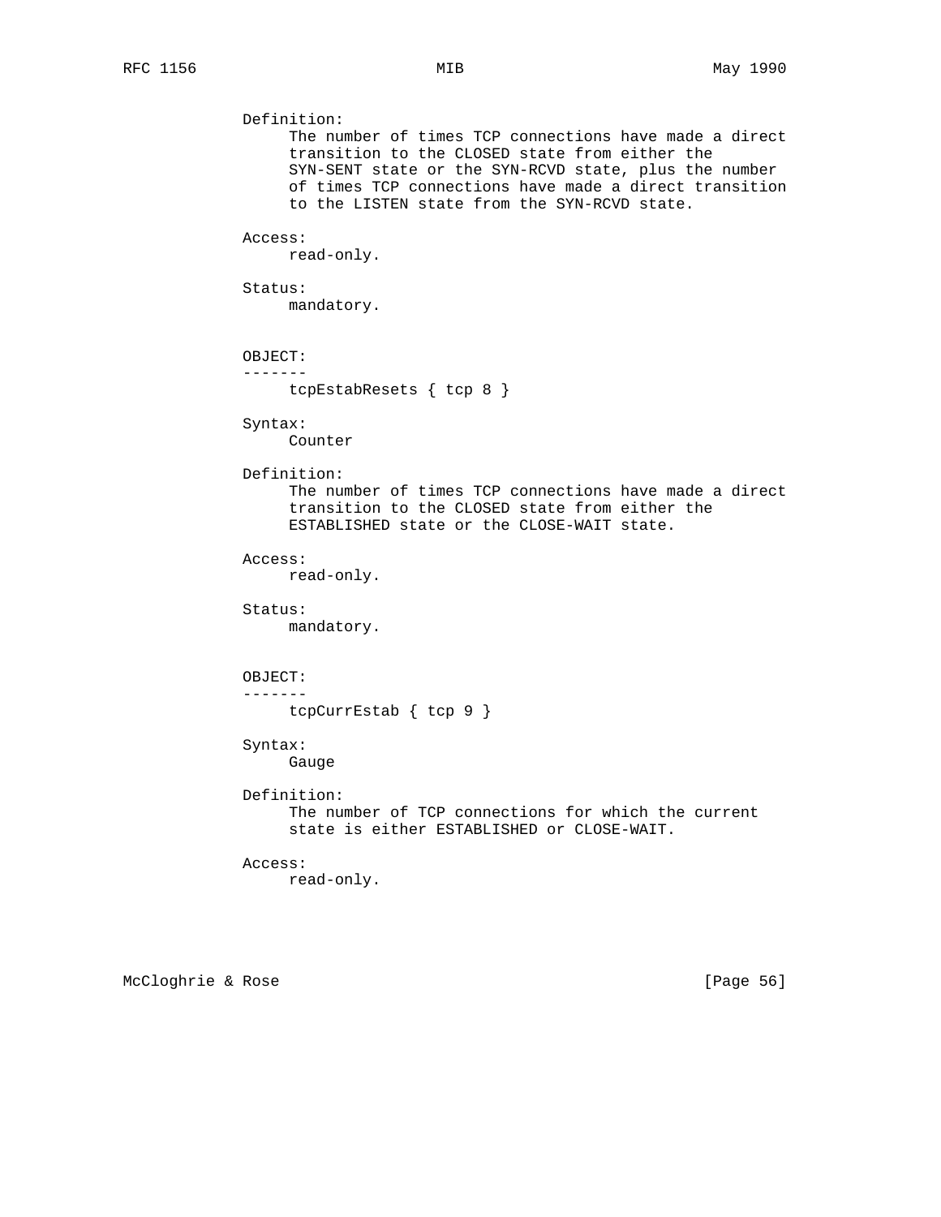Definition:
The number of times TCP connections have made a direct transition to the CLOSED state from either the SYN-SENT state or the SYN-RCVD state, plus the number of times TCP connections have made a direct transition to the LISTEN state from the SYN-RCVD state.

Access:
read-only.

Status:
mandatory.

OBJECT:
-------
tcpEstabResets { tcp 8 }

Syntax:
Counter

Definition:
The number of times TCP connections have made a direct transition to the CLOSED state from either the ESTABLISHED state or the CLOSE-WAIT state.

Access:
read-only.

Status:
mandatory.

OBJECT:
-------
tcpCurrEstab { tcp 9 }

Syntax:
Gauge

Definition:
The number of TCP connections for which the current state is either ESTABLISHED or CLOSE-WAIT.

Access:
read-only.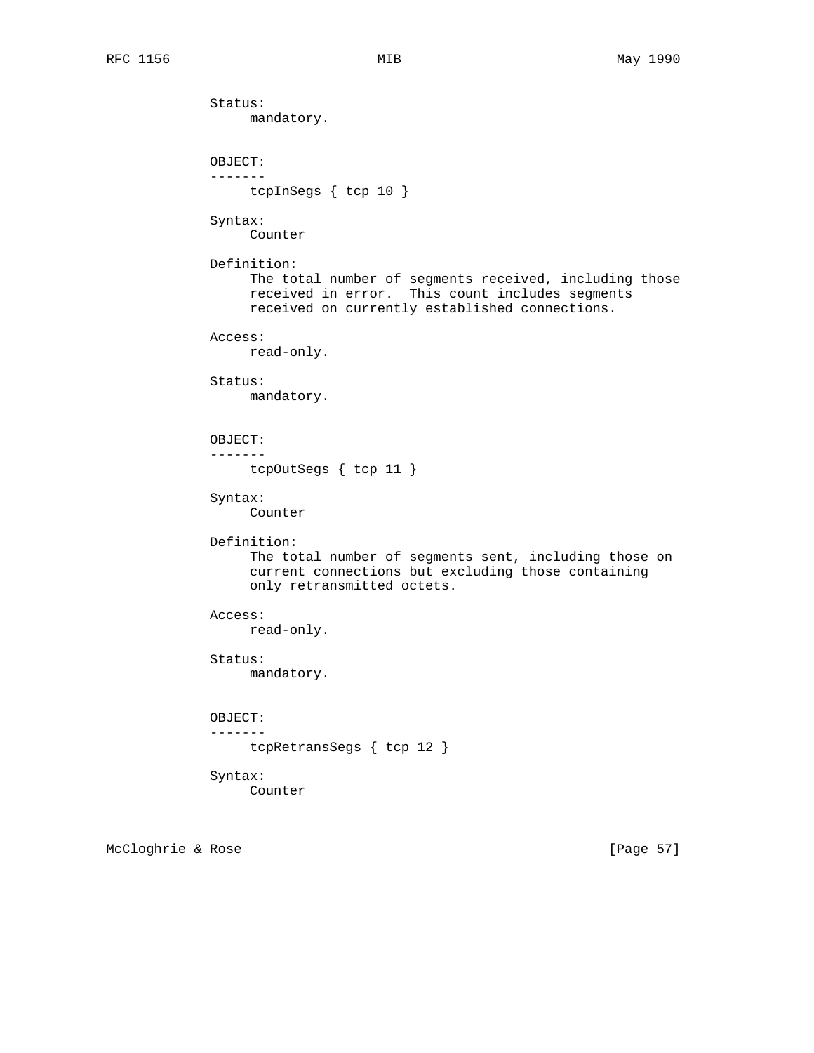Status:
     mandatory.

OBJECT:
-------
     tcpInSegs { tcp 10 }

Syntax:
     Counter

Definition:
     The total number of segments received, including those
     received in error.  This count includes segments
     received on currently established connections.

Access:
     read-only.

Status:
     mandatory.

OBJECT:
-------
     tcpOutSegs { tcp 11 }

Syntax:
     Counter

Definition:
     The total number of segments sent, including those on
     current connections but excluding those containing
     only retransmitted octets.

Access:
     read-only.

Status:
     mandatory.

OBJECT:
-------
     tcpRetransSegs { tcp 12 }

Syntax:
     Counter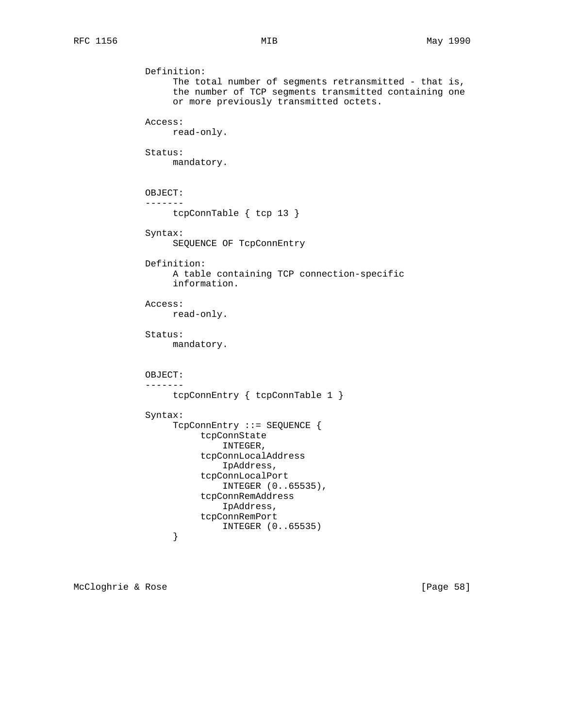Definition:
     The total number of segments retransmitted - that is,
     the number of TCP segments transmitted containing one
     or more previously transmitted octets.

Access:
     read-only.

Status:
     mandatory.

OBJECT:
-------
     tcpConnTable { tcp 13 }

Syntax:
     SEQUENCE OF TcpConnEntry

Definition:
     A table containing TCP connection-specific
     information.

Access:
     read-only.

Status:
     mandatory.

OBJECT:
-------
     tcpConnEntry { tcpConnTable 1 }

Syntax:

```
TcpConnEntry ::= SEQUENCE {
     tcpConnState
         INTEGER,
     tcpConnLocalAddress
         IpAddress,
     tcpConnLocalPort
         INTEGER (0..65535),
     tcpConnRemAddress
         IpAddress,
     tcpConnRemPort
         INTEGER (0..65535)
}
```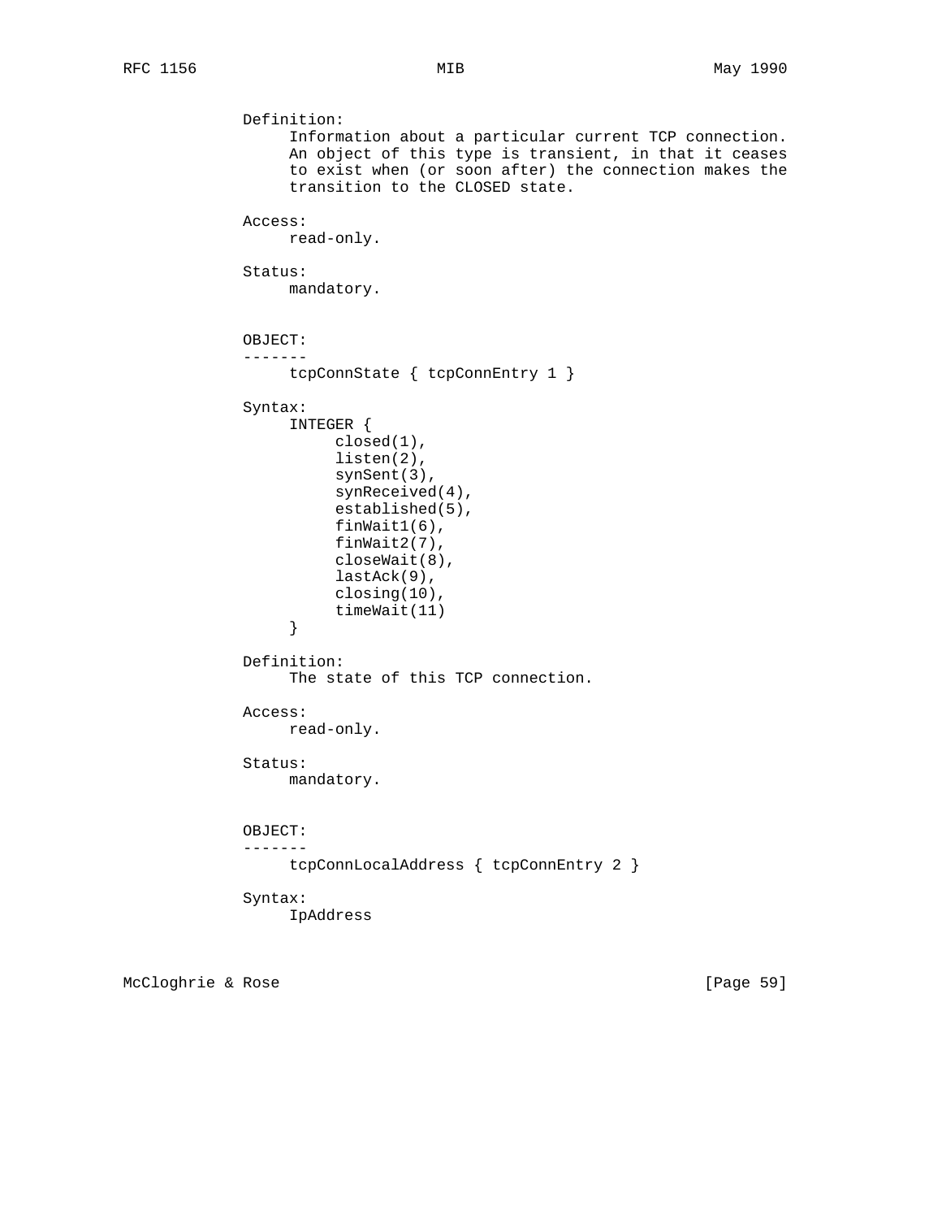Definition:
     Information about a particular current TCP connection.
     An object of this type is transient, in that it ceases
     to exist when (or soon after) the connection makes the
     transition to the CLOSED state.

Access:
     read-only.

Status:
     mandatory.

OBJECT:
-------
     tcpConnState { tcpConnEntry 1 }

Syntax:

```
INTEGER {
     closed(1),
     listen(2),
     synSent(3),
     synReceived(4),
     established(5),
     finWait1(6),
     finWait2(7),
     closeWait(8),
     lastAck(9),
     closing(10),
     timeWait(11)
}
```

Definition:
     The state of this TCP connection.

Access:
     read-only.

Status:
     mandatory.

OBJECT:
-------
     tcpConnLocalAddress { tcpConnEntry 2 }

Syntax:
     IpAddress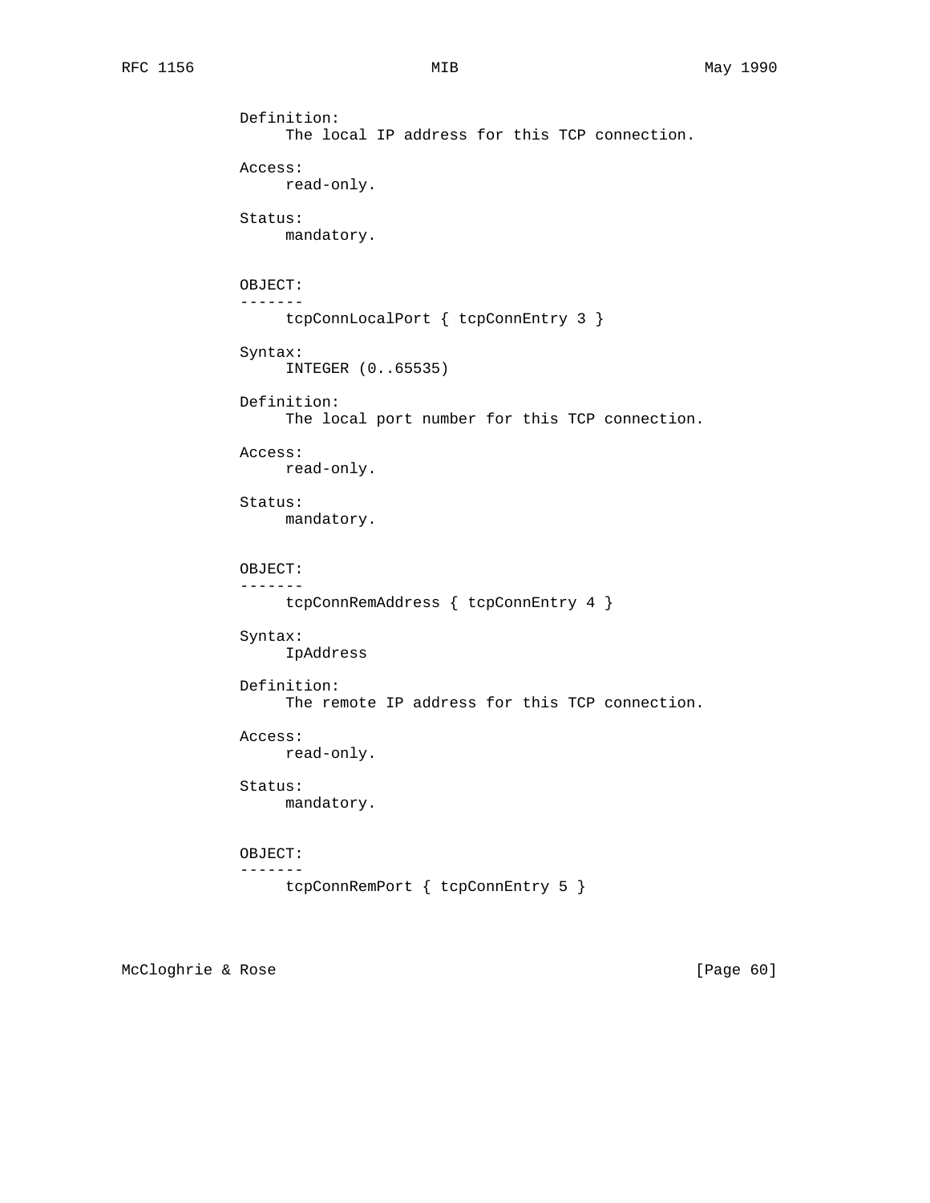Definition:
The local IP address for this TCP connection.

Access:
read-only.

Status:
mandatory.

OBJECT:
-------
tcpConnLocalPort { tcpConnEntry 3 }

Syntax:
INTEGER (0..65535)

Definition:
The local port number for this TCP connection.

Access:
read-only.

Status:
mandatory.

OBJECT:
-------
tcpConnRemAddress { tcpConnEntry 4 }

Syntax:
IpAddress

Definition:
The remote IP address for this TCP connection.

Access:
read-only.

Status:
mandatory.

OBJECT:
-------
tcpConnRemPort { tcpConnEntry 5 }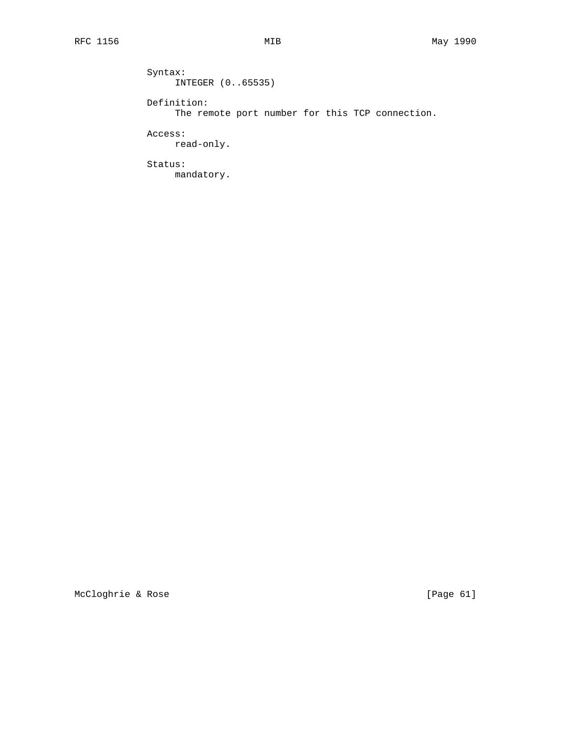Syntax:
     INTEGER (0..65535)

Definition:
     The remote port number for this TCP connection.

Access:
     read-only.

Status:
     mandatory.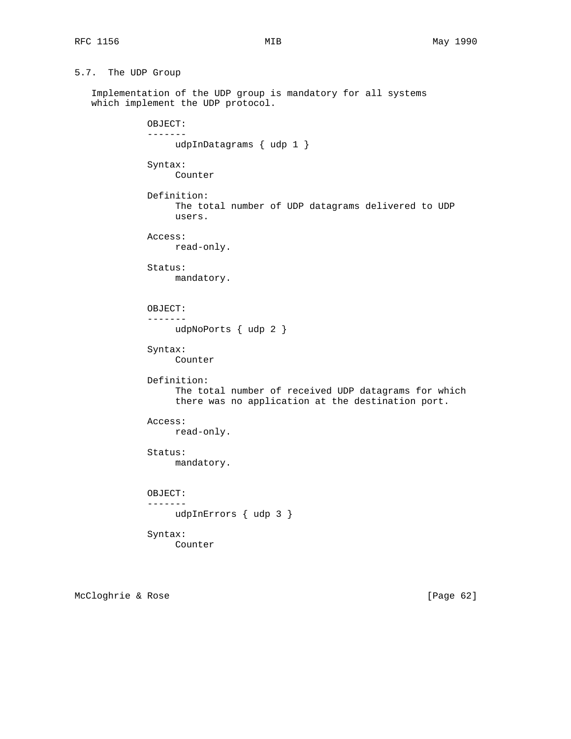## 5.7. The UDP Group

Implementation of the UDP group is mandatory for all systems which implement the UDP protocol.

```
OBJECT:
-------
     udpInDatagrams { udp 1 }

Syntax:
     Counter

Definition:
     The total number of UDP datagrams delivered to UDP
     users.

Access:
     read-only.

Status:
     mandatory.


OBJECT:
-------
     udpNoPorts { udp 2 }

Syntax:
     Counter

Definition:
     The total number of received UDP datagrams for which
     there was no application at the destination port.

Access:
     read-only.

Status:
     mandatory.


OBJECT:
-------
     udpInErrors { udp 3 }

Syntax:
     Counter
```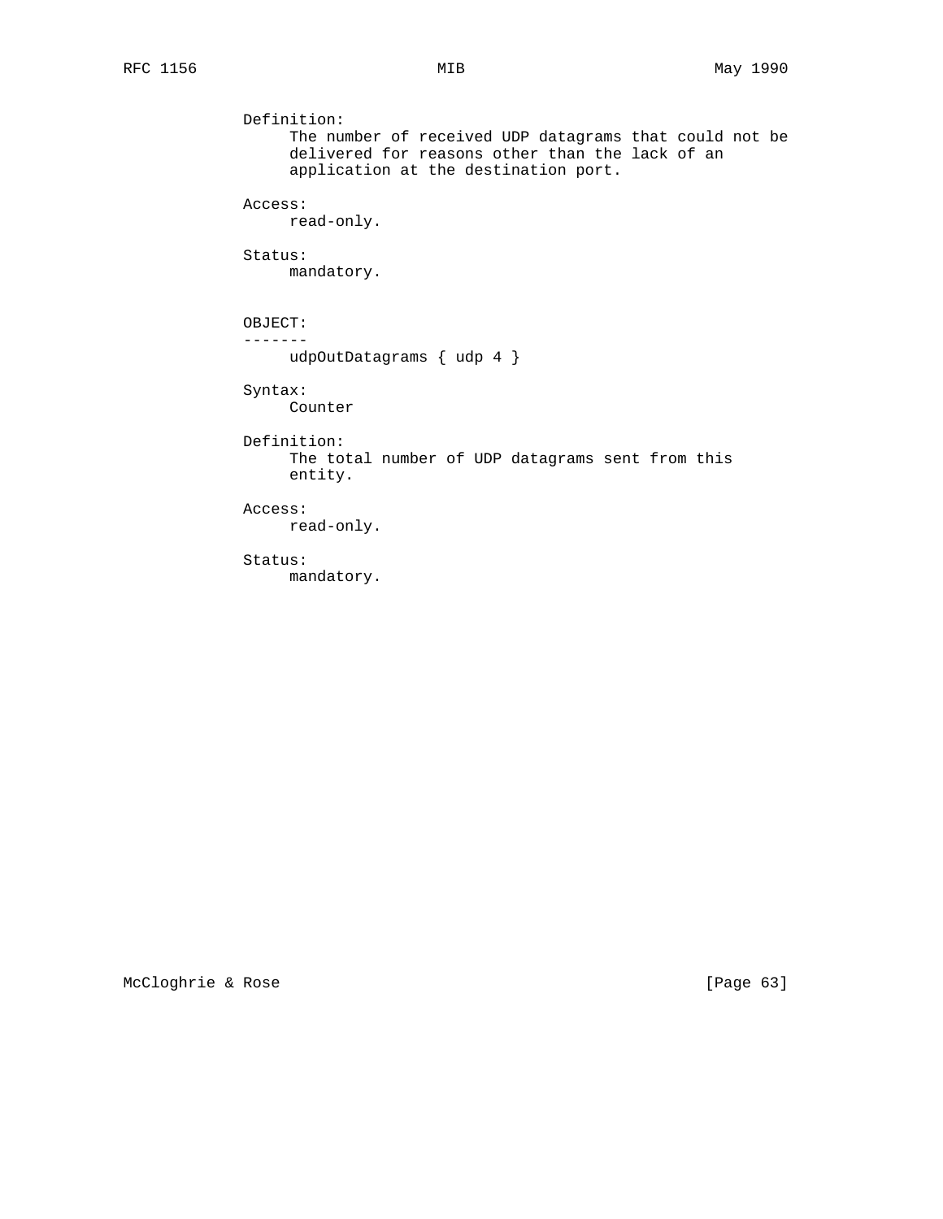Definition:
     The number of received UDP datagrams that could not be
     delivered for reasons other than the lack of an
     application at the destination port.

Access:
     read-only.

Status:
     mandatory.

OBJECT:
-------
     udpOutDatagrams { udp 4 }

Syntax:
     Counter

Definition:
     The total number of UDP datagrams sent from this
     entity.

Access:
     read-only.

Status:
     mandatory.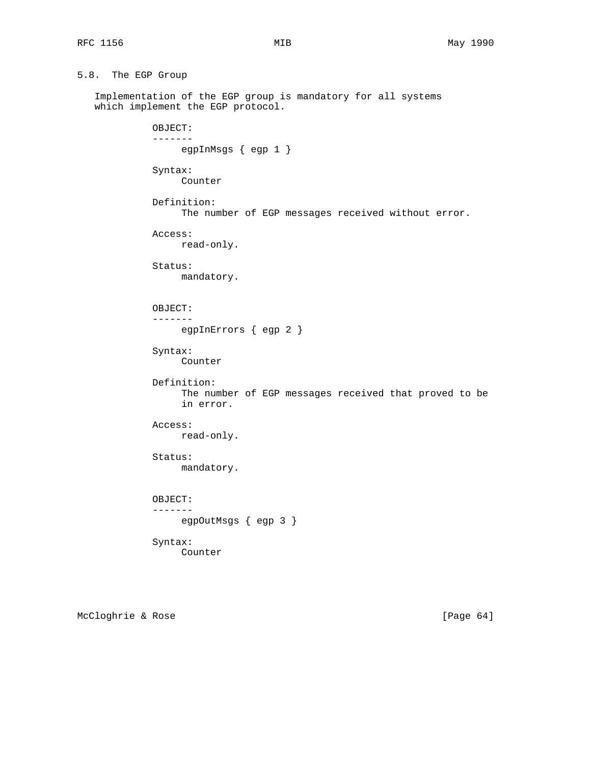## 5.8. The EGP Group

Implementation of the EGP group is mandatory for all systems which implement the EGP protocol.

```
OBJECT:
-------
     egpInMsgs { egp 1 }

Syntax:
     Counter

Definition:
     The number of EGP messages received without error.

Access:
     read-only.

Status:
     mandatory.


OBJECT:
-------
     egpInErrors { egp 2 }

Syntax:
     Counter

Definition:
     The number of EGP messages received that proved to be
     in error.

Access:
     read-only.

Status:
     mandatory.


OBJECT:
-------
     egpOutMsgs { egp 3 }

Syntax:
     Counter
```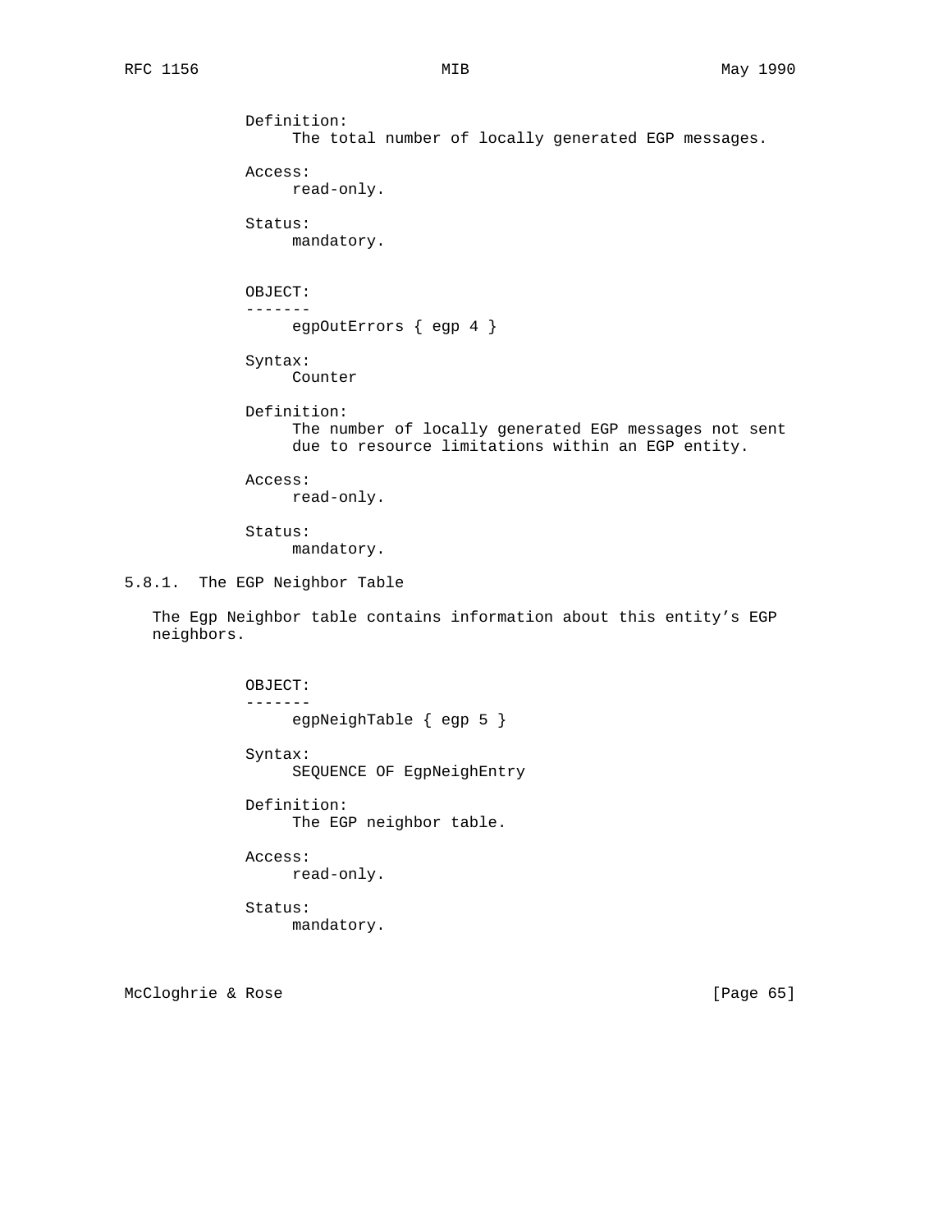Definition:
     The total number of locally generated EGP messages.

Access:
     read-only.

Status:
     mandatory.

OBJECT:
-------
     egpOutErrors { egp 4 }

Syntax:
     Counter

Definition:
     The number of locally generated EGP messages not sent
     due to resource limitations within an EGP entity.

Access:
     read-only.

Status:
     mandatory.

### 5.8.1. The EGP Neighbor Table

The Egp Neighbor table contains information about this entity's EGP neighbors.

OBJECT:
-------
     egpNeighTable { egp 5 }

Syntax:
     SEQUENCE OF EgpNeighEntry

Definition:
     The EGP neighbor table.

Access:
     read-only.

Status:
     mandatory.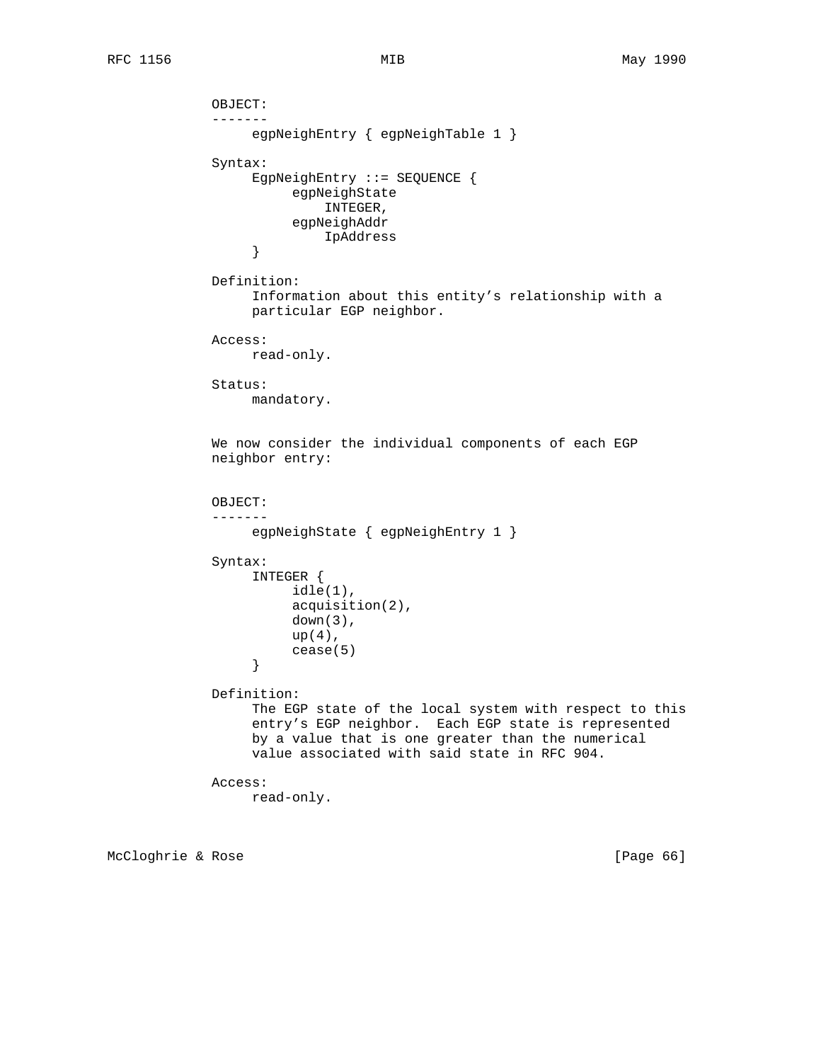OBJECT:
-------

egpNeighEntry { egpNeighTable 1 }

Syntax:

```
EgpNeighEntry ::= SEQUENCE {
     egpNeighState
         INTEGER,
     egpNeighAddr
         IpAddress
}
```

Definition:
Information about this entity’s relationship with a particular EGP neighbor.

Access:
read-only.

Status:
mandatory.

We now consider the individual components of each EGP neighbor entry:

OBJECT:
-------

egpNeighState { egpNeighEntry 1 }

Syntax:

```
INTEGER {
     idle(1),
     acquisition(2),
     down(3),
     up(4),
     cease(5)
}
```

Definition:
The EGP state of the local system with respect to this entry’s EGP neighbor. Each EGP state is represented by a value that is one greater than the numerical value associated with said state in RFC 904.

Access:
read-only.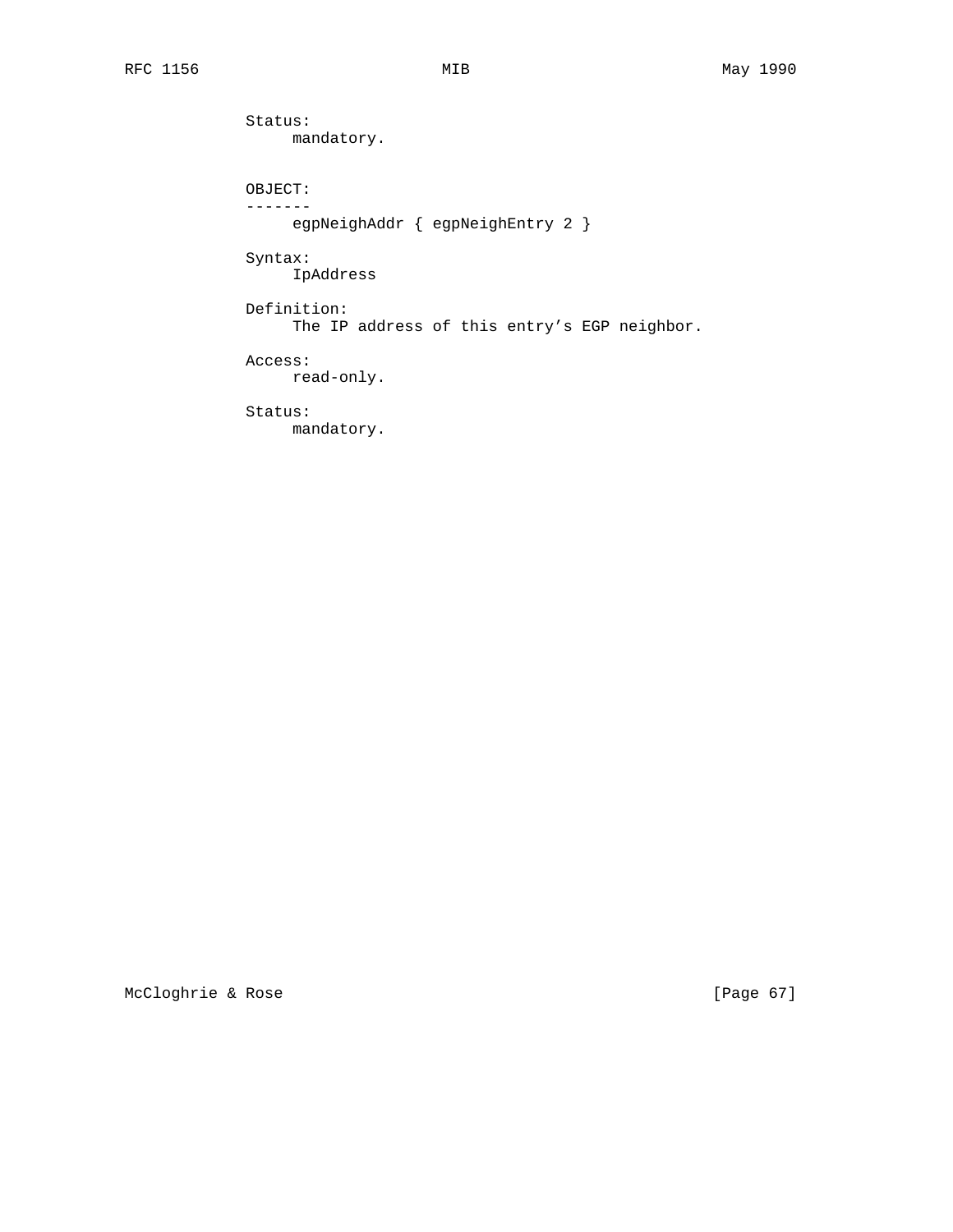Status:
     mandatory.

OBJECT:
-------
     egpNeighAddr { egpNeighEntry 2 }

Syntax:
     IpAddress

Definition:
     The IP address of this entry's EGP neighbor.

Access:
     read-only.

Status:
     mandatory.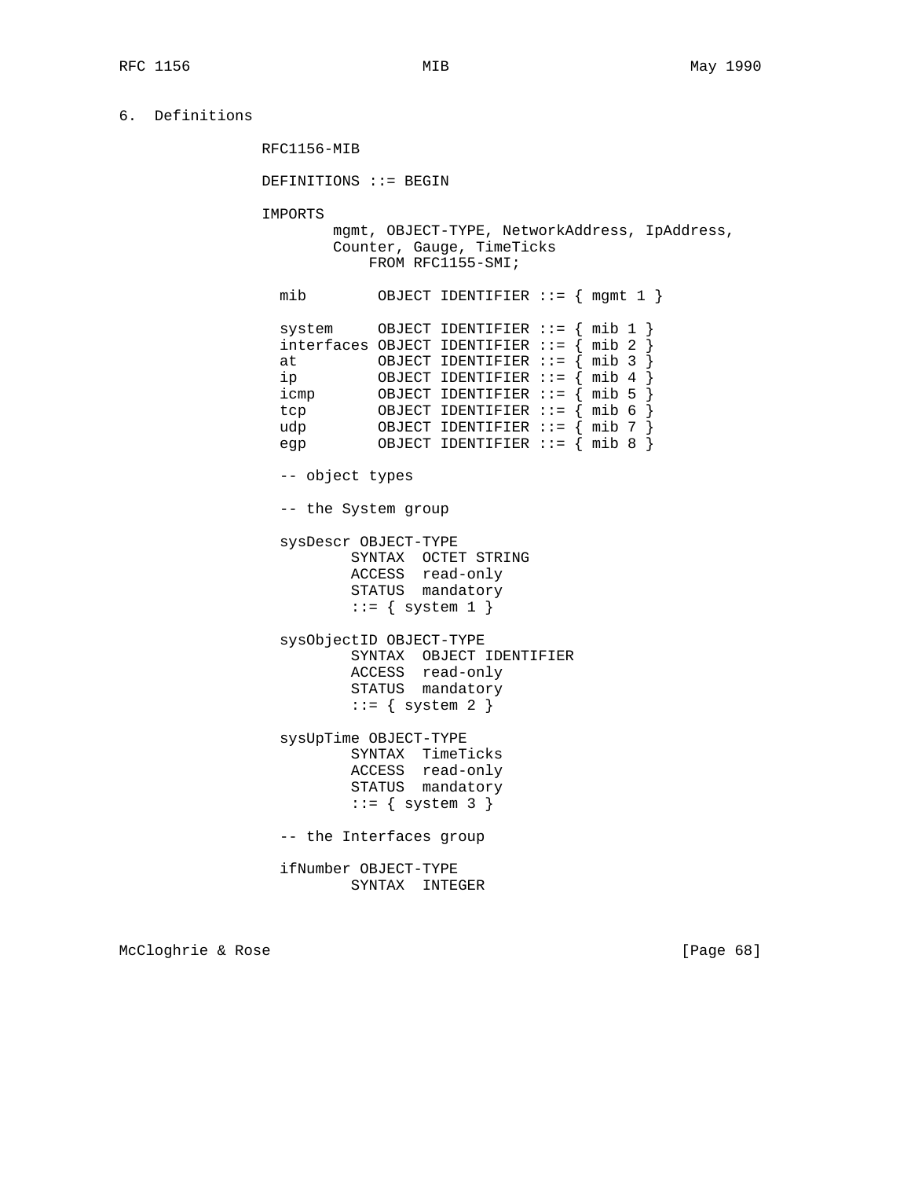## 6. Definitions

```
RFC1156-MIB

DEFINITIONS ::= BEGIN

IMPORTS
        mgmt, OBJECT-TYPE, NetworkAddress, IpAddress,
        Counter, Gauge, TimeTicks
            FROM RFC1155-SMI;

  mib        OBJECT IDENTIFIER ::= { mgmt 1 }

  system     OBJECT IDENTIFIER ::= { mib 1 }
  interfaces OBJECT IDENTIFIER ::= { mib 2 }
  at         OBJECT IDENTIFIER ::= { mib 3 }
  ip         OBJECT IDENTIFIER ::= { mib 4 }
  icmp       OBJECT IDENTIFIER ::= { mib 5 }
  tcp        OBJECT IDENTIFIER ::= { mib 6 }
  udp        OBJECT IDENTIFIER ::= { mib 7 }
  egp        OBJECT IDENTIFIER ::= { mib 8 }

  -- object types

  -- the System group

  sysDescr OBJECT-TYPE
          SYNTAX  OCTET STRING
          ACCESS  read-only
          STATUS  mandatory
          ::= { system 1 }

  sysObjectID OBJECT-TYPE
          SYNTAX  OBJECT IDENTIFIER
          ACCESS  read-only
          STATUS  mandatory
          ::= { system 2 }

  sysUpTime OBJECT-TYPE
          SYNTAX  TimeTicks
          ACCESS  read-only
          STATUS  mandatory
          ::= { system 3 }

  -- the Interfaces group

  ifNumber OBJECT-TYPE
          SYNTAX  INTEGER
```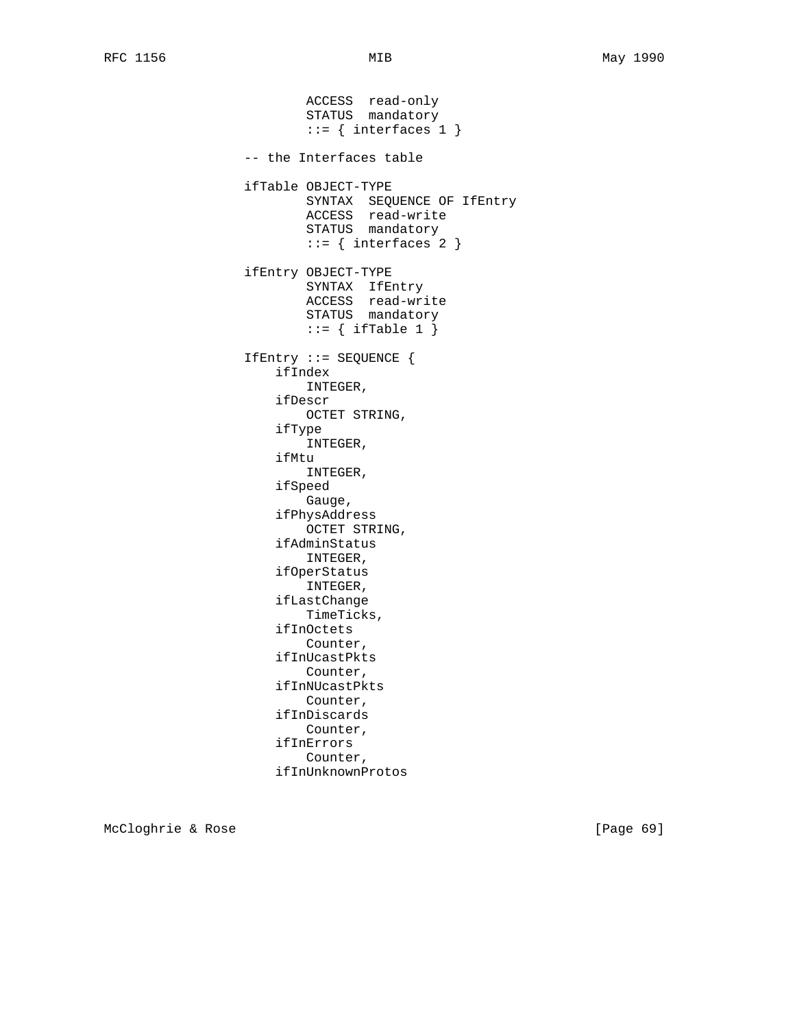```
        ACCESS  read-only
        STATUS  mandatory
        ::= { interfaces 1 }

-- the Interfaces table

ifTable OBJECT-TYPE
        SYNTAX  SEQUENCE OF IfEntry
        ACCESS  read-write
        STATUS  mandatory
        ::= { interfaces 2 }

ifEntry OBJECT-TYPE
        SYNTAX  IfEntry
        ACCESS  read-write
        STATUS  mandatory
        ::= { ifTable 1 }

IfEntry ::= SEQUENCE {
    ifIndex
        INTEGER,
    ifDescr
        OCTET STRING,
    ifType
        INTEGER,
    ifMtu
        INTEGER,
    ifSpeed
        Gauge,
    ifPhysAddress
        OCTET STRING,
    ifAdminStatus
        INTEGER,
    ifOperStatus
        INTEGER,
    ifLastChange
        TimeTicks,
    ifInOctets
        Counter,
    ifInUcastPkts
        Counter,
    ifInNUcastPkts
        Counter,
    ifInDiscards
        Counter,
    ifInErrors
        Counter,
    ifInUnknownProtos
```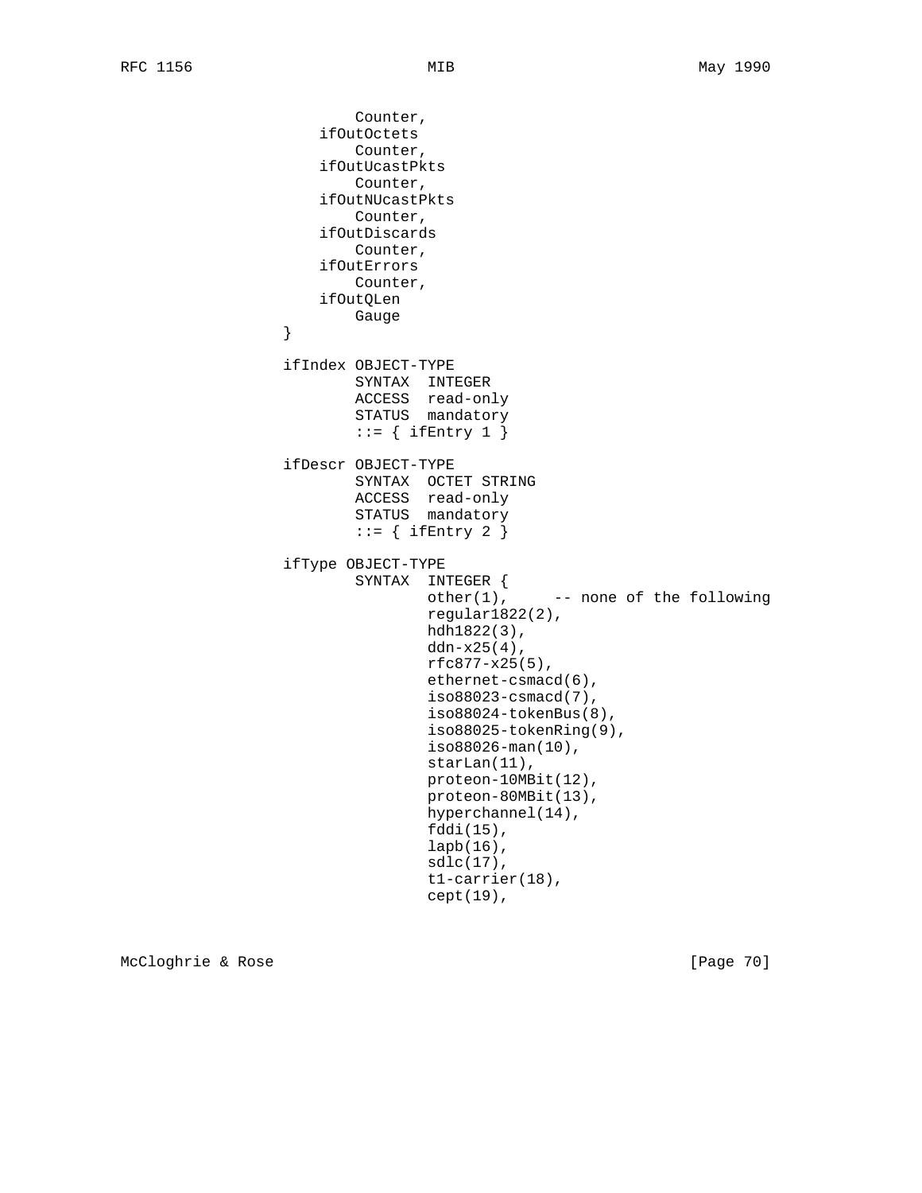```
                      Counter,
                  ifOutOctets
                      Counter,
                  ifOutUcastPkts
                      Counter,
                  ifOutNUcastPkts
                      Counter,
                  ifOutDiscards
                      Counter,
                  ifOutErrors
                      Counter,
                  ifOutQLen
                      Gauge
              }

              ifIndex OBJECT-TYPE
                      SYNTAX  INTEGER
                      ACCESS  read-only
                      STATUS  mandatory
                      ::= { ifEntry 1 }

              ifDescr OBJECT-TYPE
                      SYNTAX  OCTET STRING
                      ACCESS  read-only
                      STATUS  mandatory
                      ::= { ifEntry 2 }

              ifType OBJECT-TYPE
                      SYNTAX  INTEGER {
                                  other(1),     -- none of the following
                                  regular1822(2),
                                  hdh1822(3),
                                  ddn-x25(4),
                                  rfc877-x25(5),
                                  ethernet-csmacd(6),
                                  iso88023-csmacd(7),
                                  iso88024-tokenBus(8),
                                  iso88025-tokenRing(9),
                                  iso88026-man(10),
                                  starLan(11),
                                  proteon-10MBit(12),
                                  proteon-80MBit(13),
                                  hyperchannel(14),
                                  fddi(15),
                                  lapb(16),
                                  sdlc(17),
                                  t1-carrier(18),
                                  cept(19),
```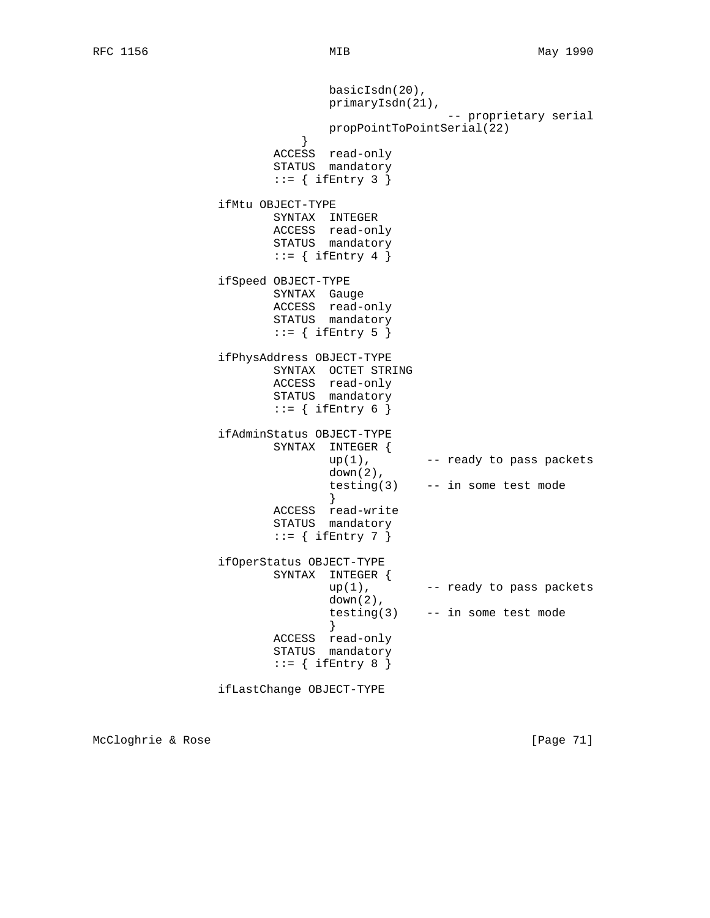```
                           basicIsdn(20),
                           primaryIsdn(21),
                                            -- proprietary serial
                           propPointToPointSerial(22)
                       }
                   ACCESS  read-only
                   STATUS  mandatory
                   ::= { ifEntry 3 }

           ifMtu OBJECT-TYPE
                   SYNTAX  INTEGER
                   ACCESS  read-only
                   STATUS  mandatory
                   ::= { ifEntry 4 }

           ifSpeed OBJECT-TYPE
                   SYNTAX  Gauge
                   ACCESS  read-only
                   STATUS  mandatory
                   ::= { ifEntry 5 }

           ifPhysAddress OBJECT-TYPE
                   SYNTAX  OCTET STRING
                   ACCESS  read-only
                   STATUS  mandatory
                   ::= { ifEntry 6 }

           ifAdminStatus OBJECT-TYPE
                   SYNTAX  INTEGER {
                           up(1),       -- ready to pass packets
                           down(2),
                           testing(3)   -- in some test mode
                           }
                   ACCESS  read-write
                   STATUS  mandatory
                   ::= { ifEntry 7 }

           ifOperStatus OBJECT-TYPE
                   SYNTAX  INTEGER {
                           up(1),       -- ready to pass packets
                           down(2),
                           testing(3)   -- in some test mode
                           }
                   ACCESS  read-only
                   STATUS  mandatory
                   ::= { ifEntry 8 }

           ifLastChange OBJECT-TYPE
```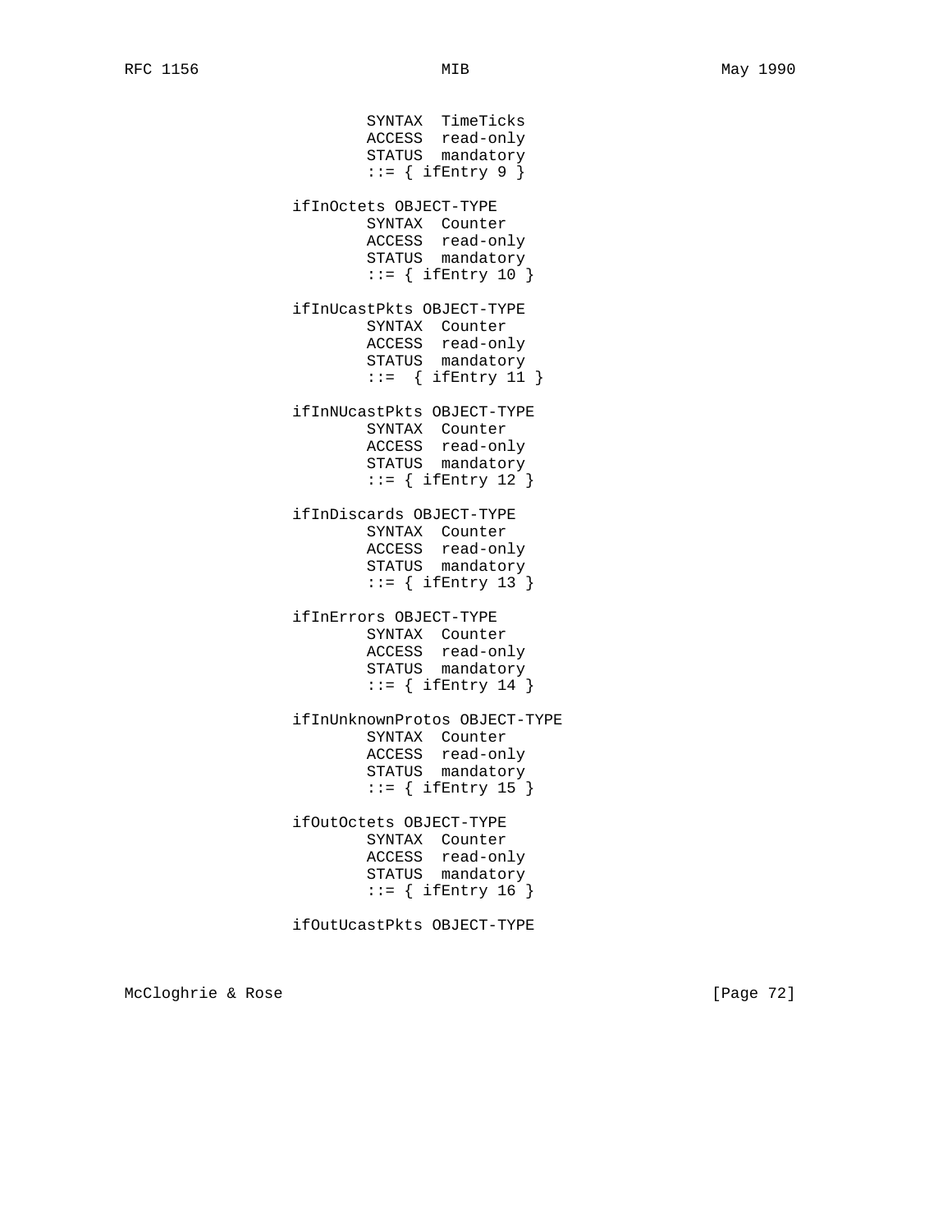```
                 SYNTAX  TimeTicks
                 ACCESS  read-only
                 STATUS  mandatory
                 ::= { ifEntry 9 }

         ifInOctets OBJECT-TYPE
                 SYNTAX  Counter
                 ACCESS  read-only
                 STATUS  mandatory
                 ::= { ifEntry 10 }

         ifInUcastPkts OBJECT-TYPE
                 SYNTAX  Counter
                 ACCESS  read-only
                 STATUS  mandatory
                 ::=  { ifEntry 11 }

         ifInNUcastPkts OBJECT-TYPE
                 SYNTAX  Counter
                 ACCESS  read-only
                 STATUS  mandatory
                 ::= { ifEntry 12 }

         ifInDiscards OBJECT-TYPE
                 SYNTAX  Counter
                 ACCESS  read-only
                 STATUS  mandatory
                 ::= { ifEntry 13 }

         ifInErrors OBJECT-TYPE
                 SYNTAX  Counter
                 ACCESS  read-only
                 STATUS  mandatory
                 ::= { ifEntry 14 }

         ifInUnknownProtos OBJECT-TYPE
                 SYNTAX  Counter
                 ACCESS  read-only
                 STATUS  mandatory
                 ::= { ifEntry 15 }

         ifOutOctets OBJECT-TYPE
                 SYNTAX  Counter
                 ACCESS  read-only
                 STATUS  mandatory
                 ::= { ifEntry 16 }

         ifOutUcastPkts OBJECT-TYPE
```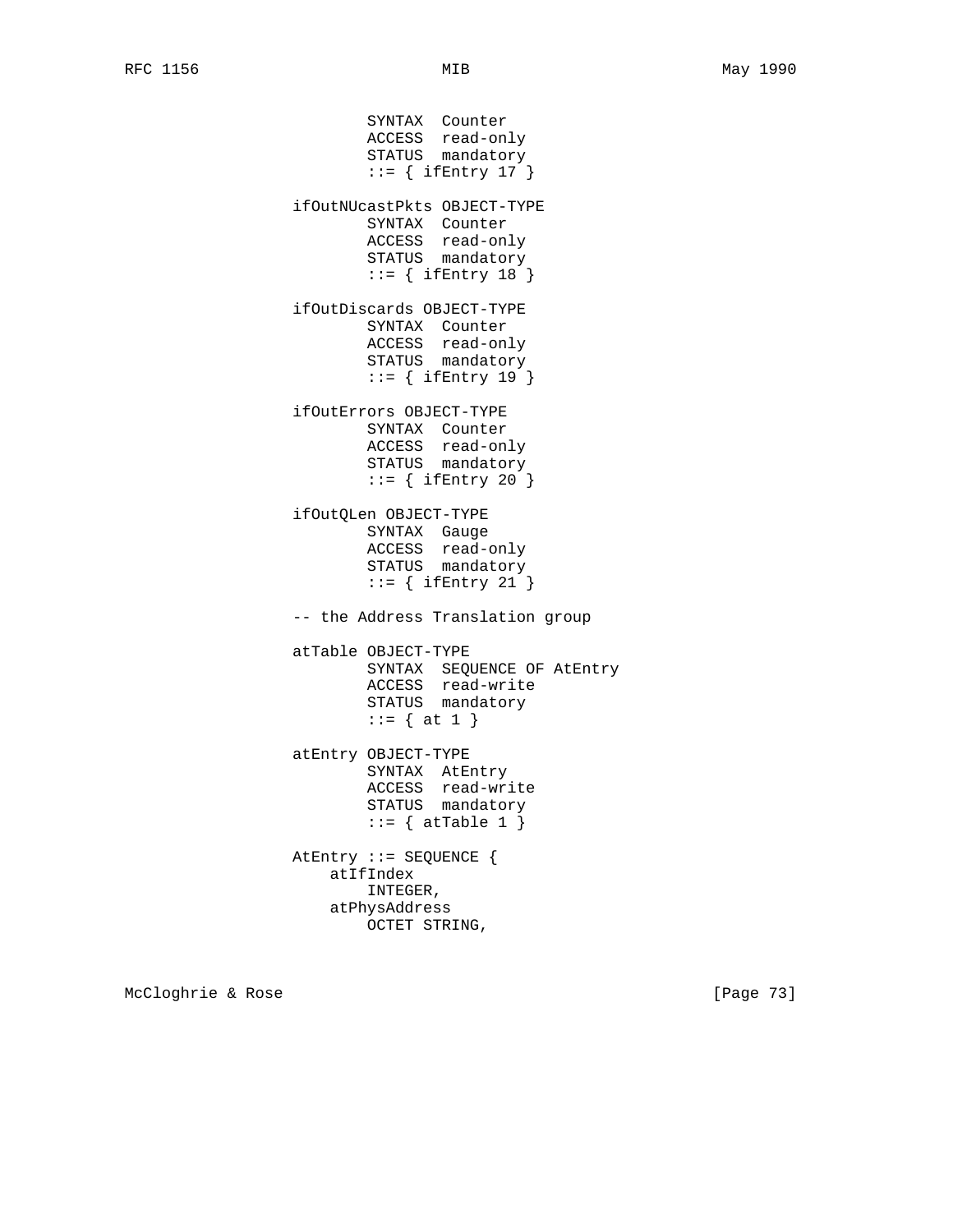```
                       SYNTAX  Counter
                       ACCESS  read-only
                       STATUS  mandatory
                       ::= { ifEntry 17 }

               ifOutNUcastPkts OBJECT-TYPE
                       SYNTAX  Counter
                       ACCESS  read-only
                       STATUS  mandatory
                       ::= { ifEntry 18 }

               ifOutDiscards OBJECT-TYPE
                       SYNTAX  Counter
                       ACCESS  read-only
                       STATUS  mandatory
                       ::= { ifEntry 19 }

               ifOutErrors OBJECT-TYPE
                       SYNTAX  Counter
                       ACCESS  read-only
                       STATUS  mandatory
                       ::= { ifEntry 20 }

               ifOutQLen OBJECT-TYPE
                       SYNTAX  Gauge
                       ACCESS  read-only
                       STATUS  mandatory
                       ::= { ifEntry 21 }

               -- the Address Translation group

               atTable OBJECT-TYPE
                       SYNTAX  SEQUENCE OF AtEntry
                       ACCESS  read-write
                       STATUS  mandatory
                       ::= { at 1 }

               atEntry OBJECT-TYPE
                       SYNTAX  AtEntry
                       ACCESS  read-write
                       STATUS  mandatory
                       ::= { atTable 1 }

               AtEntry ::= SEQUENCE {
                   atIfIndex
                       INTEGER,
                   atPhysAddress
                       OCTET STRING,
```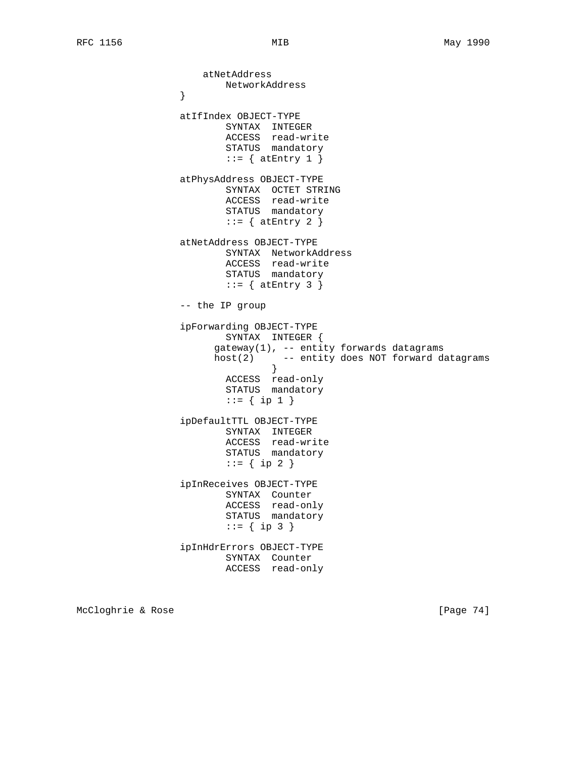```
    atNetAddress
        NetworkAddress
}

atIfIndex OBJECT-TYPE
        SYNTAX  INTEGER
        ACCESS  read-write
        STATUS  mandatory
        ::= { atEntry 1 }

atPhysAddress OBJECT-TYPE
        SYNTAX  OCTET STRING
        ACCESS  read-write
        STATUS  mandatory
        ::= { atEntry 2 }

atNetAddress OBJECT-TYPE
        SYNTAX  NetworkAddress
        ACCESS  read-write
        STATUS  mandatory
        ::= { atEntry 3 }

-- the IP group

ipForwarding OBJECT-TYPE
        SYNTAX  INTEGER {
      gateway(1), -- entity forwards datagrams
      host(2)     -- entity does NOT forward datagrams
                }
        ACCESS  read-only
        STATUS  mandatory
        ::= { ip 1 }

ipDefaultTTL OBJECT-TYPE
        SYNTAX  INTEGER
        ACCESS  read-write
        STATUS  mandatory
        ::= { ip 2 }

ipInReceives OBJECT-TYPE
        SYNTAX  Counter
        ACCESS  read-only
        STATUS  mandatory
        ::= { ip 3 }

ipInHdrErrors OBJECT-TYPE
        SYNTAX  Counter
        ACCESS  read-only
```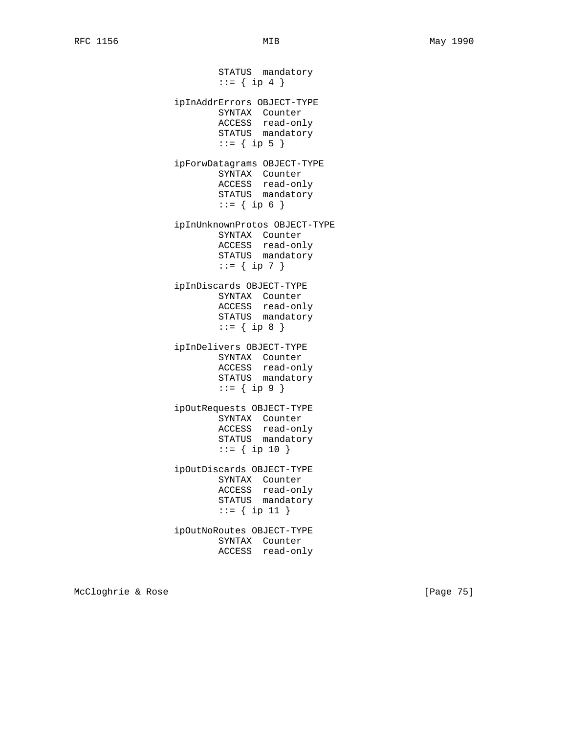```
        STATUS  mandatory
        ::= { ip 4 }

ipInAddrErrors OBJECT-TYPE
        SYNTAX  Counter
        ACCESS  read-only
        STATUS  mandatory
        ::= { ip 5 }

ipForwDatagrams OBJECT-TYPE
        SYNTAX  Counter
        ACCESS  read-only
        STATUS  mandatory
        ::= { ip 6 }

ipInUnknownProtos OBJECT-TYPE
        SYNTAX  Counter
        ACCESS  read-only
        STATUS  mandatory
        ::= { ip 7 }

ipInDiscards OBJECT-TYPE
        SYNTAX  Counter
        ACCESS  read-only
        STATUS  mandatory
        ::= { ip 8 }

ipInDelivers OBJECT-TYPE
        SYNTAX  Counter
        ACCESS  read-only
        STATUS  mandatory
        ::= { ip 9 }

ipOutRequests OBJECT-TYPE
        SYNTAX  Counter
        ACCESS  read-only
        STATUS  mandatory
        ::= { ip 10 }

ipOutDiscards OBJECT-TYPE
        SYNTAX  Counter
        ACCESS  read-only
        STATUS  mandatory
        ::= { ip 11 }

ipOutNoRoutes OBJECT-TYPE
        SYNTAX  Counter
        ACCESS  read-only
```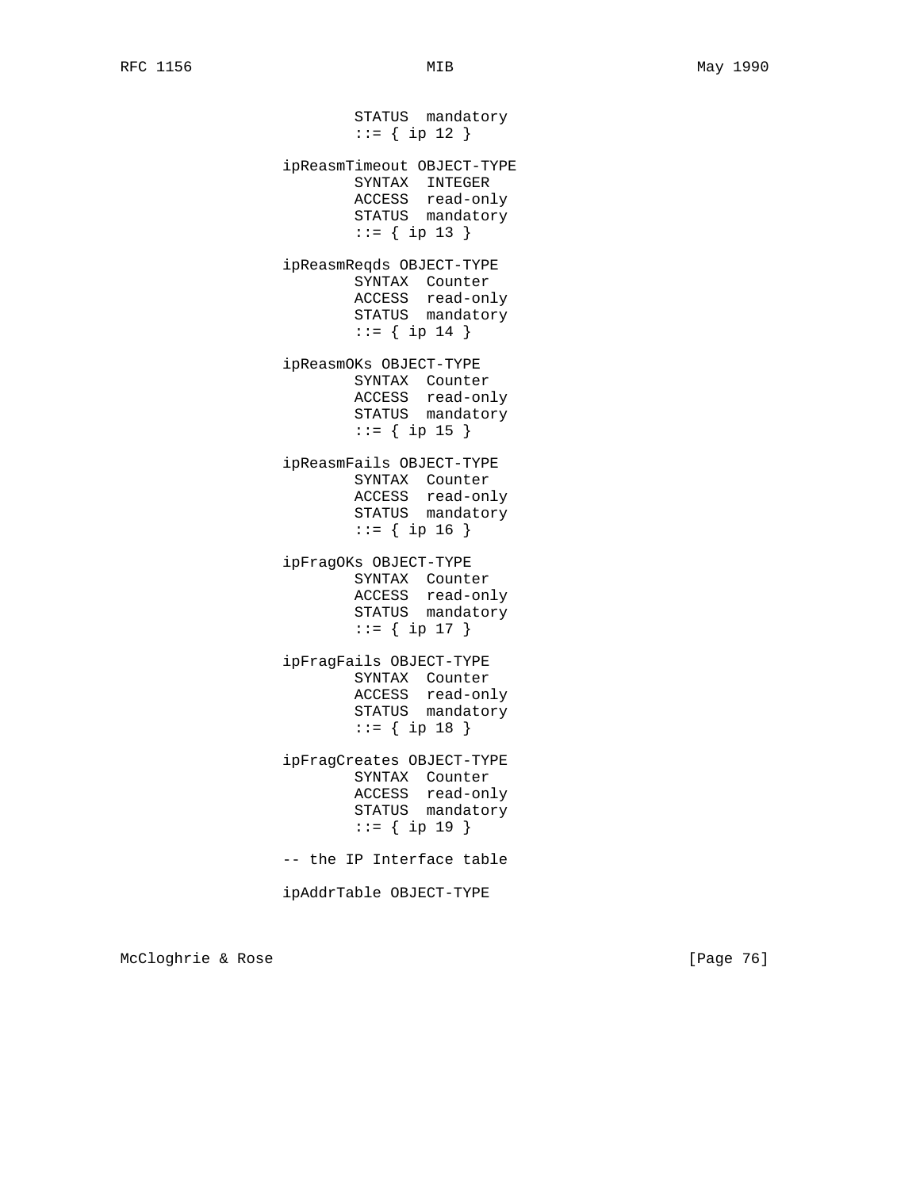```
        STATUS  mandatory
        ::= { ip 12 }

ipReasmTimeout OBJECT-TYPE
        SYNTAX  INTEGER
        ACCESS  read-only
        STATUS  mandatory
        ::= { ip 13 }

ipReasmReqds OBJECT-TYPE
        SYNTAX  Counter
        ACCESS  read-only
        STATUS  mandatory
        ::= { ip 14 }

ipReasmOKs OBJECT-TYPE
        SYNTAX  Counter
        ACCESS  read-only
        STATUS  mandatory
        ::= { ip 15 }

ipReasmFails OBJECT-TYPE
        SYNTAX  Counter
        ACCESS  read-only
        STATUS  mandatory
        ::= { ip 16 }

ipFragOKs OBJECT-TYPE
        SYNTAX  Counter
        ACCESS  read-only
        STATUS  mandatory
        ::= { ip 17 }

ipFragFails OBJECT-TYPE
        SYNTAX  Counter
        ACCESS  read-only
        STATUS  mandatory
        ::= { ip 18 }

ipFragCreates OBJECT-TYPE
        SYNTAX  Counter
        ACCESS  read-only
        STATUS  mandatory
        ::= { ip 19 }

-- the IP Interface table

ipAddrTable OBJECT-TYPE
```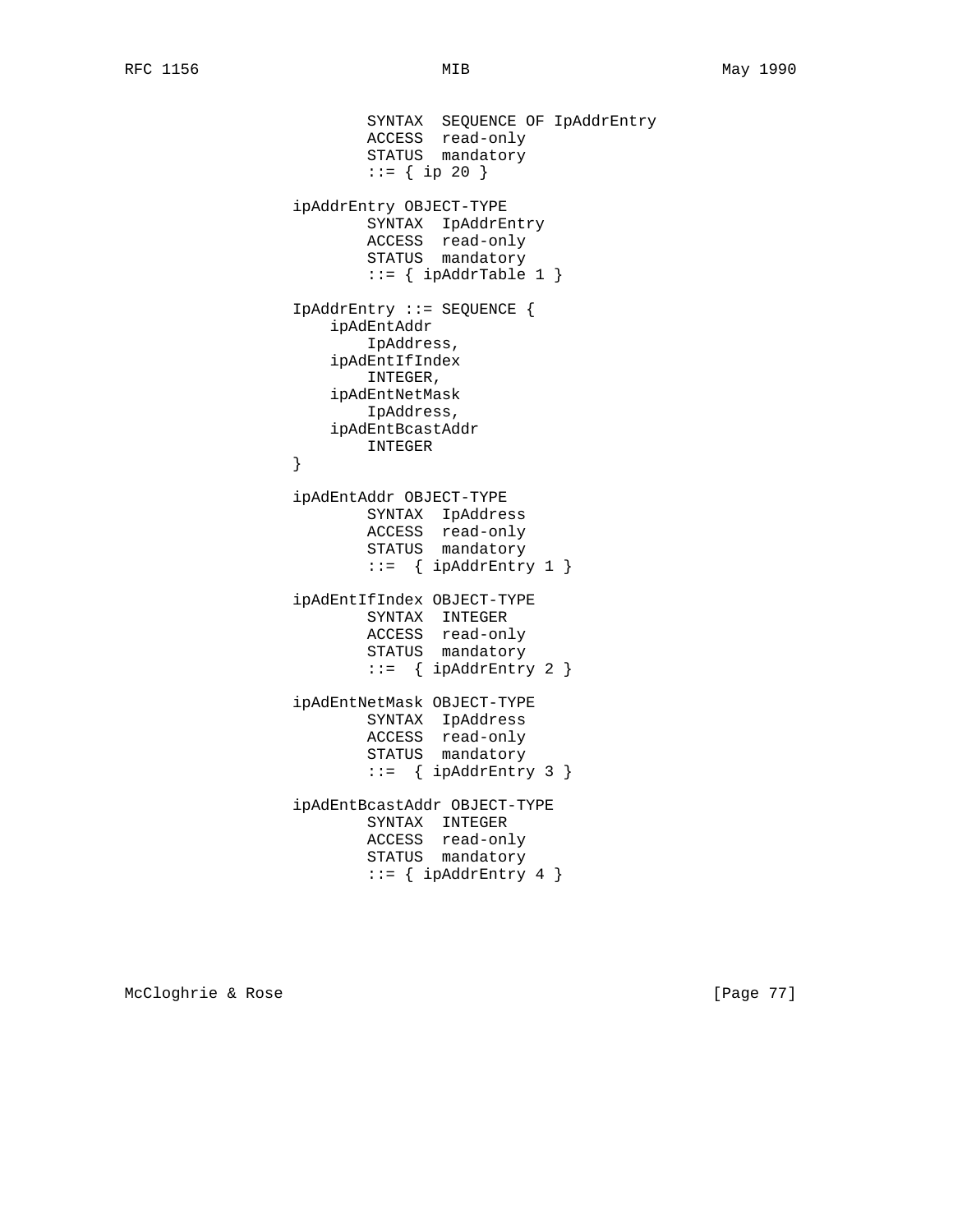```
                       SYNTAX  SEQUENCE OF IpAddrEntry
                       ACCESS  read-only
                       STATUS  mandatory
                       ::= { ip 20 }

               ipAddrEntry OBJECT-TYPE
                       SYNTAX  IpAddrEntry
                       ACCESS  read-only
                       STATUS  mandatory
                       ::= { ipAddrTable 1 }

               IpAddrEntry ::= SEQUENCE {
                   ipAdEntAddr
                       IpAddress,
                   ipAdEntIfIndex
                       INTEGER,
                   ipAdEntNetMask
                       IpAddress,
                   ipAdEntBcastAddr
                       INTEGER
               }

               ipAdEntAddr OBJECT-TYPE
                       SYNTAX  IpAddress
                       ACCESS  read-only
                       STATUS  mandatory
                       ::=  { ipAddrEntry 1 }

               ipAdEntIfIndex OBJECT-TYPE
                       SYNTAX  INTEGER
                       ACCESS  read-only
                       STATUS  mandatory
                       ::=  { ipAddrEntry 2 }

               ipAdEntNetMask OBJECT-TYPE
                       SYNTAX  IpAddress
                       ACCESS  read-only
                       STATUS  mandatory
                       ::=  { ipAddrEntry 3 }

               ipAdEntBcastAddr OBJECT-TYPE
                       SYNTAX  INTEGER
                       ACCESS  read-only
                       STATUS  mandatory
                       ::= { ipAddrEntry 4 }
```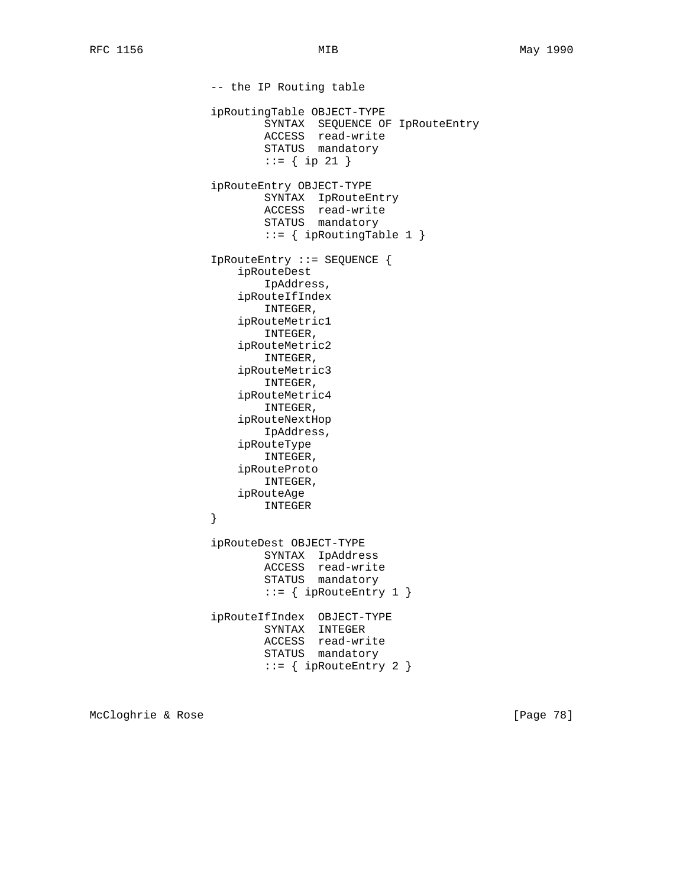```
-- the IP Routing table

ipRoutingTable OBJECT-TYPE
        SYNTAX  SEQUENCE OF IpRouteEntry
        ACCESS  read-write
        STATUS  mandatory
        ::= { ip 21 }

ipRouteEntry OBJECT-TYPE
        SYNTAX  IpRouteEntry
        ACCESS  read-write
        STATUS  mandatory
        ::= { ipRoutingTable 1 }

IpRouteEntry ::= SEQUENCE {
    ipRouteDest
        IpAddress,
    ipRouteIfIndex
        INTEGER,
    ipRouteMetric1
        INTEGER,
    ipRouteMetric2
        INTEGER,
    ipRouteMetric3
        INTEGER,
    ipRouteMetric4
        INTEGER,
    ipRouteNextHop
        IpAddress,
    ipRouteType
        INTEGER,
    ipRouteProto
        INTEGER,
    ipRouteAge
        INTEGER
}

ipRouteDest OBJECT-TYPE
        SYNTAX  IpAddress
        ACCESS  read-write
        STATUS  mandatory
        ::= { ipRouteEntry 1 }

ipRouteIfIndex  OBJECT-TYPE
        SYNTAX  INTEGER
        ACCESS  read-write
        STATUS  mandatory
        ::= { ipRouteEntry 2 }
```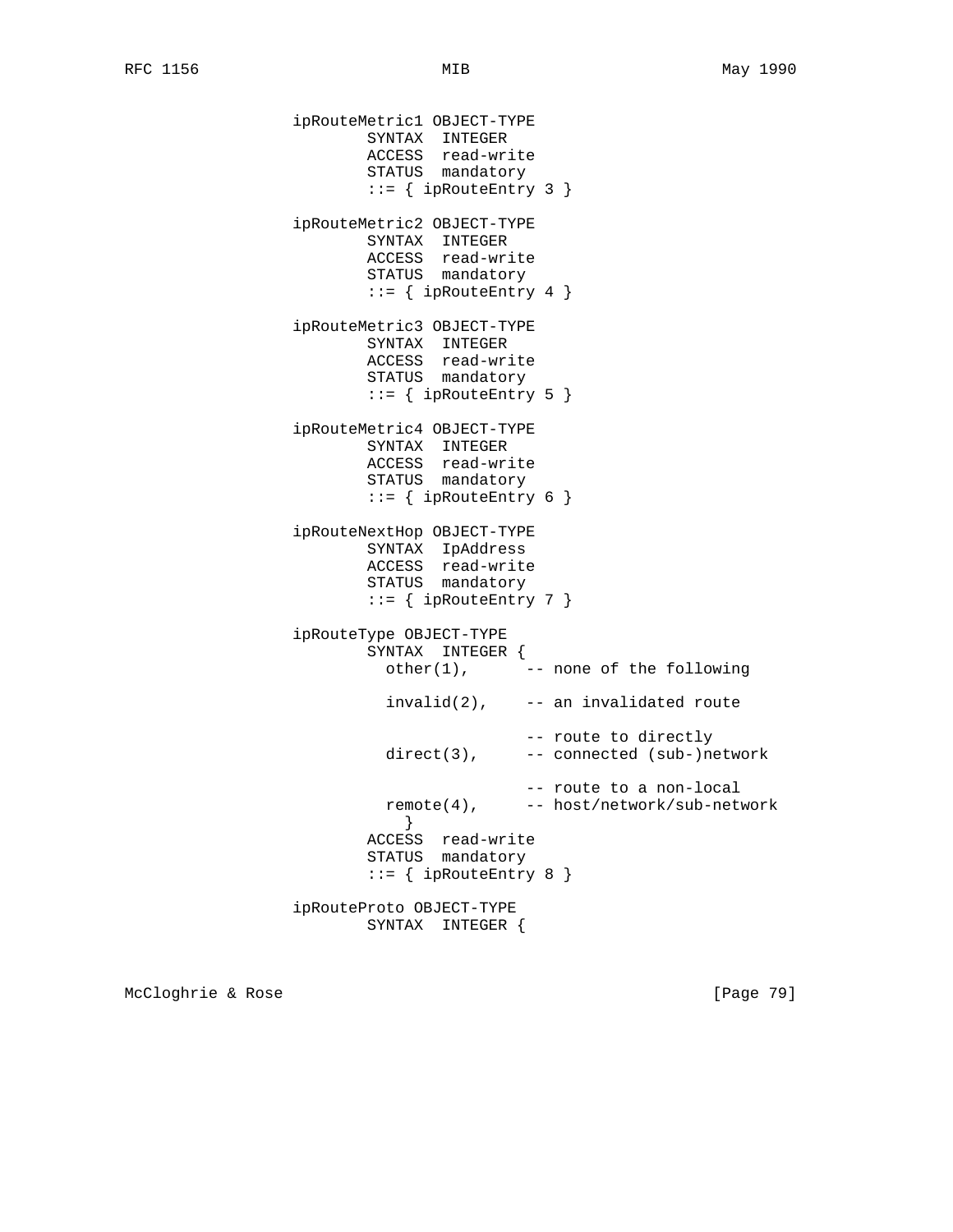```
ipRouteMetric1 OBJECT-TYPE
        SYNTAX  INTEGER
        ACCESS  read-write
        STATUS  mandatory
        ::= { ipRouteEntry 3 }

ipRouteMetric2 OBJECT-TYPE
        SYNTAX  INTEGER
        ACCESS  read-write
        STATUS  mandatory
        ::= { ipRouteEntry 4 }

ipRouteMetric3 OBJECT-TYPE
        SYNTAX  INTEGER
        ACCESS  read-write
        STATUS  mandatory
        ::= { ipRouteEntry 5 }

ipRouteMetric4 OBJECT-TYPE
        SYNTAX  INTEGER
        ACCESS  read-write
        STATUS  mandatory
        ::= { ipRouteEntry 6 }

ipRouteNextHop OBJECT-TYPE
        SYNTAX  IpAddress
        ACCESS  read-write
        STATUS  mandatory
        ::= { ipRouteEntry 7 }

ipRouteType OBJECT-TYPE
        SYNTAX  INTEGER {
          other(1),      -- none of the following

          invalid(2),    -- an invalidated route

                         -- route to directly
          direct(3),     -- connected (sub-)network

                         -- route to a non-local
          remote(4),     -- host/network/sub-network
            }
        ACCESS  read-write
        STATUS  mandatory
        ::= { ipRouteEntry 8 }

ipRouteProto OBJECT-TYPE
        SYNTAX  INTEGER {
```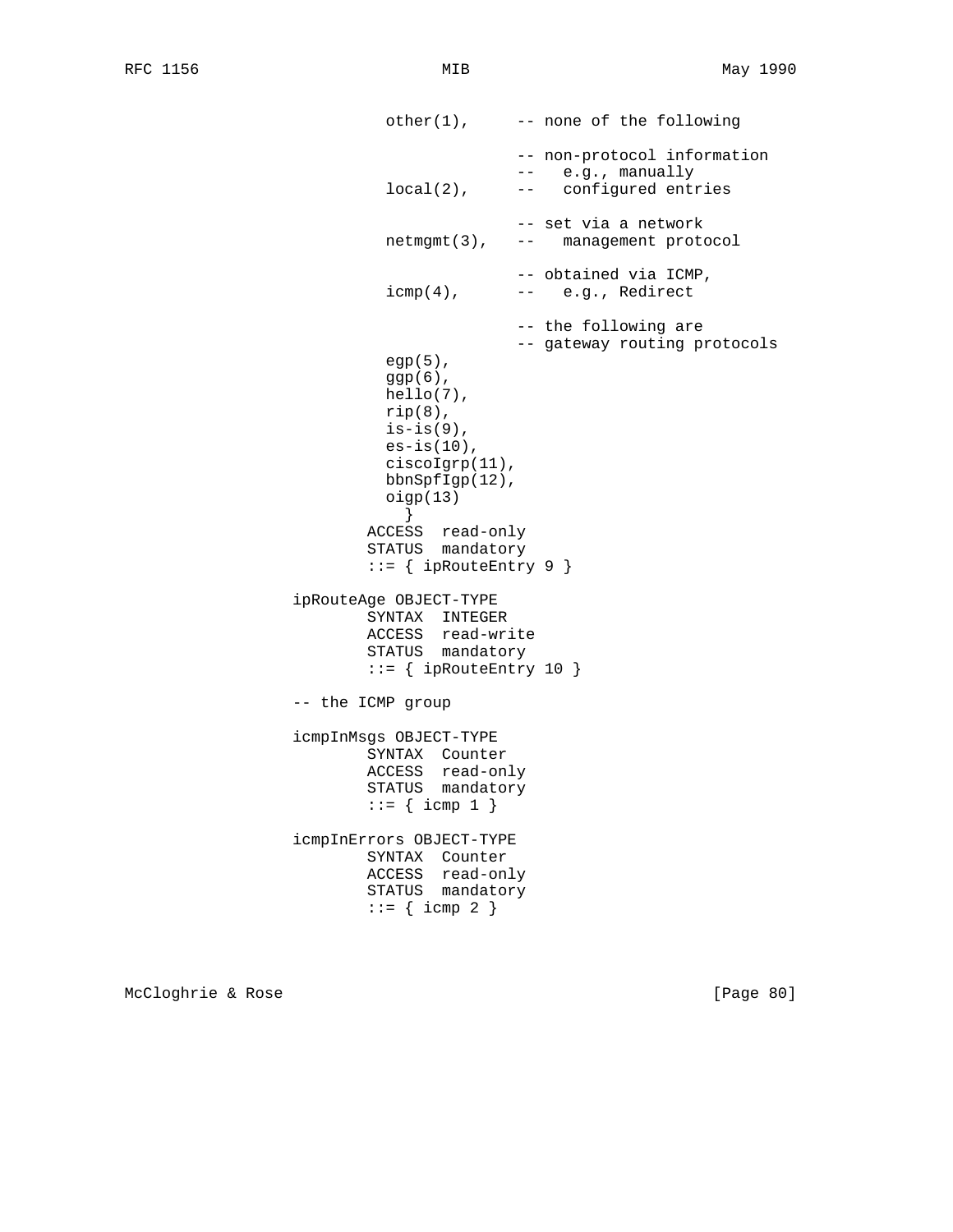```
                  other(1),     -- none of the following

                                -- non-protocol information
                                --   e.g., manually
                  local(2),     --   configured entries

                                -- set via a network
                  netmgmt(3),   --   management protocol

                                -- obtained via ICMP,
                  icmp(4),      --   e.g., Redirect

                                -- the following are
                                -- gateway routing protocols
                  egp(5),
                  ggp(6),
                  hello(7),
                  rip(8),
                  is-is(9),
                  es-is(10),
                  ciscoIgrp(11),
                  bbnSpfIgp(12),
                  oigp(13)
                    }
                ACCESS  read-only
                STATUS  mandatory
                ::= { ipRouteEntry 9 }

        ipRouteAge OBJECT-TYPE
                SYNTAX  INTEGER
                ACCESS  read-write
                STATUS  mandatory
                ::= { ipRouteEntry 10 }

        -- the ICMP group

        icmpInMsgs OBJECT-TYPE
                SYNTAX  Counter
                ACCESS  read-only
                STATUS  mandatory
                ::= { icmp 1 }

        icmpInErrors OBJECT-TYPE
                SYNTAX  Counter
                ACCESS  read-only
                STATUS  mandatory
                ::= { icmp 2 }
```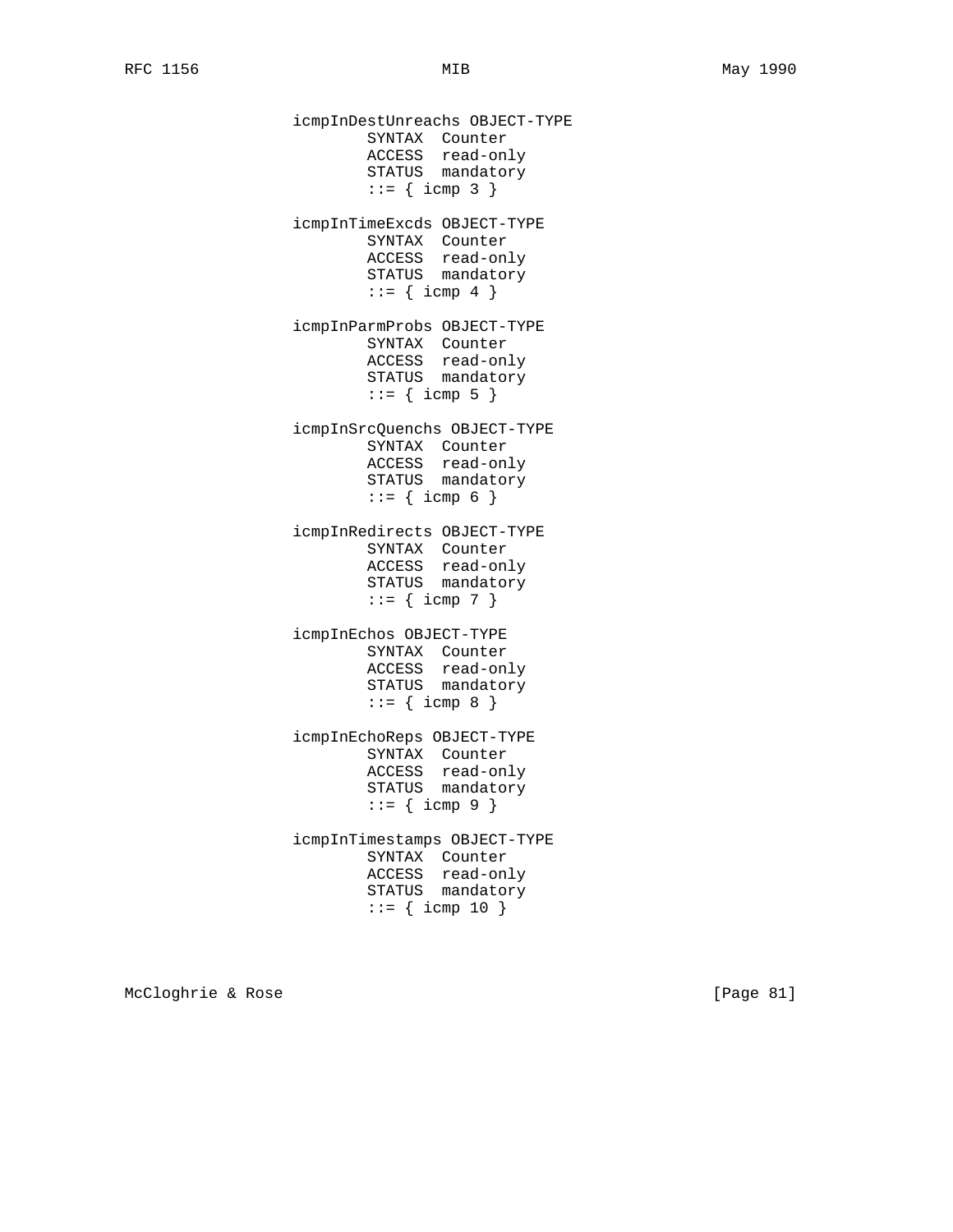```
icmpInDestUnreachs OBJECT-TYPE
        SYNTAX  Counter
        ACCESS  read-only
        STATUS  mandatory
        ::= { icmp 3 }

icmpInTimeExcds OBJECT-TYPE
        SYNTAX  Counter
        ACCESS  read-only
        STATUS  mandatory
        ::= { icmp 4 }

icmpInParmProbs OBJECT-TYPE
        SYNTAX  Counter
        ACCESS  read-only
        STATUS  mandatory
        ::= { icmp 5 }

icmpInSrcQuenchs OBJECT-TYPE
        SYNTAX  Counter
        ACCESS  read-only
        STATUS  mandatory
        ::= { icmp 6 }

icmpInRedirects OBJECT-TYPE
        SYNTAX  Counter
        ACCESS  read-only
        STATUS  mandatory
        ::= { icmp 7 }

icmpInEchos OBJECT-TYPE
        SYNTAX  Counter
        ACCESS  read-only
        STATUS  mandatory
        ::= { icmp 8 }

icmpInEchoReps OBJECT-TYPE
        SYNTAX  Counter
        ACCESS  read-only
        STATUS  mandatory
        ::= { icmp 9 }

icmpInTimestamps OBJECT-TYPE
        SYNTAX  Counter
        ACCESS  read-only
        STATUS  mandatory
        ::= { icmp 10 }
```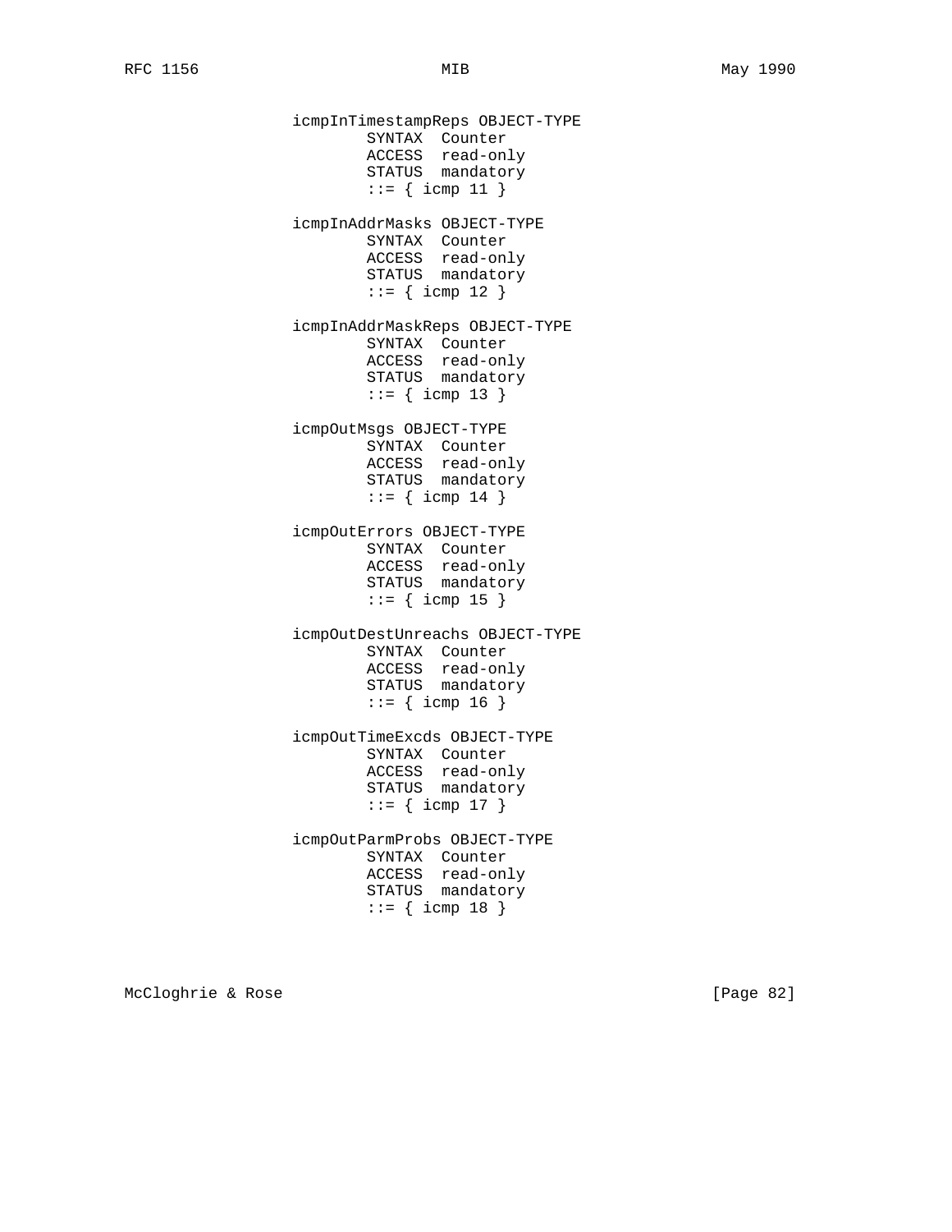```
          icmpInTimestampReps OBJECT-TYPE
                  SYNTAX  Counter
                  ACCESS  read-only
                  STATUS  mandatory
                  ::= { icmp 11 }

          icmpInAddrMasks OBJECT-TYPE
                  SYNTAX  Counter
                  ACCESS  read-only
                  STATUS  mandatory
                  ::= { icmp 12 }

          icmpInAddrMaskReps OBJECT-TYPE
                  SYNTAX  Counter
                  ACCESS  read-only
                  STATUS  mandatory
                  ::= { icmp 13 }

          icmpOutMsgs OBJECT-TYPE
                  SYNTAX  Counter
                  ACCESS  read-only
                  STATUS  mandatory
                  ::= { icmp 14 }

          icmpOutErrors OBJECT-TYPE
                  SYNTAX  Counter
                  ACCESS  read-only
                  STATUS  mandatory
                  ::= { icmp 15 }

          icmpOutDestUnreachs OBJECT-TYPE
                  SYNTAX  Counter
                  ACCESS  read-only
                  STATUS  mandatory
                  ::= { icmp 16 }

          icmpOutTimeExcds OBJECT-TYPE
                  SYNTAX  Counter
                  ACCESS  read-only
                  STATUS  mandatory
                  ::= { icmp 17 }

          icmpOutParmProbs OBJECT-TYPE
                  SYNTAX  Counter
                  ACCESS  read-only
                  STATUS  mandatory
                  ::= { icmp 18 }
```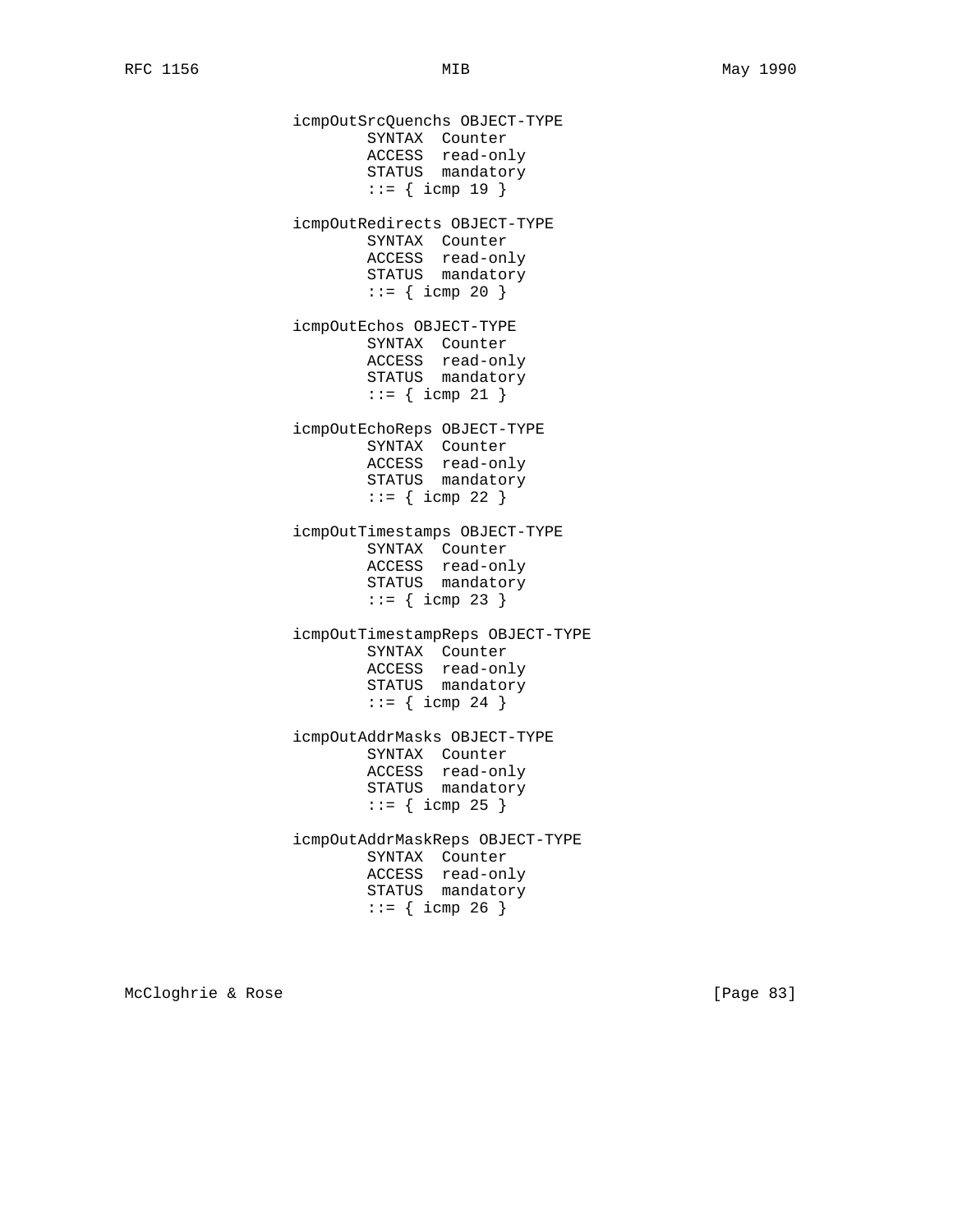```
icmpOutSrcQuenchs OBJECT-TYPE
        SYNTAX  Counter
        ACCESS  read-only
        STATUS  mandatory
        ::= { icmp 19 }

icmpOutRedirects OBJECT-TYPE
        SYNTAX  Counter
        ACCESS  read-only
        STATUS  mandatory
        ::= { icmp 20 }

icmpOutEchos OBJECT-TYPE
        SYNTAX  Counter
        ACCESS  read-only
        STATUS  mandatory
        ::= { icmp 21 }

icmpOutEchoReps OBJECT-TYPE
        SYNTAX  Counter
        ACCESS  read-only
        STATUS  mandatory
        ::= { icmp 22 }

icmpOutTimestamps OBJECT-TYPE
        SYNTAX  Counter
        ACCESS  read-only
        STATUS  mandatory
        ::= { icmp 23 }

icmpOutTimestampReps OBJECT-TYPE
        SYNTAX  Counter
        ACCESS  read-only
        STATUS  mandatory
        ::= { icmp 24 }

icmpOutAddrMasks OBJECT-TYPE
        SYNTAX  Counter
        ACCESS  read-only
        STATUS  mandatory
        ::= { icmp 25 }

icmpOutAddrMaskReps OBJECT-TYPE
        SYNTAX  Counter
        ACCESS  read-only
        STATUS  mandatory
        ::= { icmp 26 }
```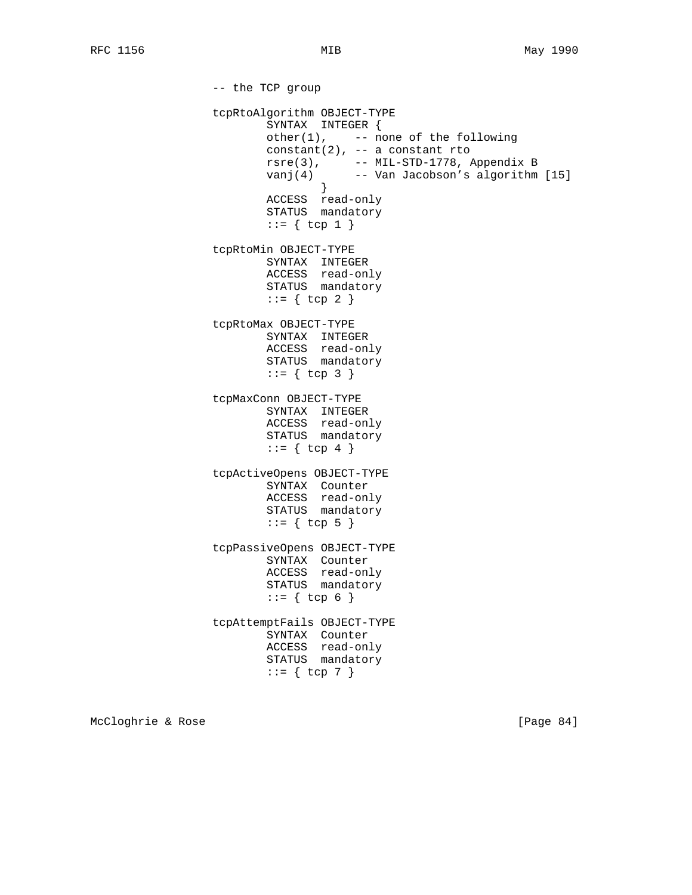```
-- the TCP group

tcpRtoAlgorithm OBJECT-TYPE
        SYNTAX  INTEGER {
        other(1),    -- none of the following
        constant(2), -- a constant rto
        rsre(3),     -- MIL-STD-1778, Appendix B
        vanj(4)      -- Van Jacobson's algorithm [15]
                }
        ACCESS  read-only
        STATUS  mandatory
        ::= { tcp 1 }

tcpRtoMin OBJECT-TYPE
        SYNTAX  INTEGER
        ACCESS  read-only
        STATUS  mandatory
        ::= { tcp 2 }

tcpRtoMax OBJECT-TYPE
        SYNTAX  INTEGER
        ACCESS  read-only
        STATUS  mandatory
        ::= { tcp 3 }

tcpMaxConn OBJECT-TYPE
        SYNTAX  INTEGER
        ACCESS  read-only
        STATUS  mandatory
        ::= { tcp 4 }

tcpActiveOpens OBJECT-TYPE
        SYNTAX  Counter
        ACCESS  read-only
        STATUS  mandatory
        ::= { tcp 5 }

tcpPassiveOpens OBJECT-TYPE
        SYNTAX  Counter
        ACCESS  read-only
        STATUS  mandatory
        ::= { tcp 6 }

tcpAttemptFails OBJECT-TYPE
        SYNTAX  Counter
        ACCESS  read-only
        STATUS  mandatory
        ::= { tcp 7 }
```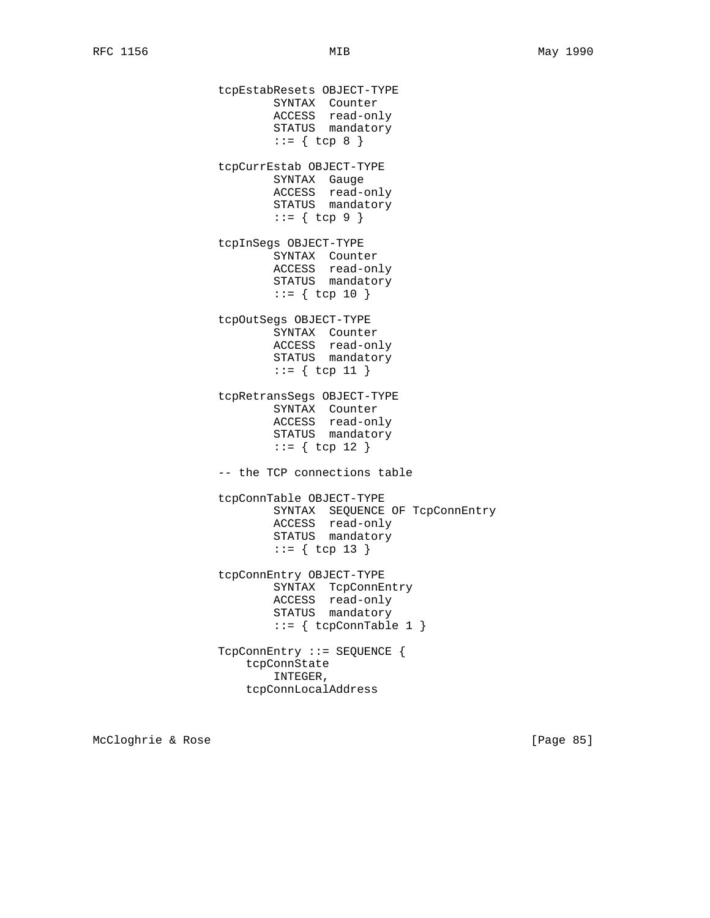```
tcpEstabResets OBJECT-TYPE
        SYNTAX  Counter
        ACCESS  read-only
        STATUS  mandatory
        ::= { tcp 8 }

tcpCurrEstab OBJECT-TYPE
        SYNTAX  Gauge
        ACCESS  read-only
        STATUS  mandatory
        ::= { tcp 9 }

tcpInSegs OBJECT-TYPE
        SYNTAX  Counter
        ACCESS  read-only
        STATUS  mandatory
        ::= { tcp 10 }

tcpOutSegs OBJECT-TYPE
        SYNTAX  Counter
        ACCESS  read-only
        STATUS  mandatory
        ::= { tcp 11 }

tcpRetransSegs OBJECT-TYPE
        SYNTAX  Counter
        ACCESS  read-only
        STATUS  mandatory
        ::= { tcp 12 }

-- the TCP connections table

tcpConnTable OBJECT-TYPE
        SYNTAX  SEQUENCE OF TcpConnEntry
        ACCESS  read-only
        STATUS  mandatory
        ::= { tcp 13 }

tcpConnEntry OBJECT-TYPE
        SYNTAX  TcpConnEntry
        ACCESS  read-only
        STATUS  mandatory
        ::= { tcpConnTable 1 }

TcpConnEntry ::= SEQUENCE {
    tcpConnState
        INTEGER,
    tcpConnLocalAddress
```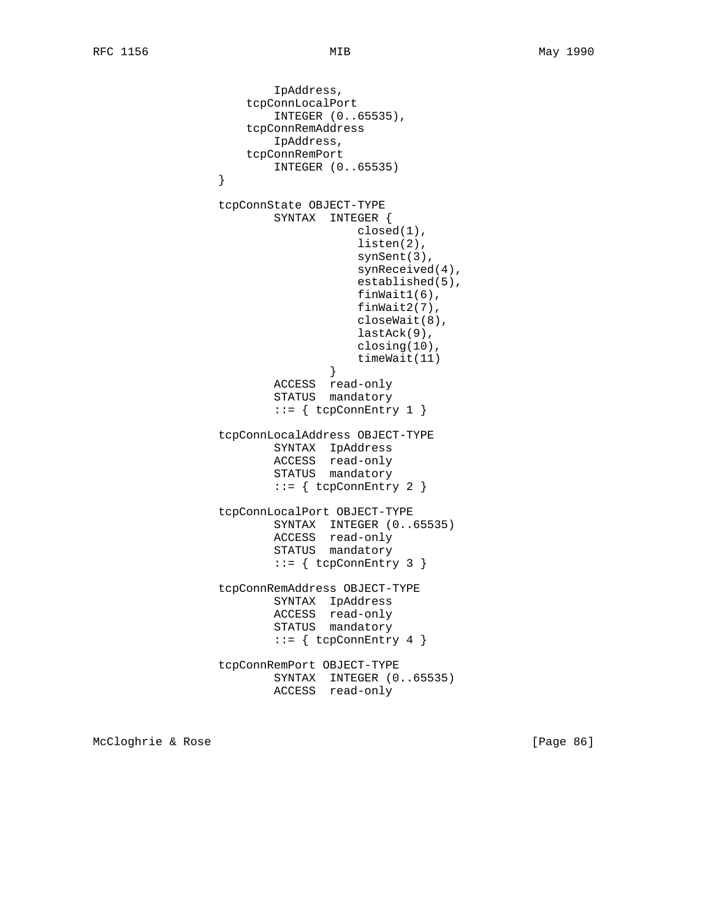```
                        IpAddress,
                    tcpConnLocalPort
                        INTEGER (0..65535),
                    tcpConnRemAddress
                        IpAddress,
                    tcpConnRemPort
                        INTEGER (0..65535)
                }

                tcpConnState OBJECT-TYPE
                        SYNTAX  INTEGER {
                                    closed(1),
                                    listen(2),
                                    synSent(3),
                                    synReceived(4),
                                    established(5),
                                    finWait1(6),
                                    finWait2(7),
                                    closeWait(8),
                                    lastAck(9),
                                    closing(10),
                                    timeWait(11)
                                }
                        ACCESS  read-only
                        STATUS  mandatory
                        ::= { tcpConnEntry 1 }

                tcpConnLocalAddress OBJECT-TYPE
                        SYNTAX  IpAddress
                        ACCESS  read-only
                        STATUS  mandatory
                        ::= { tcpConnEntry 2 }

                tcpConnLocalPort OBJECT-TYPE
                        SYNTAX  INTEGER (0..65535)
                        ACCESS  read-only
                        STATUS  mandatory
                        ::= { tcpConnEntry 3 }

                tcpConnRemAddress OBJECT-TYPE
                        SYNTAX  IpAddress
                        ACCESS  read-only
                        STATUS  mandatory
                        ::= { tcpConnEntry 4 }

                tcpConnRemPort OBJECT-TYPE
                        SYNTAX  INTEGER (0..65535)
                        ACCESS  read-only
```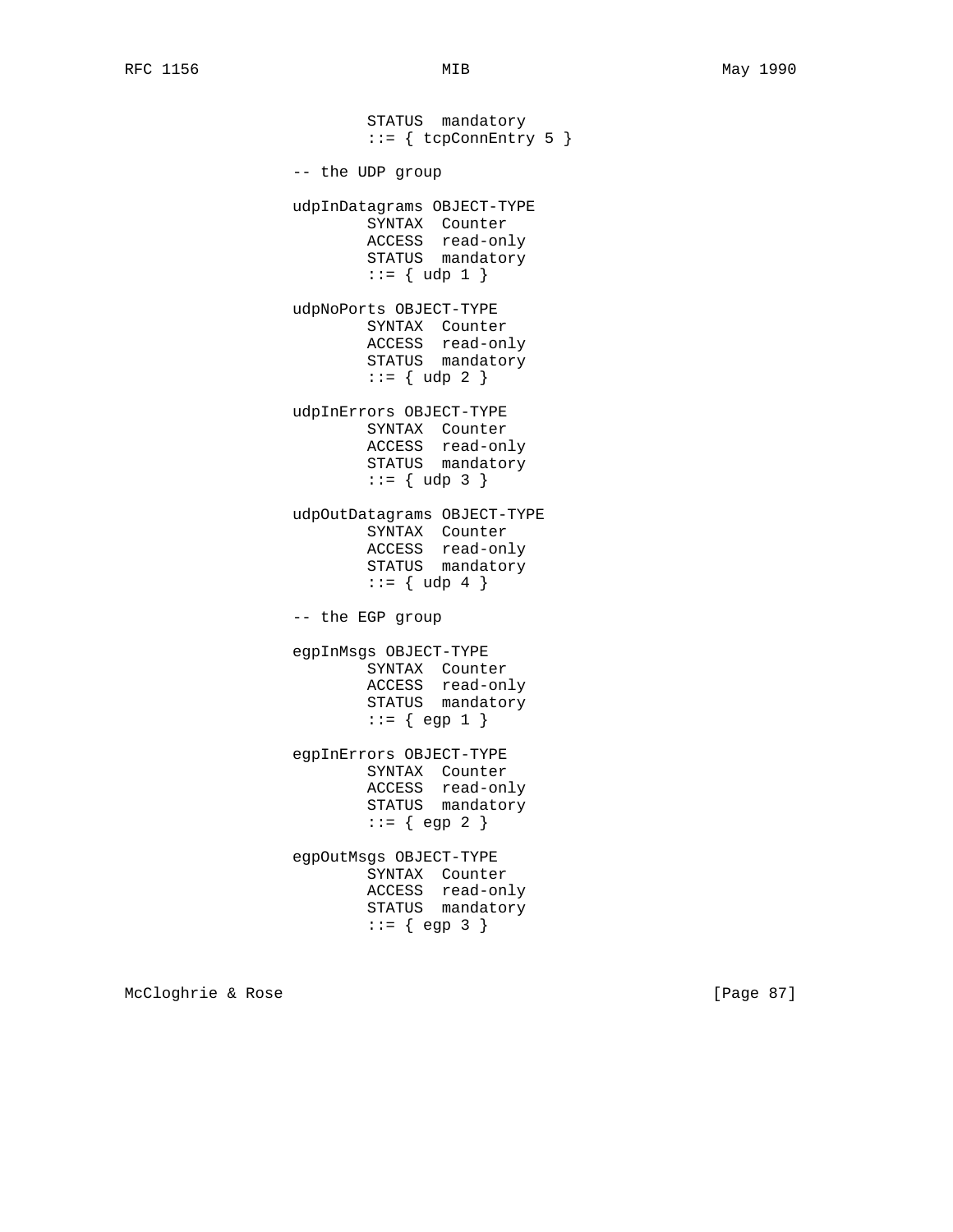```
        STATUS  mandatory
        ::= { tcpConnEntry 5 }

-- the UDP group

udpInDatagrams OBJECT-TYPE
        SYNTAX  Counter
        ACCESS  read-only
        STATUS  mandatory
        ::= { udp 1 }

udpNoPorts OBJECT-TYPE
        SYNTAX  Counter
        ACCESS  read-only
        STATUS  mandatory
        ::= { udp 2 }

udpInErrors OBJECT-TYPE
        SYNTAX  Counter
        ACCESS  read-only
        STATUS  mandatory
        ::= { udp 3 }

udpOutDatagrams OBJECT-TYPE
        SYNTAX  Counter
        ACCESS  read-only
        STATUS  mandatory
        ::= { udp 4 }

-- the EGP group

egpInMsgs OBJECT-TYPE
        SYNTAX  Counter
        ACCESS  read-only
        STATUS  mandatory
        ::= { egp 1 }

egpInErrors OBJECT-TYPE
        SYNTAX  Counter
        ACCESS  read-only
        STATUS  mandatory
        ::= { egp 2 }

egpOutMsgs OBJECT-TYPE
        SYNTAX  Counter
        ACCESS  read-only
        STATUS  mandatory
        ::= { egp 3 }
```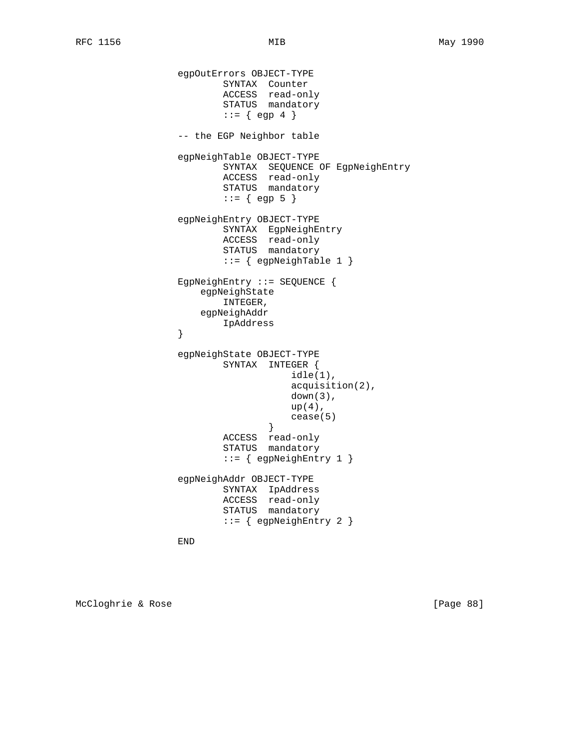```
egpOutErrors OBJECT-TYPE
        SYNTAX  Counter
        ACCESS  read-only
        STATUS  mandatory
        ::= { egp 4 }

-- the EGP Neighbor table

egpNeighTable OBJECT-TYPE
        SYNTAX  SEQUENCE OF EgpNeighEntry
        ACCESS  read-only
        STATUS  mandatory
        ::= { egp 5 }

egpNeighEntry OBJECT-TYPE
        SYNTAX  EgpNeighEntry
        ACCESS  read-only
        STATUS  mandatory
        ::= { egpNeighTable 1 }

EgpNeighEntry ::= SEQUENCE {
    egpNeighState
        INTEGER,
    egpNeighAddr
        IpAddress
}

egpNeighState OBJECT-TYPE
        SYNTAX  INTEGER {
                    idle(1),
                    acquisition(2),
                    down(3),
                    up(4),
                    cease(5)
                }
        ACCESS  read-only
        STATUS  mandatory
        ::= { egpNeighEntry 1 }

egpNeighAddr OBJECT-TYPE
        SYNTAX  IpAddress
        ACCESS  read-only
        STATUS  mandatory
        ::= { egpNeighEntry 2 }

END
```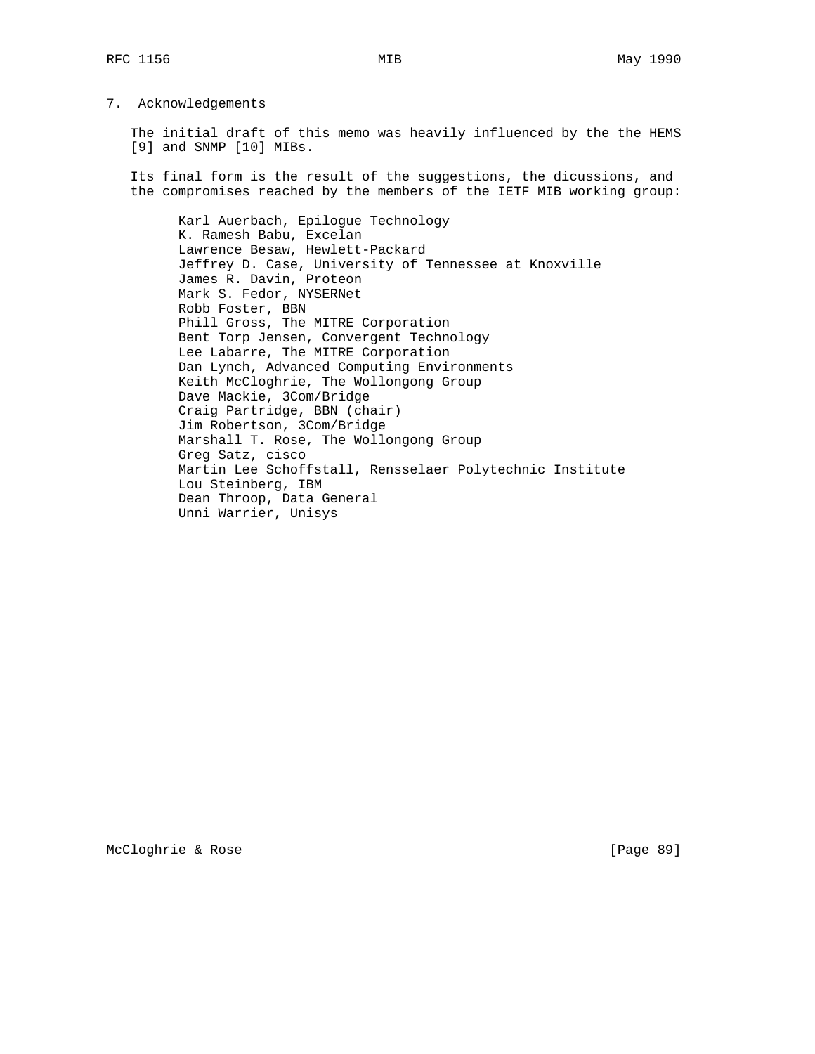## 7. Acknowledgements

The initial draft of this memo was heavily influenced by the the HEMS [9] and SNMP [10] MIBs.

Its final form is the result of the suggestions, the dicussions, and the compromises reached by the members of the IETF MIB working group:

- Karl Auerbach, Epilogue Technology
- K. Ramesh Babu, Excelan
- Lawrence Besaw, Hewlett-Packard
- Jeffrey D. Case, University of Tennessee at Knoxville
- James R. Davin, Proteon
- Mark S. Fedor, NYSERNet
- Robb Foster, BBN
- Phill Gross, The MITRE Corporation
- Bent Torp Jensen, Convergent Technology
- Lee Labarre, The MITRE Corporation
- Dan Lynch, Advanced Computing Environments
- Keith McCloghrie, The Wollongong Group
- Dave Mackie, 3Com/Bridge
- Craig Partridge, BBN (chair)
- Jim Robertson, 3Com/Bridge
- Marshall T. Rose, The Wollongong Group
- Greg Satz, cisco
- Martin Lee Schoffstall, Rensselaer Polytechnic Institute
- Lou Steinberg, IBM
- Dean Throop, Data General
- Unni Warrier, Unisys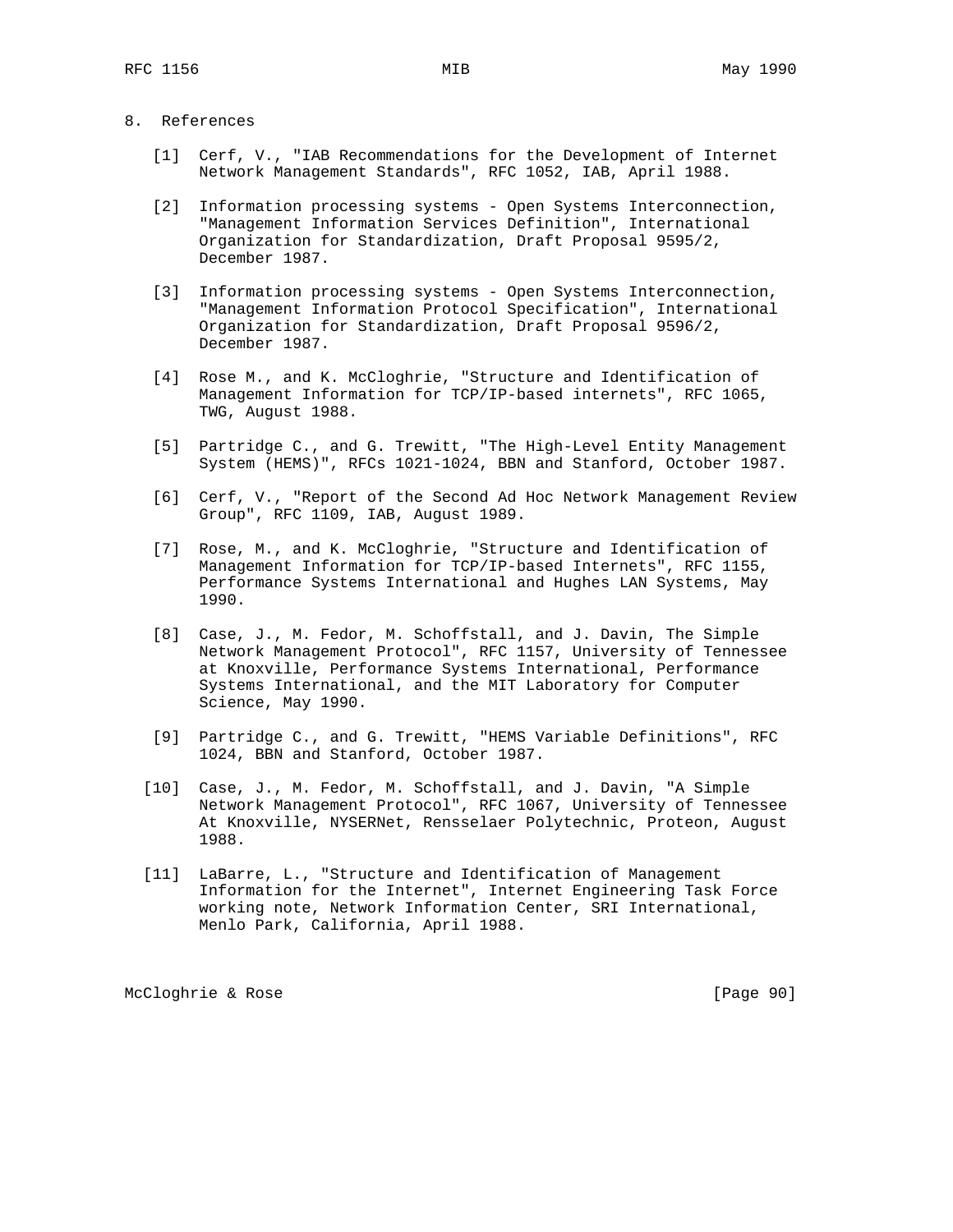## 8. References

[1] Cerf, V., "IAB Recommendations for the Development of Internet Network Management Standards", RFC 1052, IAB, April 1988.

[2] Information processing systems - Open Systems Interconnection, "Management Information Services Definition", International Organization for Standardization, Draft Proposal 9595/2, December 1987.

[3] Information processing systems - Open Systems Interconnection, "Management Information Protocol Specification", International Organization for Standardization, Draft Proposal 9596/2, December 1987.

[4] Rose M., and K. McCloghrie, "Structure and Identification of Management Information for TCP/IP-based internets", RFC 1065, TWG, August 1988.

[5] Partridge C., and G. Trewitt, "The High-Level Entity Management System (HEMS)", RFCs 1021-1024, BBN and Stanford, October 1987.

[6] Cerf, V., "Report of the Second Ad Hoc Network Management Review Group", RFC 1109, IAB, August 1989.

[7] Rose, M., and K. McCloghrie, "Structure and Identification of Management Information for TCP/IP-based Internets", RFC 1155, Performance Systems International and Hughes LAN Systems, May 1990.

[8] Case, J., M. Fedor, M. Schoffstall, and J. Davin, The Simple Network Management Protocol", RFC 1157, University of Tennessee at Knoxville, Performance Systems International, Performance Systems International, and the MIT Laboratory for Computer Science, May 1990.

[9] Partridge C., and G. Trewitt, "HEMS Variable Definitions", RFC 1024, BBN and Stanford, October 1987.

[10] Case, J., M. Fedor, M. Schoffstall, and J. Davin, "A Simple Network Management Protocol", RFC 1067, University of Tennessee At Knoxville, NYSERNet, Rensselaer Polytechnic, Proteon, August 1988.

[11] LaBarre, L., "Structure and Identification of Management Information for the Internet", Internet Engineering Task Force working note, Network Information Center, SRI International, Menlo Park, California, April 1988.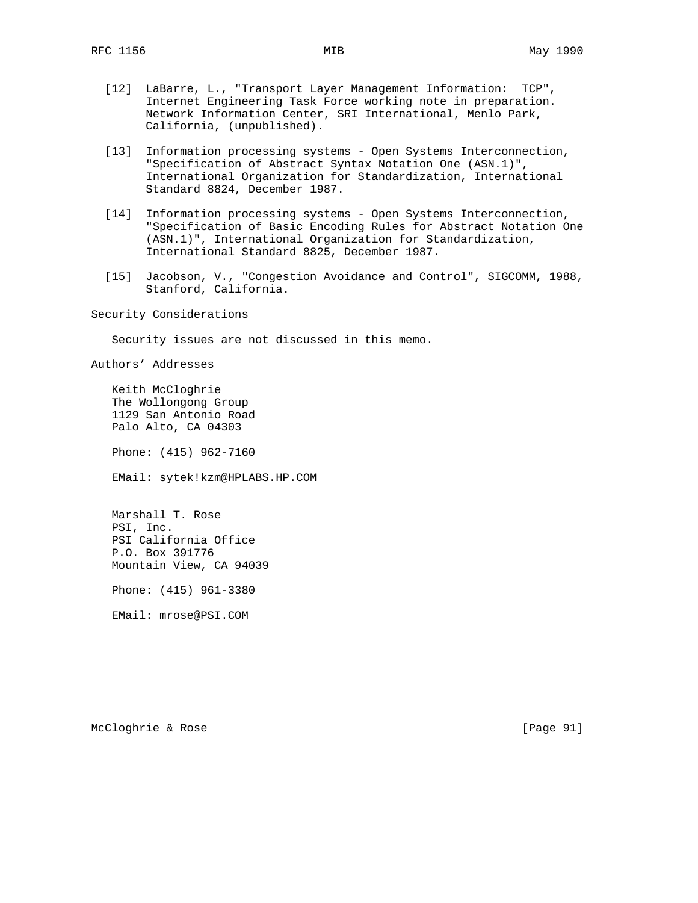[12] LaBarre, L., "Transport Layer Management Information: TCP", Internet Engineering Task Force working note in preparation. Network Information Center, SRI International, Menlo Park, California, (unpublished).

[13] Information processing systems - Open Systems Interconnection, "Specification of Abstract Syntax Notation One (ASN.1)", International Organization for Standardization, International Standard 8824, December 1987.

[14] Information processing systems - Open Systems Interconnection, "Specification of Basic Encoding Rules for Abstract Notation One (ASN.1)", International Organization for Standardization, International Standard 8825, December 1987.

[15] Jacobson, V., "Congestion Avoidance and Control", SIGCOMM, 1988, Stanford, California.

## Security Considerations

Security issues are not discussed in this memo.

## Authors' Addresses

Keith McCloghrie
The Wollongong Group
1129 San Antonio Road
Palo Alto, CA 04303

Phone: (415) 962-7160

EMail: sytek!kzm@HPLABS.HP.COM

Marshall T. Rose
PSI, Inc.
PSI California Office
P.O. Box 391776
Mountain View, CA 94039

Phone: (415) 961-3380

EMail: mrose@PSI.COM